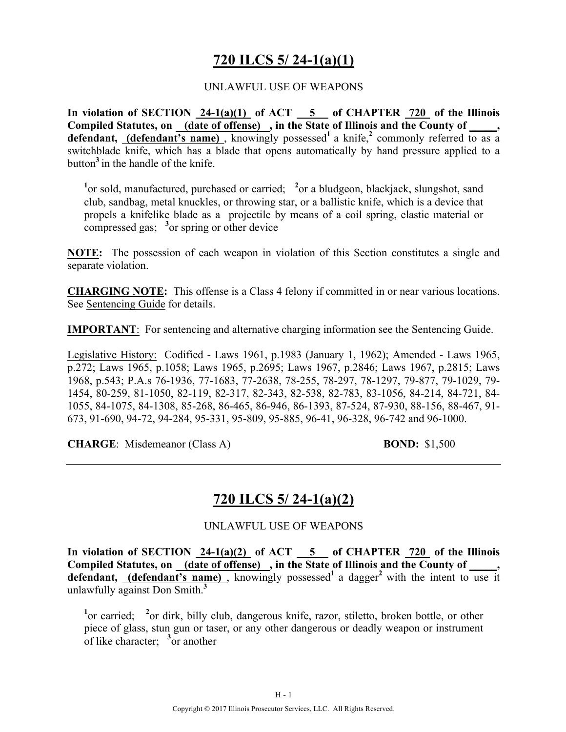# 720 ILCS 5/ 24-1(a)(1)

UNLAWFUL USE OF WEAPONS

**In violation of SECTION 24-1(a)(1) of ACT 5 of CHAPTER 720 of the Illinois Compiled Statutes, on (date of offense) , in the State of Illinois and the County of _____, defendant, (defendant's name)**, knowingly possessed[1] a knife,[2] commonly referred to as a switchblade knife, which has a blade that opens automatically by hand pressure applied to a button[3] in the handle of the knife.

[1]or sold, manufactured, purchased or carried; [2]or a bludgeon, blackjack, slungshot, sand club, sandbag, metal knuckles, or throwing star, or a ballistic knife, which is a device that propels a knifelike blade as a projectile by means of a coil spring, elastic material or compressed gas; [3]or spring or other device

**NOTE:** The possession of each weapon in violation of this Section constitutes a single and separate violation.

**CHARGING NOTE:** This offense is a Class 4 felony if committed in or near various locations. See Sentencing Guide for details.

**IMPORTANT**: For sentencing and alternative charging information see the Sentencing Guide.

Legislative History: Codified - Laws 1961, p.1983 (January 1, 1962); Amended - Laws 1965, p.272; Laws 1965, p.1058; Laws 1965, p.2695; Laws 1967, p.2846; Laws 1967, p.2815; Laws 1968, p.543; P.A.s 76-1936, 77-1683, 77-2638, 78-255, 78-297, 78-1297, 79-877, 79-1029, 79-1454, 80-259, 81-1050, 82-119, 82-317, 82-343, 82-538, 82-783, 83-1056, 84-214, 84-721, 84-1055, 84-1075, 84-1308, 85-268, 86-465, 86-946, 86-1393, 87-524, 87-930, 88-156, 88-467, 91-673, 91-690, 94-72, 94-284, 95-331, 95-809, 95-885, 96-41, 96-328, 96-742 and 96-1000.

**CHARGE**: Misdemeanor (Class A) **BOND:** $1,500

---

# 720 ILCS 5/ 24-1(a)(2)

UNLAWFUL USE OF WEAPONS

**In violation of SECTION 24-1(a)(2) of ACT 5 of CHAPTER 720 of the Illinois Compiled Statutes, on (date of offense) , in the State of Illinois and the County of _____, defendant, (defendant's name)**, knowingly possessed[1] a dagger[2] with the intent to use it unlawfully against Don Smith.[3]

[1]or carried; [2]or dirk, billy club, dangerous knife, razor, stiletto, broken bottle, or other piece of glass, stun gun or taser, or any other dangerous or deadly weapon or instrument of like character; [3]or another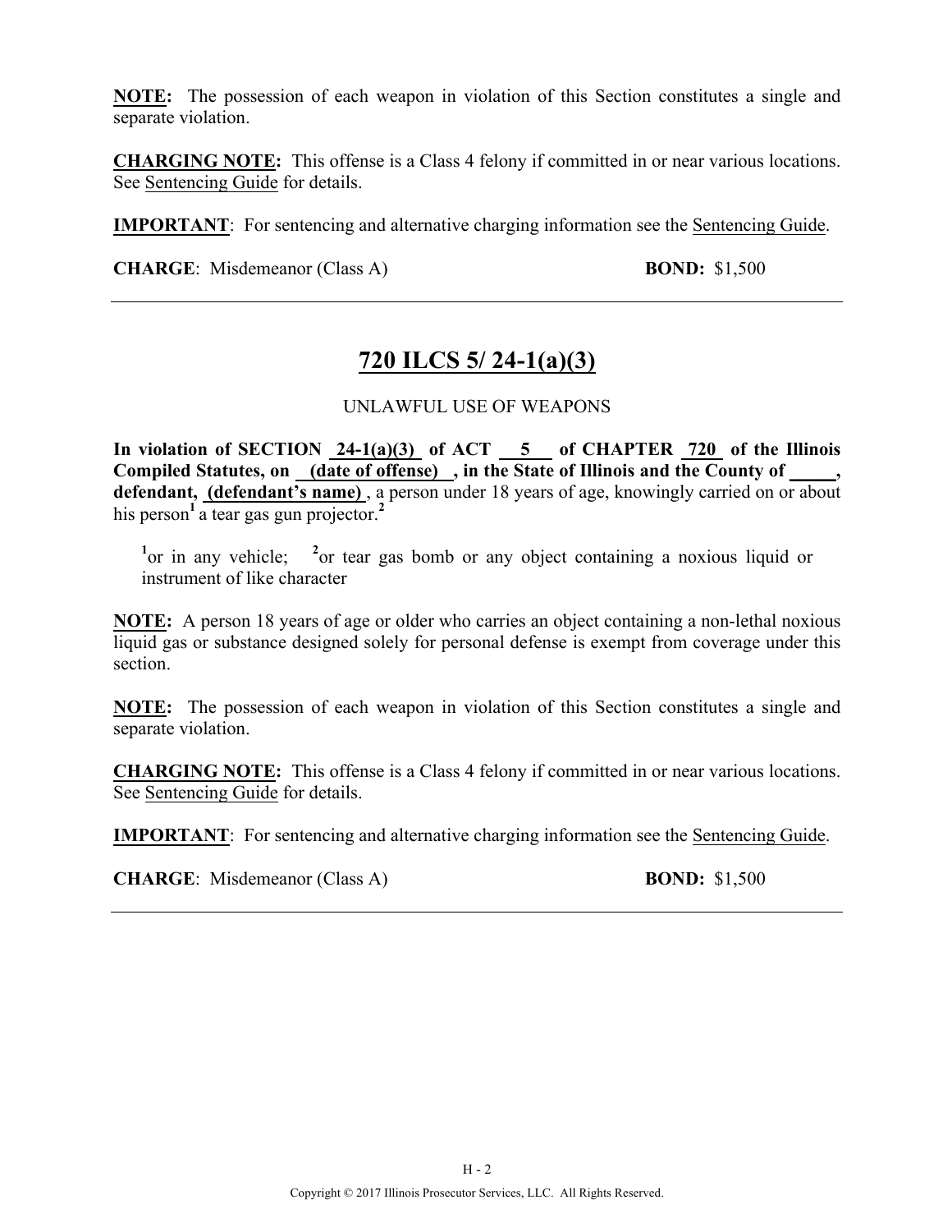**NOTE:** The possession of each weapon in violation of this Section constitutes a single and separate violation.

**CHARGING NOTE:** This offense is a Class 4 felony if committed in or near various locations. See Sentencing Guide for details.

**IMPORTANT**: For sentencing and alternative charging information see the Sentencing Guide.

**CHARGE**: Misdemeanor (Class A) **BOND:** $1,500

---

## 720 ILCS 5/ 24-1(a)(3)

UNLAWFUL USE OF WEAPONS

**In violation of SECTION 24-1(a)(3) of ACT 5 of CHAPTER 720 of the Illinois Compiled Statutes, on (date of offense) , in the State of Illinois and the County of _____, defendant, (defendant's name)** , a person under 18 years of age, knowingly carried on or about his person[1] a tear gas gun projector.[2]

[1]or in any vehicle; [2]or tear gas bomb or any object containing a noxious liquid or instrument of like character

**NOTE:** A person 18 years of age or older who carries an object containing a non-lethal noxious liquid gas or substance designed solely for personal defense is exempt from coverage under this section.

**NOTE:** The possession of each weapon in violation of this Section constitutes a single and separate violation.

**CHARGING NOTE:** This offense is a Class 4 felony if committed in or near various locations. See Sentencing Guide for details.

**IMPORTANT**: For sentencing and alternative charging information see the Sentencing Guide.

**CHARGE**: Misdemeanor (Class A) **BOND:** $1,500

---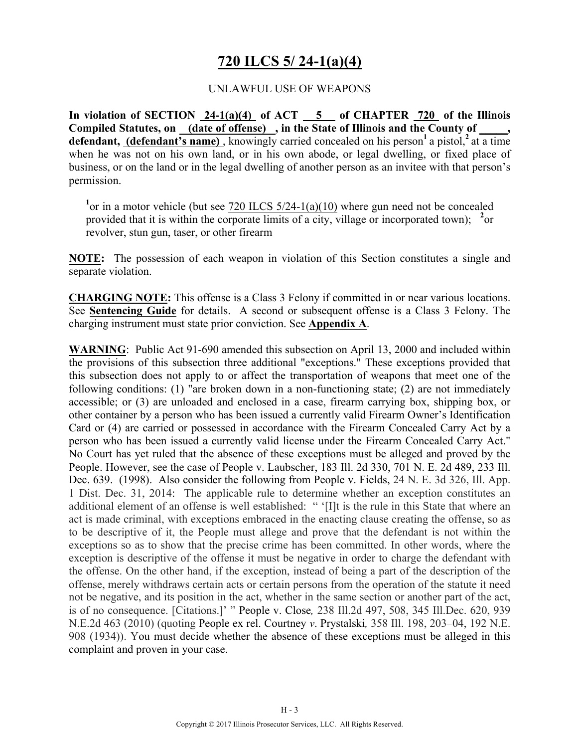# 720 ILCS 5/ 24-1(a)(4)

UNLAWFUL USE OF WEAPONS

**In violation of SECTION 24-1(a)(4) of ACT 5 of CHAPTER 720 of the Illinois Compiled Statutes, on (date of offense), in the State of Illinois and the County of \_\_\_\_\_, defendant, (defendant's name)**, knowingly carried concealed on his person[1] a pistol,[2] at a time when he was not on his own land, or in his own abode, or legal dwelling, or fixed place of business, or on the land or in the legal dwelling of another person as an invitee with that person's permission.

[1]or in a motor vehicle (but see 720 ILCS 5/24-1(a)(10) where gun need not be concealed provided that it is within the corporate limits of a city, village or incorporated town); [2]or revolver, stun gun, taser, or other firearm

**NOTE:** The possession of each weapon in violation of this Section constitutes a single and separate violation.

**CHARGING NOTE:** This offense is a Class 3 Felony if committed in or near various locations. See **Sentencing Guide** for details. A second or subsequent offense is a Class 3 Felony. The charging instrument must state prior conviction. See **Appendix A**.

**WARNING**: Public Act 91-690 amended this subsection on April 13, 2000 and included within the provisions of this subsection three additional "exceptions." These exceptions provided that this subsection does not apply to or affect the transportation of weapons that meet one of the following conditions: (1) "are broken down in a non-functioning state; (2) are not immediately accessible; or (3) are unloaded and enclosed in a case, firearm carrying box, shipping box, or other container by a person who has been issued a currently valid Firearm Owner's Identification Card or (4) are carried or possessed in accordance with the Firearm Concealed Carry Act by a person who has been issued a currently valid license under the Firearm Concealed Carry Act." No Court has yet ruled that the absence of these exceptions must be alleged and proved by the People. However, see the case of People v. Laubscher, 183 Ill. 2d 330, 701 N. E. 2d 489, 233 Ill. Dec. 639. (1998). Also consider the following from People v. Fields, 24 N. E. 3d 326, Ill. App. 1 Dist. Dec. 31, 2014: The applicable rule to determine whether an exception constitutes an additional element of an offense is well established: " '[I]t is the rule in this State that where an act is made criminal, with exceptions embraced in the enacting clause creating the offense, so as to be descriptive of it, the People must allege and prove that the defendant is not within the exceptions so as to show that the precise crime has been committed. In other words, where the exception is descriptive of the offense it must be negative in order to charge the defendant with the offense. On the other hand, if the exception, instead of being a part of the description of the offense, merely withdraws certain acts or certain persons from the operation of the statute it need not be negative, and its position in the act, whether in the same section or another part of the act, is of no consequence. [Citations.]' " People v. Close*,* 238 Ill.2d 497, 508, 345 Ill.Dec. 620, 939 N.E.2d 463 (2010) (quoting People ex rel. Courtney *v.* Prystalski*,* 358 Ill. 198, 203–04, 192 N.E. 908 (1934)). You must decide whether the absence of these exceptions must be alleged in this complaint and proven in your case.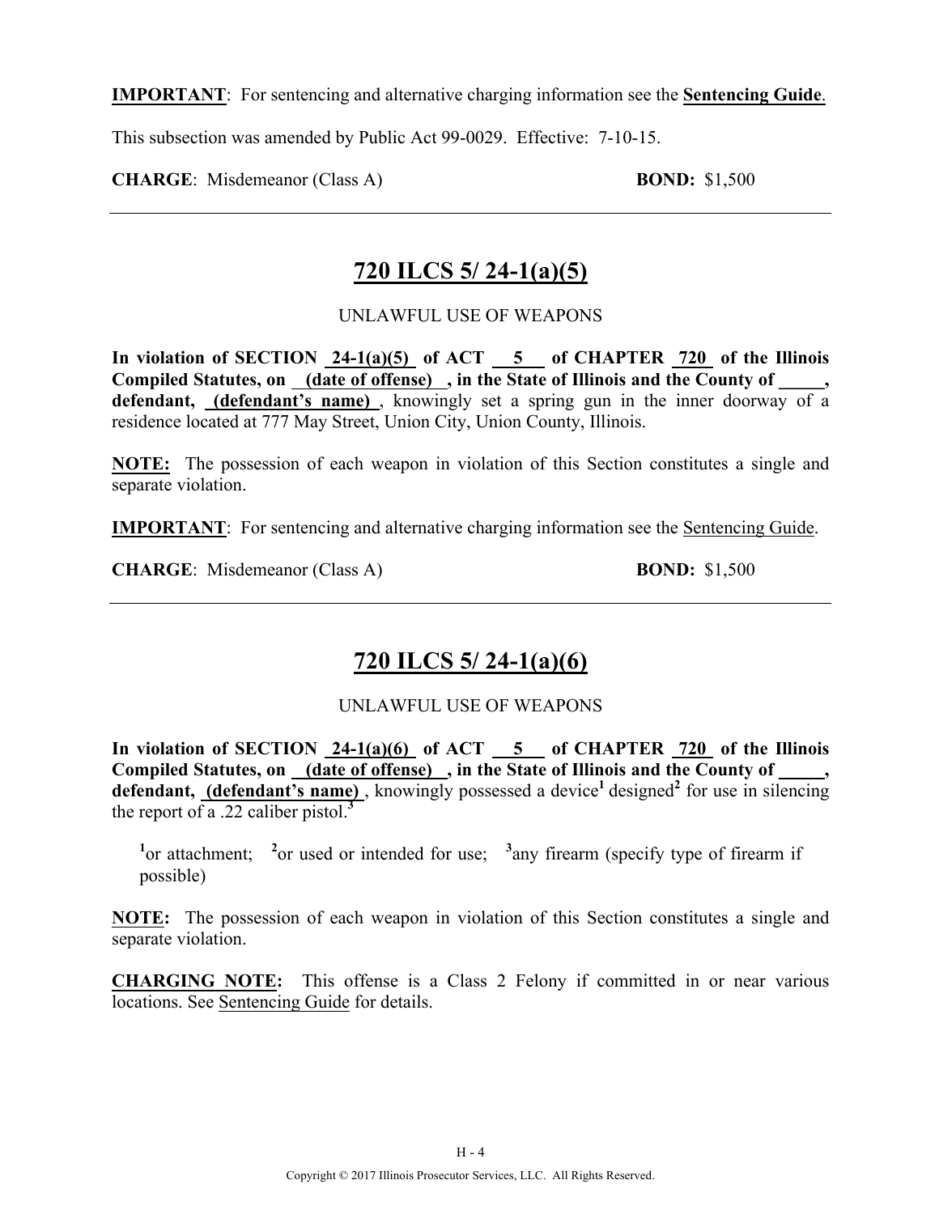**IMPORTANT**: For sentencing and alternative charging information see the **Sentencing Guide**.

This subsection was amended by Public Act 99-0029. Effective: 7-10-15.

**CHARGE**: Misdemeanor (Class A) **BOND:** $1,500

---

## 720 ILCS 5/ 24-1(a)(5)

UNLAWFUL USE OF WEAPONS

**In violation of SECTION 24-1(a)(5) of ACT 5 of CHAPTER 720 of the Illinois Compiled Statutes, on (date of offense) , in the State of Illinois and the County of \_\_\_\_\_, defendant, (defendant's name)** , knowingly set a spring gun in the inner doorway of a residence located at 777 May Street, Union City, Union County, Illinois.

**NOTE:** The possession of each weapon in violation of this Section constitutes a single and separate violation.

**IMPORTANT**: For sentencing and alternative charging information see the Sentencing Guide.

**CHARGE**: Misdemeanor (Class A) **BOND:** $1,500

---

## 720 ILCS 5/ 24-1(a)(6)

UNLAWFUL USE OF WEAPONS

**In violation of SECTION 24-1(a)(6) of ACT 5 of CHAPTER 720 of the Illinois Compiled Statutes, on (date of offense) , in the State of Illinois and the County of \_\_\_\_\_, defendant, (defendant's name)** , knowingly possessed a device[1] designed[2] for use in silencing the report of a .22 caliber pistol.[3]

[1]or attachment; [2]or used or intended for use; [3]any firearm (specify type of firearm if possible)

**NOTE:** The possession of each weapon in violation of this Section constitutes a single and separate violation.

**CHARGING NOTE:** This offense is a Class 2 Felony if committed in or near various locations. See Sentencing Guide for details.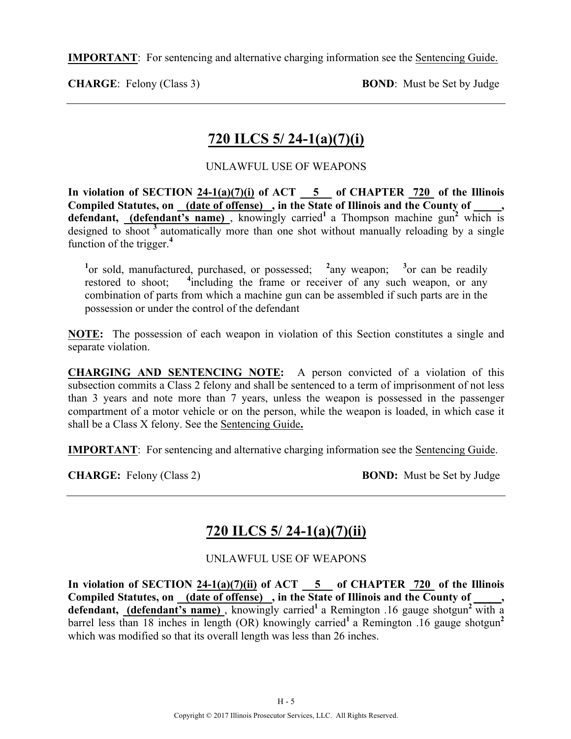**IMPORTANT**: For sentencing and alternative charging information see the Sentencing Guide.

**CHARGE**: Felony (Class 3) **BOND**: Must be Set by Judge

---

## 720 ILCS 5/ 24-1(a)(7)(i)

UNLAWFUL USE OF WEAPONS

**In violation of SECTION 24-1(a)(7)(i) of ACT 5 of CHAPTER 720 of the Illinois Compiled Statutes, on (date of offense), in the State of Illinois and the County of _____, defendant, (defendant's name)**, knowingly carried[1] a Thompson machine gun[2] which is designed to shoot [3] automatically more than one shot without manually reloading by a single function of the trigger.[4]

> [1]or sold, manufactured, purchased, or possessed; [2]any weapon; [3]or can be readily restored to shoot; [4]including the frame or receiver of any such weapon, or any combination of parts from which a machine gun can be assembled if such parts are in the possession or under the control of the defendant

**NOTE:** The possession of each weapon in violation of this Section constitutes a single and separate violation.

**CHARGING AND SENTENCING NOTE:** A person convicted of a violation of this subsection commits a Class 2 felony and shall be sentenced to a term of imprisonment of not less than 3 years and note more than 7 years, unless the weapon is possessed in the passenger compartment of a motor vehicle or on the person, while the weapon is loaded, in which case it shall be a Class X felony. See the Sentencing Guide**.**

**IMPORTANT**: For sentencing and alternative charging information see the Sentencing Guide.

**CHARGE:** Felony (Class 2) **BOND:** Must be Set by Judge

---

## 720 ILCS 5/ 24-1(a)(7)(ii)

UNLAWFUL USE OF WEAPONS

**In violation of SECTION 24-1(a)(7)(ii) of ACT 5 of CHAPTER 720 of the Illinois Compiled Statutes, on (date of offense), in the State of Illinois and the County of _____, defendant, (defendant's name)**, knowingly carried[1] a Remington .16 gauge shotgun[2] with a barrel less than 18 inches in length (OR) knowingly carried[1] a Remington .16 gauge shotgun[2] which was modified so that its overall length was less than 26 inches.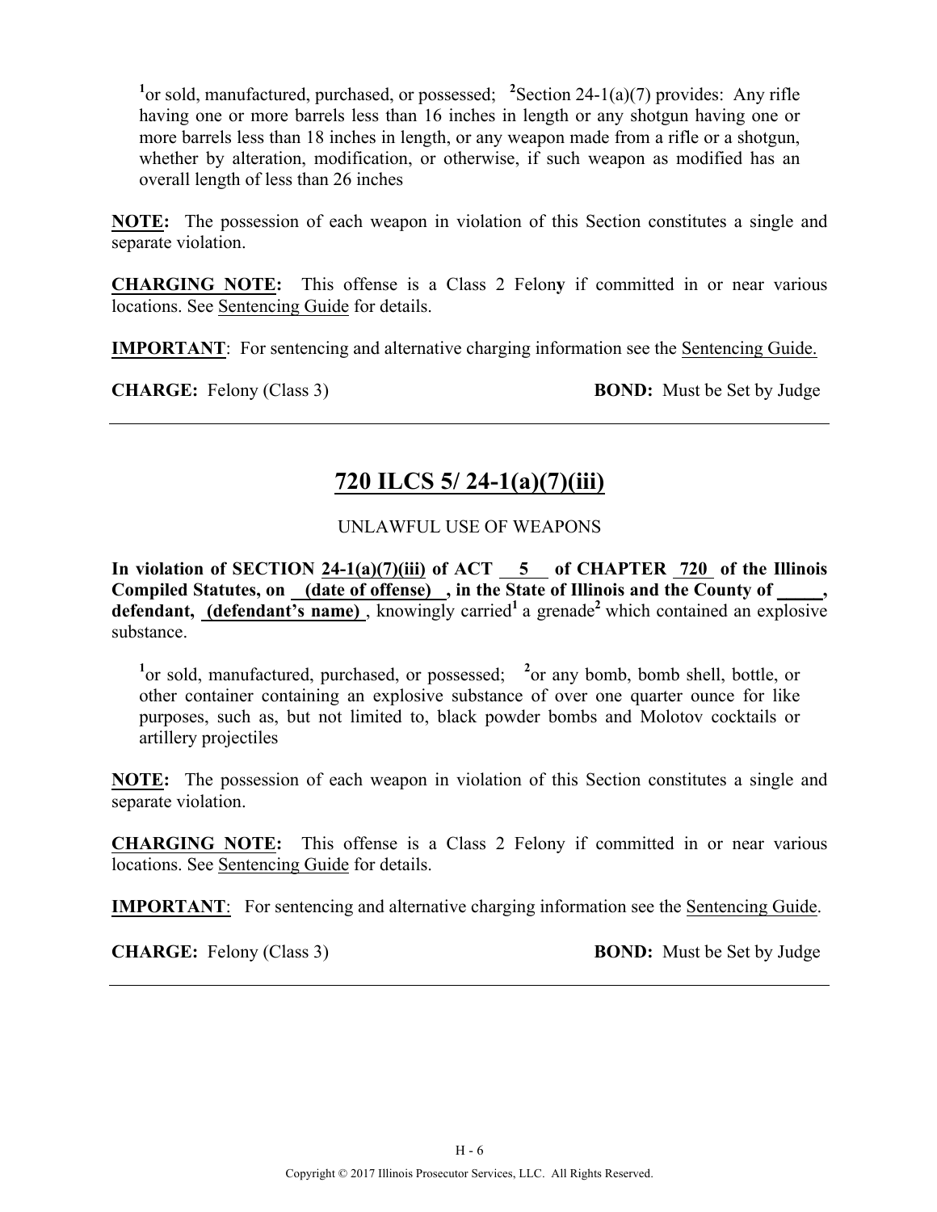[1]or sold, manufactured, purchased, or possessed; [2]Section 24-1(a)(7) provides: Any rifle having one or more barrels less than 16 inches in length or any shotgun having one or more barrels less than 18 inches in length, or any weapon made from a rifle or a shotgun, whether by alteration, modification, or otherwise, if such weapon as modified has an overall length of less than 26 inches

**NOTE:** The possession of each weapon in violation of this Section constitutes a single and separate violation.

**CHARGING NOTE:** This offense is a Class 2 Felony if committed in or near various locations. See Sentencing Guide for details.

**IMPORTANT**: For sentencing and alternative charging information see the Sentencing Guide.

**CHARGE:** Felony (Class 3) **BOND:** Must be Set by Judge

---

## 720 ILCS 5/ 24-1(a)(7)(iii)

UNLAWFUL USE OF WEAPONS

**In violation of SECTION 24-1(a)(7)(iii) of ACT 5 of CHAPTER 720 of the Illinois Compiled Statutes, on (date of offense) , in the State of Illinois and the County of \_\_\_\_\_, defendant, (defendant's name)** , knowingly carried[1] a grenade[2] which contained an explosive substance.

[1]or sold, manufactured, purchased, or possessed; [2]or any bomb, bomb shell, bottle, or other container containing an explosive substance of over one quarter ounce for like purposes, such as, but not limited to, black powder bombs and Molotov cocktails or artillery projectiles

**NOTE:** The possession of each weapon in violation of this Section constitutes a single and separate violation.

**CHARGING NOTE:** This offense is a Class 2 Felony if committed in or near various locations. See Sentencing Guide for details.

**IMPORTANT**: For sentencing and alternative charging information see the Sentencing Guide.

**CHARGE:** Felony (Class 3) **BOND:** Must be Set by Judge

---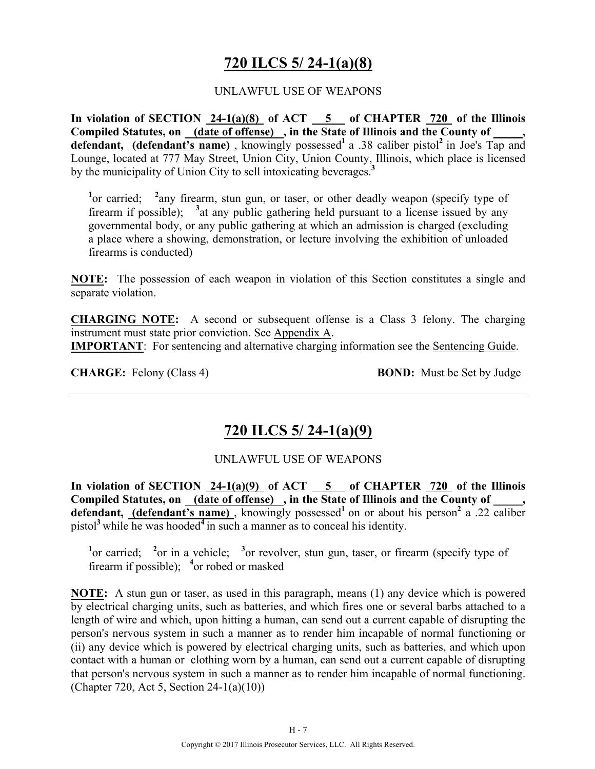# 720 ILCS 5/ 24-1(a)(8)

UNLAWFUL USE OF WEAPONS

**In violation of SECTION 24-1(a)(8) of ACT 5 of CHAPTER 720 of the Illinois Compiled Statutes, on (date of offense) , in the State of Illinois and the County of _____, defendant, (defendant's name)** , knowingly possessed[1] a .38 caliber pistol[2] in Joe's Tap and Lounge, located at 777 May Street, Union City, Union County, Illinois, which place is licensed by the municipality of Union City to sell intoxicating beverages.[3]

[1]or carried; [2]any firearm, stun gun, or taser, or other deadly weapon (specify type of firearm if possible); [3]at any public gathering held pursuant to a license issued by any governmental body, or any public gathering at which an admission is charged (excluding a place where a showing, demonstration, or lecture involving the exhibition of unloaded firearms is conducted)

**NOTE:** The possession of each weapon in violation of this Section constitutes a single and separate violation.

**CHARGING NOTE:** A second or subsequent offense is a Class 3 felony. The charging instrument must state prior conviction. See Appendix A.

**IMPORTANT**: For sentencing and alternative charging information see the Sentencing Guide.

**CHARGE:** Felony (Class 4) **BOND:** Must be Set by Judge

---

# 720 ILCS 5/ 24-1(a)(9)

UNLAWFUL USE OF WEAPONS

**In violation of SECTION 24-1(a)(9) of ACT 5 of CHAPTER 720 of the Illinois Compiled Statutes, on (date of offense) , in the State of Illinois and the County of _____, defendant, (defendant's name)** , knowingly possessed[1] on or about his person[2] a .22 caliber pistol[3] while he was hooded[4] in such a manner as to conceal his identity.

[1]or carried; [2]or in a vehicle; [3]or revolver, stun gun, taser, or firearm (specify type of firearm if possible); [4]or robed or masked

**NOTE:** A stun gun or taser, as used in this paragraph, means (1) any device which is powered by electrical charging units, such as batteries, and which fires one or several barbs attached to a length of wire and which, upon hitting a human, can send out a current capable of disrupting the person's nervous system in such a manner as to render him incapable of normal functioning or (ii) any device which is powered by electrical charging units, such as batteries, and which upon contact with a human or clothing worn by a human, can send out a current capable of disrupting that person's nervous system in such a manner as to render him incapable of normal functioning. (Chapter 720, Act 5, Section 24-1(a)(10))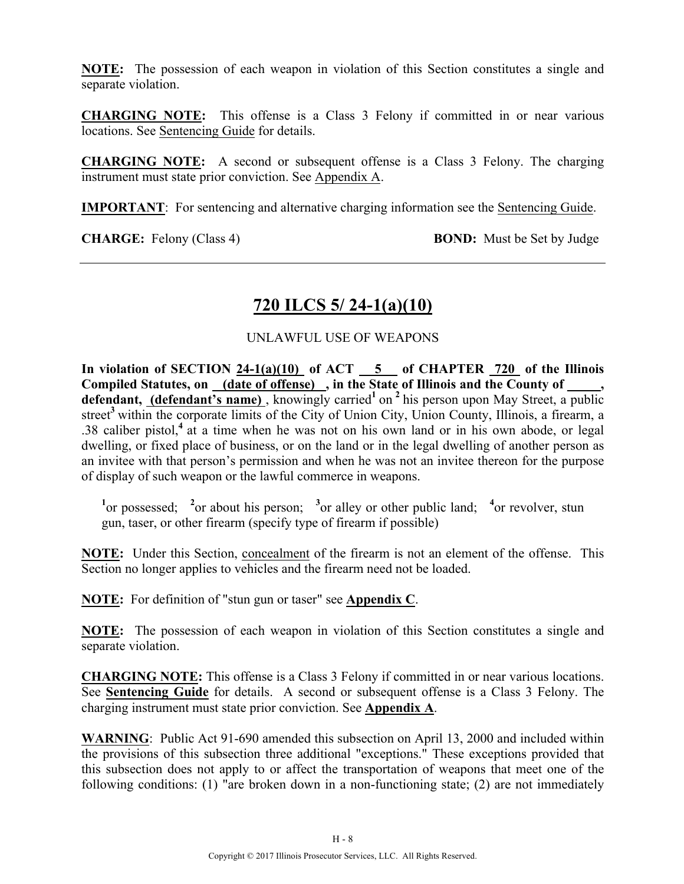**NOTE:** The possession of each weapon in violation of this Section constitutes a single and separate violation.

**CHARGING NOTE:** This offense is a Class 3 Felony if committed in or near various locations. See Sentencing Guide for details.

**CHARGING NOTE:** A second or subsequent offense is a Class 3 Felony. The charging instrument must state prior conviction. See Appendix A.

**IMPORTANT**: For sentencing and alternative charging information see the Sentencing Guide.

**CHARGE:** Felony (Class 4) **BOND:** Must be Set by Judge

---

## 720 ILCS 5/ 24-1(a)(10)

UNLAWFUL USE OF WEAPONS

**In violation of SECTION 24-1(a)(10) of ACT 5 of CHAPTER 720 of the Illinois Compiled Statutes, on (date of offense) , in the State of Illinois and the County of \_\_\_\_\_, defendant, (defendant's name)** , knowingly carried[1] on [2] his person upon May Street, a public street[3] within the corporate limits of the City of Union City, Union County, Illinois, a firearm, a .38 caliber pistol,[4] at a time when he was not on his own land or in his own abode, or legal dwelling, or fixed place of business, or on the land or in the legal dwelling of another person as an invitee with that person's permission and when he was not an invitee thereon for the purpose of display of such weapon or the lawful commerce in weapons.

[1]or possessed; [2]or about his person; [3]or alley or other public land; [4]or revolver, stun gun, taser, or other firearm (specify type of firearm if possible)

**NOTE:** Under this Section, concealment of the firearm is not an element of the offense. This Section no longer applies to vehicles and the firearm need not be loaded.

**NOTE:** For definition of "stun gun or taser" see **Appendix C**.

**NOTE:** The possession of each weapon in violation of this Section constitutes a single and separate violation.

**CHARGING NOTE:** This offense is a Class 3 Felony if committed in or near various locations. See **Sentencing Guide** for details. A second or subsequent offense is a Class 3 Felony. The charging instrument must state prior conviction. See **Appendix A**.

**WARNING**: Public Act 91-690 amended this subsection on April 13, 2000 and included within the provisions of this subsection three additional "exceptions." These exceptions provided that this subsection does not apply to or affect the transportation of weapons that meet one of the following conditions: (1) "are broken down in a non-functioning state; (2) are not immediately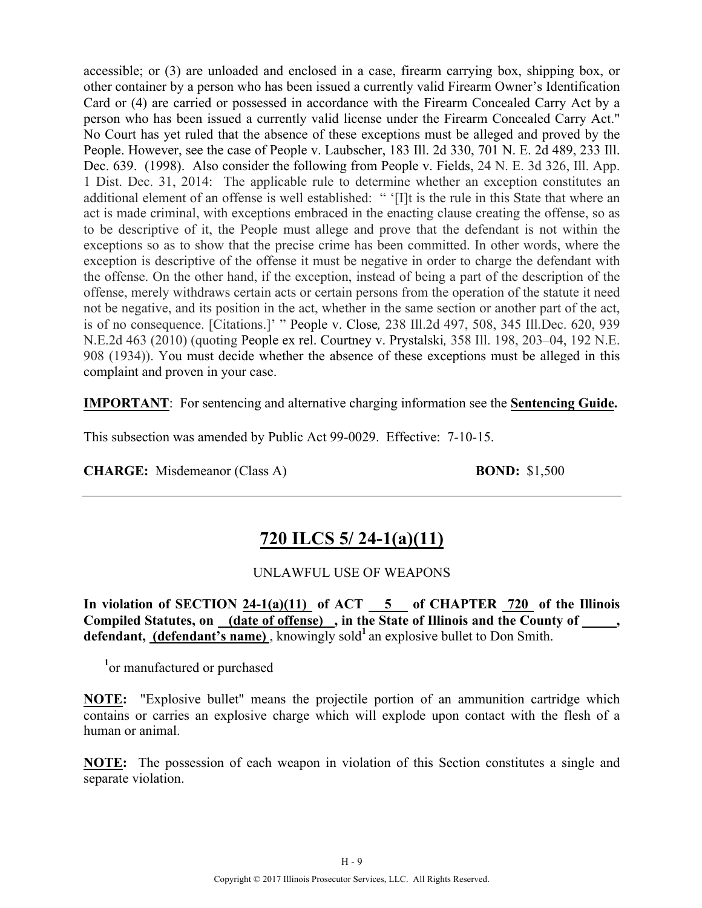accessible; or (3) are unloaded and enclosed in a case, firearm carrying box, shipping box, or other container by a person who has been issued a currently valid Firearm Owner's Identification Card or (4) are carried or possessed in accordance with the Firearm Concealed Carry Act by a person who has been issued a currently valid license under the Firearm Concealed Carry Act." No Court has yet ruled that the absence of these exceptions must be alleged and proved by the People. However, see the case of People v. Laubscher, 183 Ill. 2d 330, 701 N. E. 2d 489, 233 Ill. Dec. 639. (1998). Also consider the following from People v. Fields, 24 N. E. 3d 326, Ill. App. 1 Dist. Dec. 31, 2014: The applicable rule to determine whether an exception constitutes an additional element of an offense is well established: " '[I]t is the rule in this State that where an act is made criminal, with exceptions embraced in the enacting clause creating the offense, so as to be descriptive of it, the People must allege and prove that the defendant is not within the exceptions so as to show that the precise crime has been committed. In other words, where the exception is descriptive of the offense it must be negative in order to charge the defendant with the offense. On the other hand, if the exception, instead of being a part of the description of the offense, merely withdraws certain acts or certain persons from the operation of the statute it need not be negative, and its position in the act, whether in the same section or another part of the act, is of no consequence. [Citations.]' " People v. Close*,* 238 Ill.2d 497, 508, 345 Ill.Dec. 620, 939 N.E.2d 463 (2010) (quoting People ex rel. Courtney v. Prystalski*,* 358 Ill. 198, 203–04, 192 N.E. 908 (1934)). You must decide whether the absence of these exceptions must be alleged in this complaint and proven in your case.

**IMPORTANT**: For sentencing and alternative charging information see the **Sentencing Guide.**

This subsection was amended by Public Act 99-0029. Effective: 7-10-15.

**CHARGE:** Misdemeanor (Class A) **BOND:** $1,500

---

## 720 ILCS 5/ 24-1(a)(11)

UNLAWFUL USE OF WEAPONS

**In violation of SECTION 24-1(a)(11) of ACT 5 of CHAPTER 720 of the Illinois Compiled Statutes, on (date of offense), in the State of Illinois and the County of \_\_\_\_\_, defendant, (defendant's name)**, knowingly sold[1] an explosive bullet to Don Smith.

[1]or manufactured or purchased

**NOTE:** "Explosive bullet" means the projectile portion of an ammunition cartridge which contains or carries an explosive charge which will explode upon contact with the flesh of a human or animal.

**NOTE:** The possession of each weapon in violation of this Section constitutes a single and separate violation.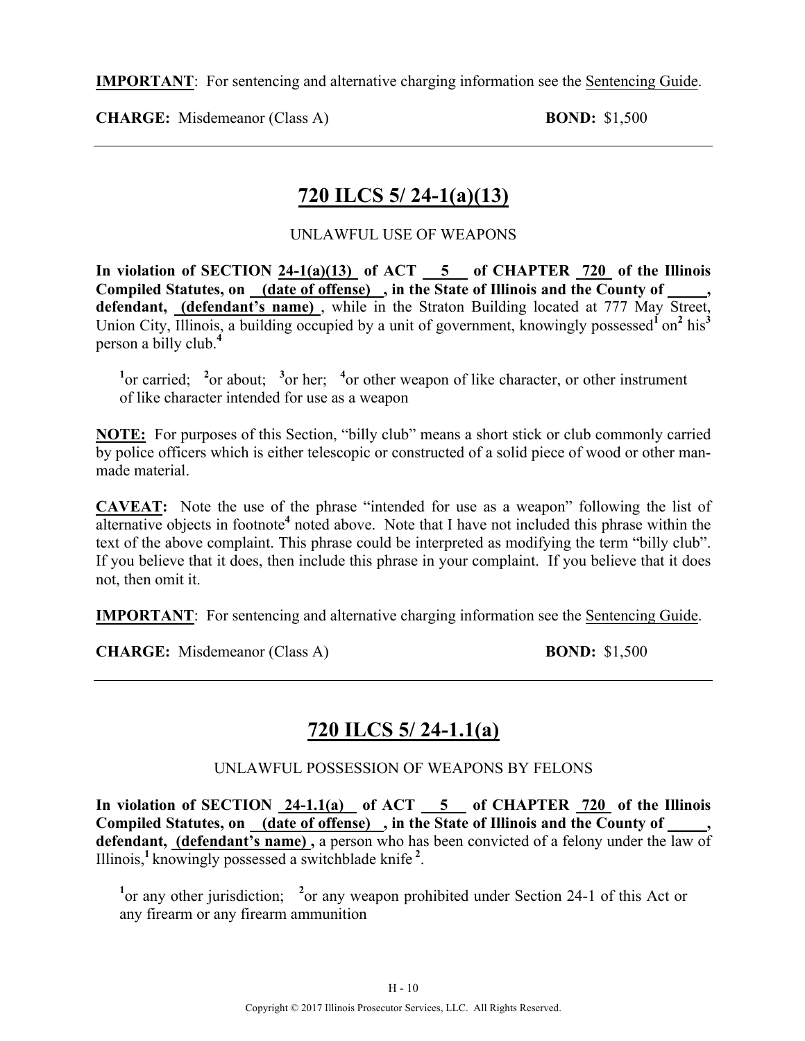**IMPORTANT**: For sentencing and alternative charging information see the Sentencing Guide.

**CHARGE:** Misdemeanor (Class A) **BOND:** $1,500

---

## 720 ILCS 5/ 24-1(a)(13)

UNLAWFUL USE OF WEAPONS

**In violation of SECTION 24-1(a)(13) of ACT 5 of CHAPTER 720 of the Illinois Compiled Statutes, on (date of offense) , in the State of Illinois and the County of \_\_\_\_\_, defendant, (defendant's name)** , while in the Straton Building located at 777 May Street, Union City, Illinois, a building occupied by a unit of government, knowingly possessed[1] on[2] his[3] person a billy club.[4]

[1]or carried; [2]or about; [3]or her; [4]or other weapon of like character, or other instrument of like character intended for use as a weapon

**NOTE:** For purposes of this Section, "billy club" means a short stick or club commonly carried by police officers which is either telescopic or constructed of a solid piece of wood or other man-made material.

**CAVEAT:** Note the use of the phrase "intended for use as a weapon" following the list of alternative objects in footnote[4] noted above. Note that I have not included this phrase within the text of the above complaint. This phrase could be interpreted as modifying the term "billy club". If you believe that it does, then include this phrase in your complaint. If you believe that it does not, then omit it.

**IMPORTANT**: For sentencing and alternative charging information see the Sentencing Guide.

**CHARGE:** Misdemeanor (Class A) **BOND:** $1,500

---

## 720 ILCS 5/ 24-1.1(a)

UNLAWFUL POSSESSION OF WEAPONS BY FELONS

**In violation of SECTION 24-1.1(a) of ACT 5 of CHAPTER 720 of the Illinois Compiled Statutes, on (date of offense) , in the State of Illinois and the County of \_\_\_\_\_, defendant, (defendant's name) ,** a person who has been convicted of a felony under the law of Illinois,[1] knowingly possessed a switchblade knife[2].

[1]or any other jurisdiction; [2]or any weapon prohibited under Section 24-1 of this Act or any firearm or any firearm ammunition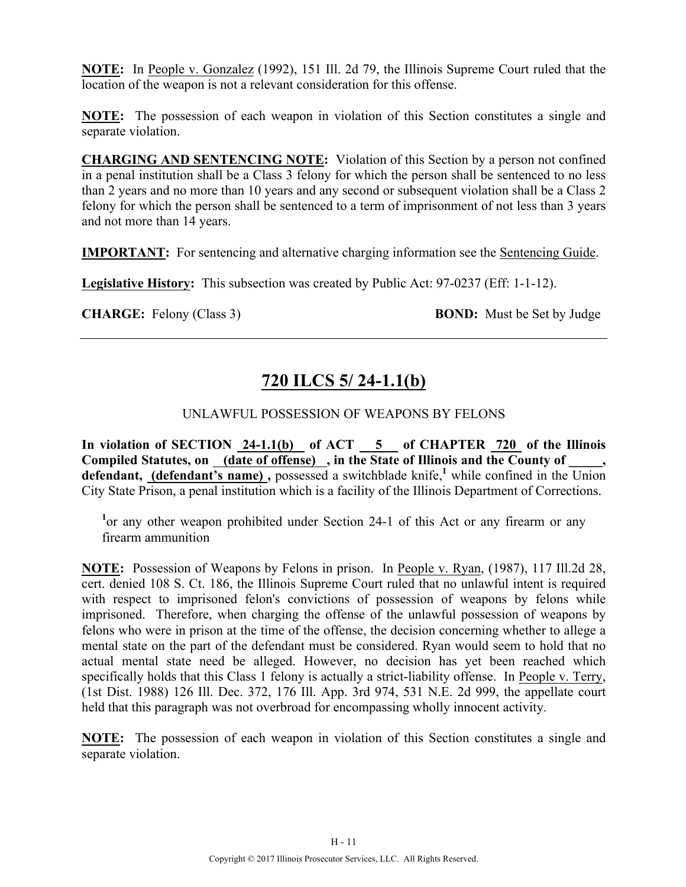**NOTE:** In People v. Gonzalez (1992), 151 Ill. 2d 79, the Illinois Supreme Court ruled that the location of the weapon is not a relevant consideration for this offense.

**NOTE:** The possession of each weapon in violation of this Section constitutes a single and separate violation.

**CHARGING AND SENTENCING NOTE:** Violation of this Section by a person not confined in a penal institution shall be a Class 3 felony for which the person shall be sentenced to no less than 2 years and no more than 10 years and any second or subsequent violation shall be a Class 2 felony for which the person shall be sentenced to a term of imprisonment of not less than 3 years and not more than 14 years.

**IMPORTANT:** For sentencing and alternative charging information see the Sentencing Guide.

**Legislative History:** This subsection was created by Public Act: 97-0237 (Eff: 1-1-12).

**CHARGE:** Felony (Class 3) **BOND:** Must be Set by Judge

---

## 720 ILCS 5/ 24-1.1(b)

UNLAWFUL POSSESSION OF WEAPONS BY FELONS

**In violation of SECTION 24-1.1(b) of ACT 5 of CHAPTER 720 of the Illinois Compiled Statutes, on (date of offense) , in the State of Illinois and the County of \_\_\_\_\_, defendant, (defendant's name) ,** possessed a switchblade knife,[1] while confined in the Union City State Prison, a penal institution which is a facility of the Illinois Department of Corrections.

[1]or any other weapon prohibited under Section 24-1 of this Act or any firearm or any firearm ammunition

**NOTE:** Possession of Weapons by Felons in prison. In People v. Ryan, (1987), 117 Ill.2d 28, cert. denied 108 S. Ct. 186, the Illinois Supreme Court ruled that no unlawful intent is required with respect to imprisoned felon's convictions of possession of weapons by felons while imprisoned. Therefore, when charging the offense of the unlawful possession of weapons by felons who were in prison at the time of the offense, the decision concerning whether to allege a mental state on the part of the defendant must be considered. Ryan would seem to hold that no actual mental state need be alleged. However, no decision has yet been reached which specifically holds that this Class 1 felony is actually a strict-liability offense. In People v. Terry, (1st Dist. 1988) 126 Ill. Dec. 372, 176 Ill. App. 3rd 974, 531 N.E. 2d 999, the appellate court held that this paragraph was not overbroad for encompassing wholly innocent activity.

**NOTE:** The possession of each weapon in violation of this Section constitutes a single and separate violation.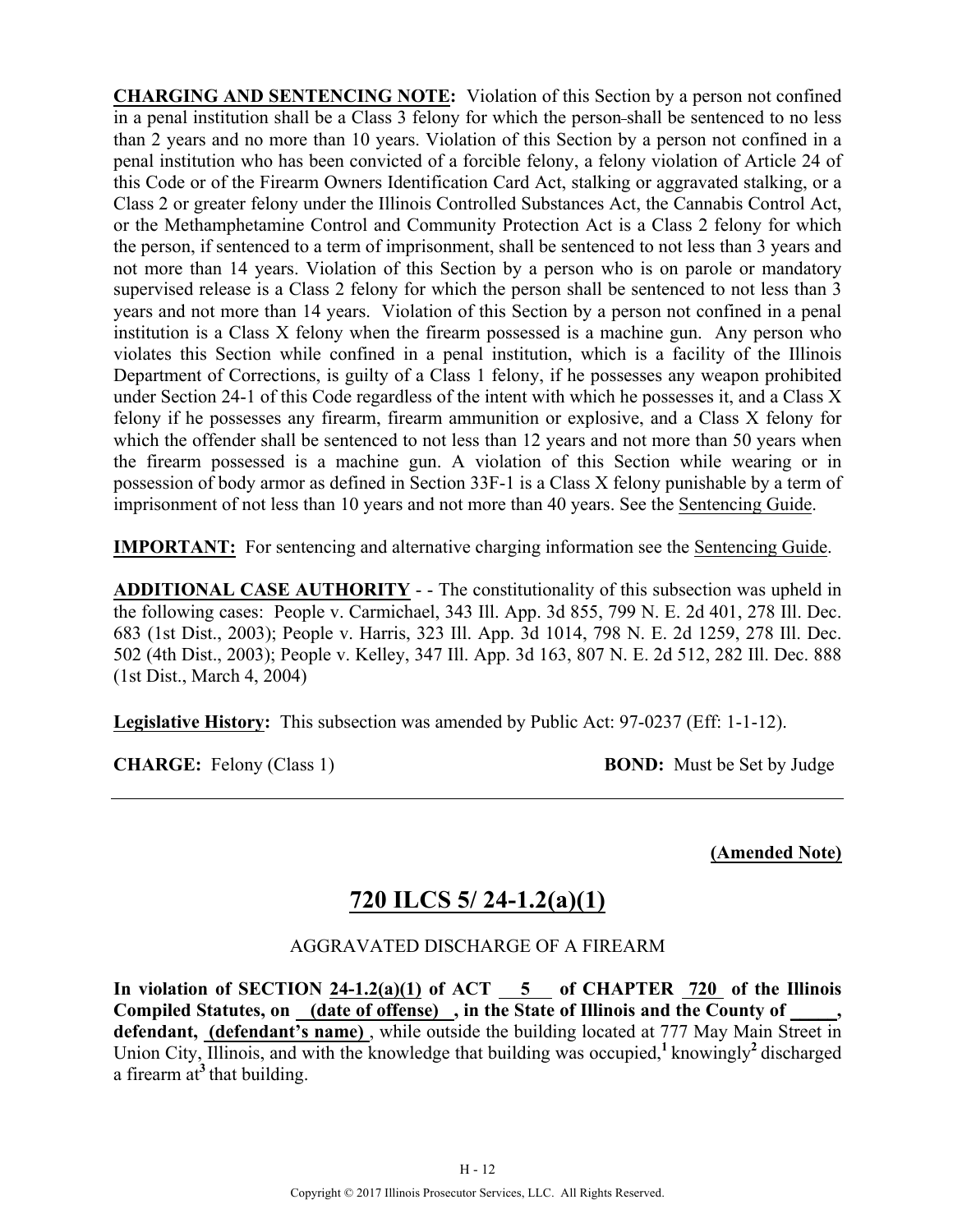**CHARGING AND SENTENCING NOTE:** Violation of this Section by a person not confined in a penal institution shall be a Class 3 felony for which the person shall be sentenced to no less than 2 years and no more than 10 years. Violation of this Section by a person not confined in a penal institution who has been convicted of a forcible felony, a felony violation of Article 24 of this Code or of the Firearm Owners Identification Card Act, stalking or aggravated stalking, or a Class 2 or greater felony under the Illinois Controlled Substances Act, the Cannabis Control Act, or the Methamphetamine Control and Community Protection Act is a Class 2 felony for which the person, if sentenced to a term of imprisonment, shall be sentenced to not less than 3 years and not more than 14 years. Violation of this Section by a person who is on parole or mandatory supervised release is a Class 2 felony for which the person shall be sentenced to not less than 3 years and not more than 14 years. Violation of this Section by a person not confined in a penal institution is a Class X felony when the firearm possessed is a machine gun. Any person who violates this Section while confined in a penal institution, which is a facility of the Illinois Department of Corrections, is guilty of a Class 1 felony, if he possesses any weapon prohibited under Section 24-1 of this Code regardless of the intent with which he possesses it, and a Class X felony if he possesses any firearm, firearm ammunition or explosive, and a Class X felony for which the offender shall be sentenced to not less than 12 years and not more than 50 years when the firearm possessed is a machine gun. A violation of this Section while wearing or in possession of body armor as defined in Section 33F-1 is a Class X felony punishable by a term of imprisonment of not less than 10 years and not more than 40 years. See the Sentencing Guide.

**IMPORTANT:** For sentencing and alternative charging information see the Sentencing Guide.

**ADDITIONAL CASE AUTHORITY** - - The constitutionality of this subsection was upheld in the following cases: People v. Carmichael, 343 Ill. App. 3d 855, 799 N. E. 2d 401, 278 Ill. Dec. 683 (1st Dist., 2003); People v. Harris, 323 Ill. App. 3d 1014, 798 N. E. 2d 1259, 278 Ill. Dec. 502 (4th Dist., 2003); People v. Kelley, 347 Ill. App. 3d 163, 807 N. E. 2d 512, 282 Ill. Dec. 888 (1st Dist., March 4, 2004)

**Legislative History:** This subsection was amended by Public Act: 97-0237 (Eff: 1-1-12).

**CHARGE:** Felony (Class 1) **BOND:** Must be Set by Judge

---

**(Amended Note)**

# 720 ILCS 5/ 24-1.2(a)(1)

AGGRAVATED DISCHARGE OF A FIREARM

**In violation of SECTION 24-1.2(a)(1) of ACT 5 of CHAPTER 720 of the Illinois Compiled Statutes, on (date of offense) , in the State of Illinois and the County of _____, defendant, (defendant's name)** , while outside the building located at 777 May Main Street in Union City, Illinois, and with the knowledge that building was occupied,[1] knowingly[2] discharged a firearm at[3] that building.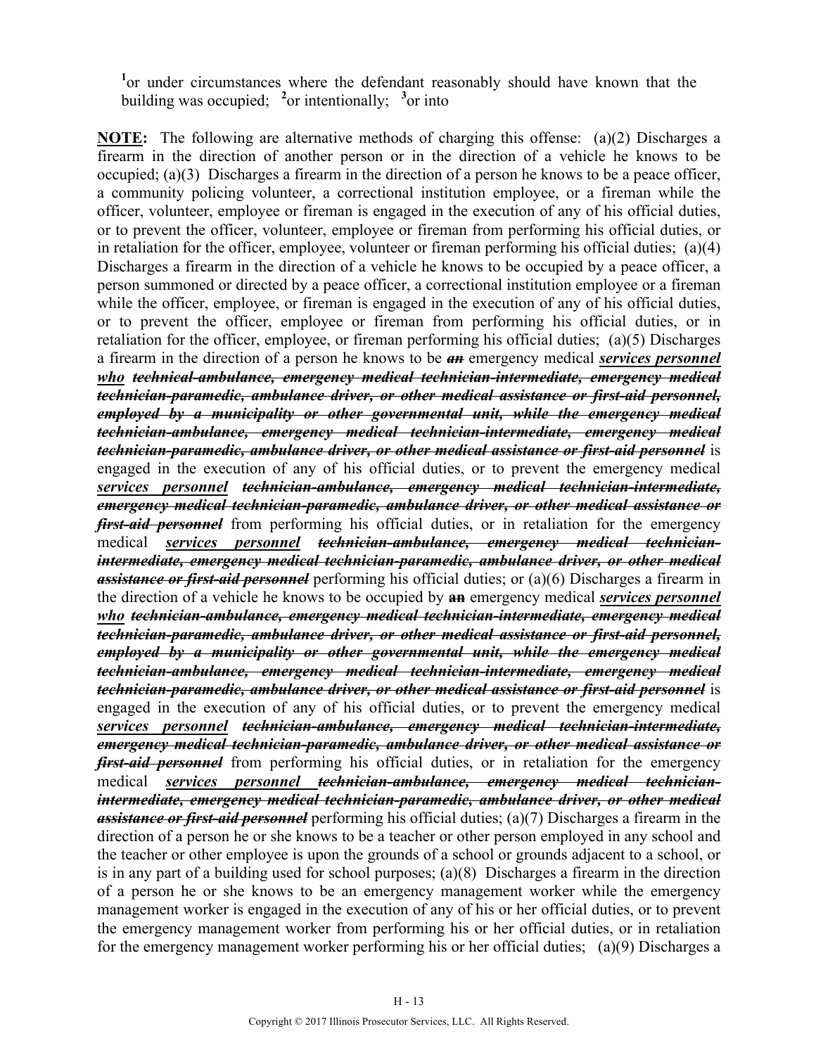[1]or under circumstances where the defendant reasonably should have known that the building was occupied; [2]or intentionally; [3]or into

**NOTE:** The following are alternative methods of charging this offense: (a)(2) Discharges a firearm in the direction of another person or in the direction of a vehicle he knows to be occupied; (a)(3) Discharges a firearm in the direction of a person he knows to be a peace officer, a community policing volunteer, a correctional institution employee, or a fireman while the officer, volunteer, employee or fireman is engaged in the execution of any of his official duties, or to prevent the officer, volunteer, employee or fireman from performing his official duties, or in retaliation for the officer, employee, volunteer or fireman performing his official duties; (a)(4) Discharges a firearm in the direction of a vehicle he knows to be occupied by a peace officer, a person summoned or directed by a peace officer, a correctional institution employee or a fireman while the officer, employee, or fireman is engaged in the execution of any of his official duties, or to prevent the officer, employee or fireman from performing his official duties, or in retaliation for the officer, employee, or fireman performing his official duties; (a)(5) Discharges a firearm in the direction of a person he knows to be ~~***an***~~ emergency medical ***services personnel who*** ~~***technical-ambulance, emergency medical technician-intermediate, emergency medical technician-paramedic, ambulance driver, or other medical assistance or first-aid personnel, employed by a municipality or other governmental unit, while the emergency medical technician-ambulance, emergency medical technician-intermediate, emergency medical technician-paramedic, ambulance driver, or other medical assistance or first-aid personnel***~~ is engaged in the execution of any of his official duties, or to prevent the emergency medical ***services personnel*** ~~***technician-ambulance, emergency medical technician-intermediate, emergency medical technician-paramedic, ambulance driver, or other medical assistance or first-aid personnel***~~ from performing his official duties, or in retaliation for the emergency medical ***services personnel*** ~~***technician-ambulance, emergency medical technician-intermediate, emergency medical technician-paramedic, ambulance driver, or other medical assistance or first-aid personnel***~~ performing his official duties; or (a)(6) Discharges a firearm in the direction of a vehicle he knows to be occupied by ~~**an**~~ emergency medical ***services personnel who*** ~~***technician-ambulance, emergency medical technician-intermediate, emergency medical technician-paramedic, ambulance driver, or other medical assistance or first-aid personnel, employed by a municipality or other governmental unit, while the emergency medical technician-ambulance, emergency medical technician-intermediate, emergency medical technician-paramedic, ambulance driver, or other medical assistance or first-aid personnel***~~ is engaged in the execution of any of his official duties, or to prevent the emergency medical ***services personnel*** ~~***technician-ambulance, emergency medical technician-intermediate, emergency medical technician-paramedic, ambulance driver, or other medical assistance or first-aid personnel***~~ from performing his official duties, or in retaliation for the emergency medical ***services personnel*** ~~***technician-ambulance, emergency medical technician-intermediate, emergency medical technician-paramedic, ambulance driver, or other medical assistance or first-aid personnel***~~ performing his official duties; (a)(7) Discharges a firearm in the direction of a person he or she knows to be a teacher or other person employed in any school and the teacher or other employee is upon the grounds of a school or grounds adjacent to a school, or is in any part of a building used for school purposes; (a)(8) Discharges a firearm in the direction of a person he or she knows to be an emergency management worker while the emergency management worker is engaged in the execution of any of his or her official duties, or to prevent the emergency management worker from performing his or her official duties, or in retaliation for the emergency management worker performing his or her official duties; (a)(9) Discharges a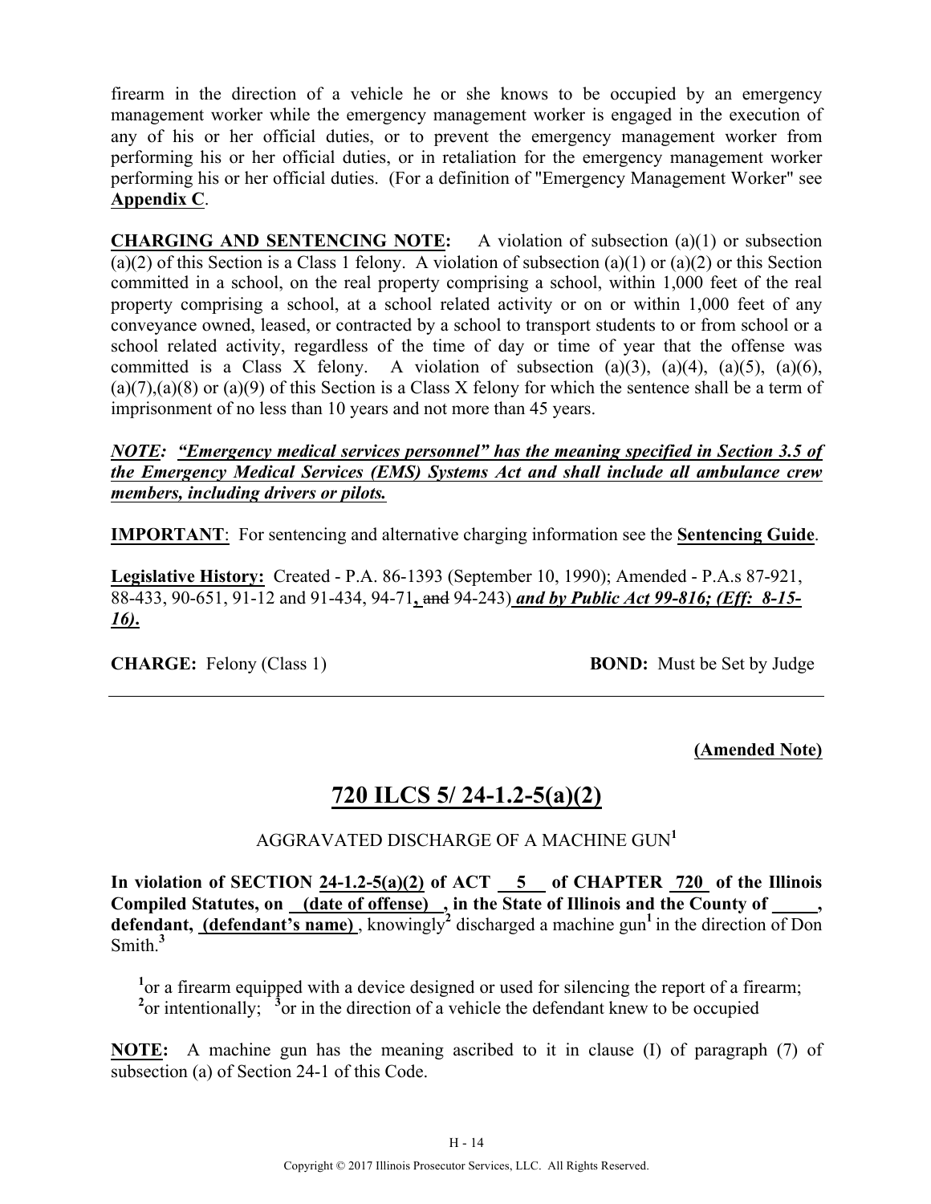firearm in the direction of a vehicle he or she knows to be occupied by an emergency management worker while the emergency management worker is engaged in the execution of any of his or her official duties, or to prevent the emergency management worker from performing his or her official duties, or in retaliation for the emergency management worker performing his or her official duties. (For a definition of "Emergency Management Worker" see **Appendix C**.

**CHARGING AND SENTENCING NOTE:** A violation of subsection (a)(1) or subsection (a)(2) of this Section is a Class 1 felony. A violation of subsection (a)(1) or (a)(2) or this Section committed in a school, on the real property comprising a school, within 1,000 feet of the real property comprising a school, at a school related activity or on or within 1,000 feet of any conveyance owned, leased, or contracted by a school to transport students to or from school or a school related activity, regardless of the time of day or time of year that the offense was committed is a Class X felony. A violation of subsection (a)(3), (a)(4), (a)(5), (a)(6), (a)(7),(a)(8) or (a)(9) of this Section is a Class X felony for which the sentence shall be a term of imprisonment of no less than 10 years and not more than 45 years.

***NOTE: "Emergency medical services personnel" has the meaning specified in Section 3.5 of the Emergency Medical Services (EMS) Systems Act and shall include all ambulance crew members, including drivers or pilots.***

**IMPORTANT**: For sentencing and alternative charging information see the **Sentencing Guide**.

**Legislative History:** Created - P.A. 86-1393 (September 10, 1990); Amended - P.A.s 87-921, 88-433, 90-651, 91-12 and 91-434, 94-71**,** ~~and~~ 94-243) ***and by Public Act 99-816; (Eff: 8-15-16).***

**CHARGE:** Felony (Class 1) **BOND:** Must be Set by Judge

---

**(Amended Note)**

## 720 ILCS 5/ 24-1.2-5(a)(2)

AGGRAVATED DISCHARGE OF A MACHINE GUN[1]

**In violation of SECTION 24-1.2-5(a)(2) of ACT 5 of CHAPTER 720 of the Illinois Compiled Statutes, on (date of offense) , in the State of Illinois and the County of \_\_\_\_\_, defendant, (defendant's name)** , knowingly[2] discharged a machine gun[1] in the direction of Don Smith.[3]

[1]or a firearm equipped with a device designed or used for silencing the report of a firearm;
[2]or intentionally; [3]or in the direction of a vehicle the defendant knew to be occupied

**NOTE:** A machine gun has the meaning ascribed to it in clause (I) of paragraph (7) of subsection (a) of Section 24-1 of this Code.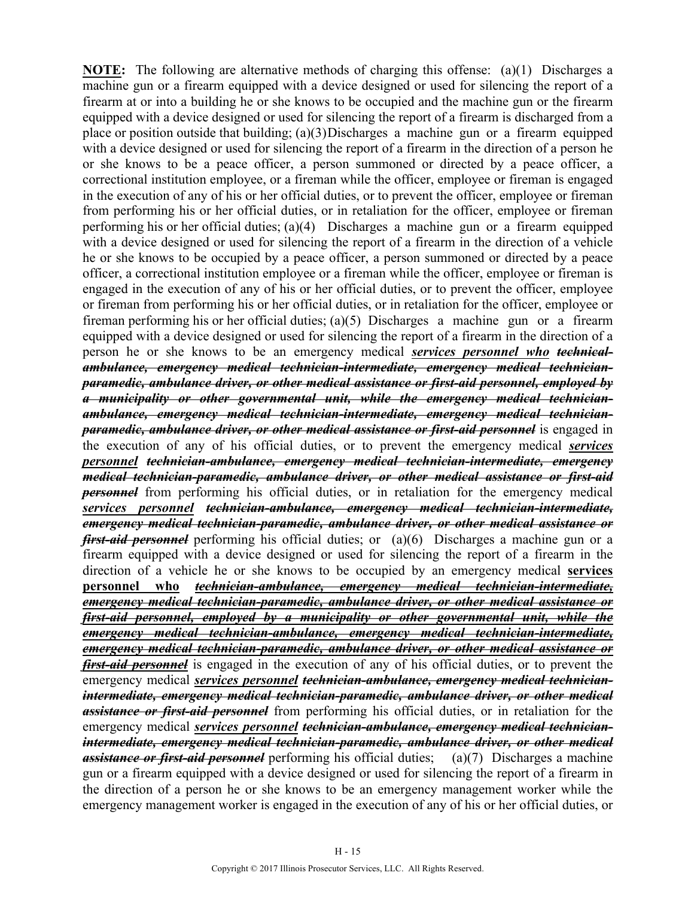**NOTE:** The following are alternative methods of charging this offense: (a)(1) Discharges a machine gun or a firearm equipped with a device designed or used for silencing the report of a firearm at or into a building he or she knows to be occupied and the machine gun or the firearm equipped with a device designed or used for silencing the report of a firearm is discharged from a place or position outside that building; (a)(3) Discharges a machine gun or a firearm equipped with a device designed or used for silencing the report of a firearm in the direction of a person he or she knows to be a peace officer, a person summoned or directed by a peace officer, a correctional institution employee, or a fireman while the officer, employee or fireman is engaged in the execution of any of his or her official duties, or to prevent the officer, employee or fireman from performing his or her official duties, or in retaliation for the officer, employee or fireman performing his or her official duties; (a)(4) Discharges a machine gun or a firearm equipped with a device designed or used for silencing the report of a firearm in the direction of a vehicle he or she knows to be occupied by a peace officer, a person summoned or directed by a peace officer, a correctional institution employee or a fireman while the officer, employee or fireman is engaged in the execution of any of his or her official duties, or to prevent the officer, employee or fireman from performing his or her official duties, or in retaliation for the officer, employee or fireman performing his or her official duties; (a)(5) Discharges a machine gun or a firearm equipped with a device designed or used for silencing the report of a firearm in the direction of a person he or she knows to be an emergency medical ***services personnel who*** ~~***technical-ambulance, emergency medical technician-intermediate, emergency medical technician-paramedic, ambulance driver, or other medical assistance or first-aid personnel, employed by a municipality or other governmental unit, while the emergency medical technician-ambulance, emergency medical technician-intermediate, emergency medical technician-paramedic, ambulance driver, or other medical assistance or first-aid personnel***~~ is engaged in the execution of any of his official duties, or to prevent the emergency medical ***services personnel*** ~~***technician-ambulance, emergency medical technician-intermediate, emergency medical technician-paramedic, ambulance driver, or other medical assistance or first-aid personnel***~~ from performing his official duties, or in retaliation for the emergency medical ***services personnel*** ~~***technician-ambulance, emergency medical technician-intermediate, emergency medical technician-paramedic, ambulance driver, or other medical assistance or first-aid personnel***~~ performing his official duties; or (a)(6) Discharges a machine gun or a firearm equipped with a device designed or used for silencing the report of a firearm in the direction of a vehicle he or she knows to be occupied by an emergency medical **services personnel who** ~~***technician-ambulance, emergency medical technician-intermediate, emergency medical technician-paramedic, ambulance driver, or other medical assistance or first-aid personnel, employed by a municipality or other governmental unit, while the emergency medical technician-ambulance, emergency medical technician-intermediate, emergency medical technician-paramedic, ambulance driver, or other medical assistance or first-aid personnel***~~ is engaged in the execution of any of his official duties, or to prevent the emergency medical ***services personnel*** ~~***technician-ambulance, emergency medical technician-intermediate, emergency medical technician-paramedic, ambulance driver, or other medical assistance or first-aid personnel***~~ from performing his official duties, or in retaliation for the emergency medical ***services personnel*** ~~***technician-ambulance, emergency medical technician-intermediate, emergency medical technician-paramedic, ambulance driver, or other medical assistance or first-aid personnel***~~ performing his official duties; (a)(7) Discharges a machine gun or a firearm equipped with a device designed or used for silencing the report of a firearm in the direction of a person he or she knows to be an emergency management worker while the emergency management worker is engaged in the execution of any of his or her official duties, or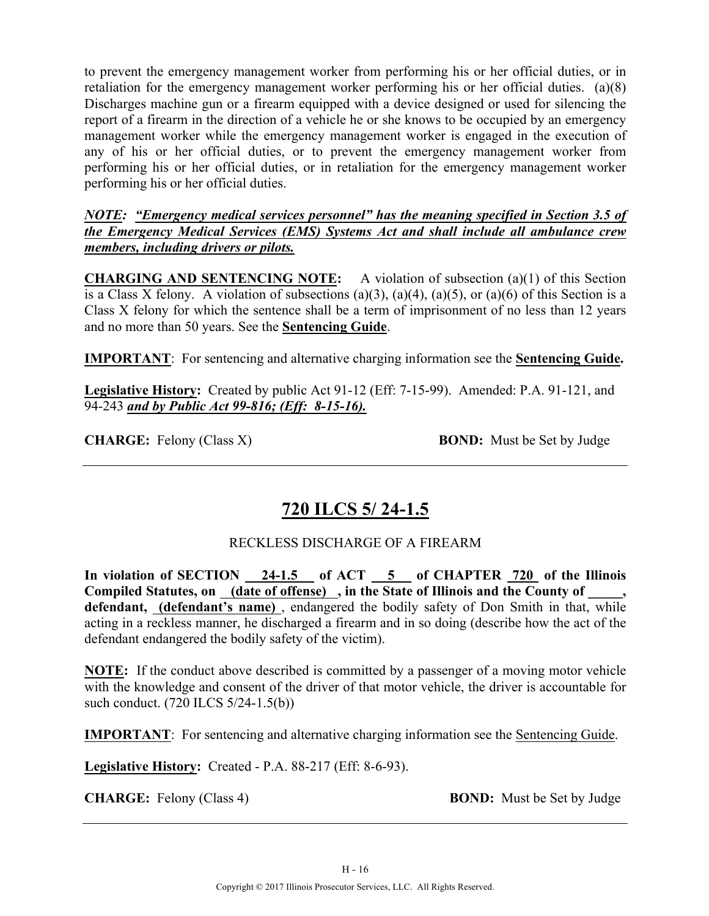to prevent the emergency management worker from performing his or her official duties, or in retaliation for the emergency management worker performing his or her official duties. (a)(8) Discharges machine gun or a firearm equipped with a device designed or used for silencing the report of a firearm in the direction of a vehicle he or she knows to be occupied by an emergency management worker while the emergency management worker is engaged in the execution of any of his or her official duties, or to prevent the emergency management worker from performing his or her official duties, or in retaliation for the emergency management worker performing his or her official duties.

***NOTE:*** ***"Emergency medical services personnel" has the meaning specified in Section 3.5 of the Emergency Medical Services (EMS) Systems Act and shall include all ambulance crew members, including drivers or pilots.***

**CHARGING AND SENTENCING NOTE:** A violation of subsection (a)(1) of this Section is a Class X felony. A violation of subsections (a)(3), (a)(4), (a)(5), or (a)(6) of this Section is a Class X felony for which the sentence shall be a term of imprisonment of no less than 12 years and no more than 50 years. See the **Sentencing Guide**.

**IMPORTANT**: For sentencing and alternative charging information see the **Sentencing Guide.**

**Legislative History:** Created by public Act 91-12 (Eff: 7-15-99). Amended: P.A. 91-121, and 94-243 ***and by Public Act 99-816; (Eff: 8-15-16).***

**CHARGE:** Felony (Class X) **BOND:** Must be Set by Judge

---

# 720 ILCS 5/ 24-1.5

RECKLESS DISCHARGE OF A FIREARM

**In violation of SECTION 24-1.5 of ACT 5 of CHAPTER 720 of the Illinois Compiled Statutes, on (date of offense), in the State of Illinois and the County of _____, defendant, (defendant's name)**, endangered the bodily safety of Don Smith in that, while acting in a reckless manner, he discharged a firearm and in so doing (describe how the act of the defendant endangered the bodily safety of the victim).

**NOTE:** If the conduct above described is committed by a passenger of a moving motor vehicle with the knowledge and consent of the driver of that motor vehicle, the driver is accountable for such conduct. (720 ILCS 5/24-1.5(b))

**IMPORTANT**: For sentencing and alternative charging information see the Sentencing Guide.

**Legislative History:** Created - P.A. 88-217 (Eff: 8-6-93).

**CHARGE:** Felony (Class 4) **BOND:** Must be Set by Judge

---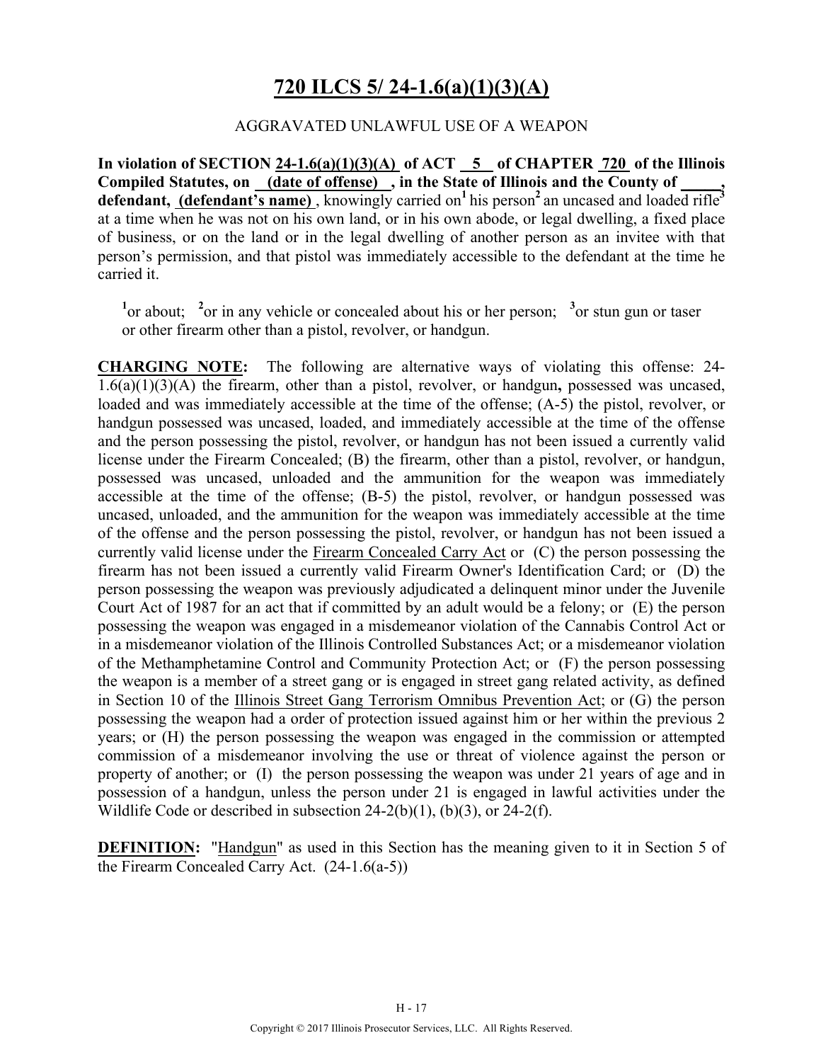# 720 ILCS 5/ 24-1.6(a)(1)(3)(A)

AGGRAVATED UNLAWFUL USE OF A WEAPON

**In violation of SECTION 24-1.6(a)(1)(3)(A) of ACT 5 of CHAPTER 720 of the Illinois Compiled Statutes, on (date of offense) , in the State of Illinois and the County of \_\_\_\_\_, defendant, (defendant's name)** , knowingly carried on[1] his person[2] an uncased and loaded rifle[3] at a time when he was not on his own land, or in his own abode, or legal dwelling, a fixed place of business, or on the land or in the legal dwelling of another person as an invitee with that person's permission, and that pistol was immediately accessible to the defendant at the time he carried it.

[1]or about; [2]or in any vehicle or concealed about his or her person; [3]or stun gun or taser or other firearm other than a pistol, revolver, or handgun.

**CHARGING NOTE:** The following are alternative ways of violating this offense: 24-1.6(a)(1)(3)(A) the firearm, other than a pistol, revolver, or handgun**,** possessed was uncased, loaded and was immediately accessible at the time of the offense; (A-5) the pistol, revolver, or handgun possessed was uncased, loaded, and immediately accessible at the time of the offense and the person possessing the pistol, revolver, or handgun has not been issued a currently valid license under the Firearm Concealed; (B) the firearm, other than a pistol, revolver, or handgun, possessed was uncased, unloaded and the ammunition for the weapon was immediately accessible at the time of the offense; (B-5) the pistol, revolver, or handgun possessed was uncased, unloaded, and the ammunition for the weapon was immediately accessible at the time of the offense and the person possessing the pistol, revolver, or handgun has not been issued a currently valid license under the Firearm Concealed Carry Act or (C) the person possessing the firearm has not been issued a currently valid Firearm Owner's Identification Card; or (D) the person possessing the weapon was previously adjudicated a delinquent minor under the Juvenile Court Act of 1987 for an act that if committed by an adult would be a felony; or (E) the person possessing the weapon was engaged in a misdemeanor violation of the Cannabis Control Act or in a misdemeanor violation of the Illinois Controlled Substances Act; or a misdemeanor violation of the Methamphetamine Control and Community Protection Act; or (F) the person possessing the weapon is a member of a street gang or is engaged in street gang related activity, as defined in Section 10 of the Illinois Street Gang Terrorism Omnibus Prevention Act; or (G) the person possessing the weapon had a order of protection issued against him or her within the previous 2 years; or (H) the person possessing the weapon was engaged in the commission or attempted commission of a misdemeanor involving the use or threat of violence against the person or property of another; or (I) the person possessing the weapon was under 21 years of age and in possession of a handgun, unless the person under 21 is engaged in lawful activities under the Wildlife Code or described in subsection 24-2(b)(1), (b)(3), or 24-2(f).

**DEFINITION:** "Handgun" as used in this Section has the meaning given to it in Section 5 of the Firearm Concealed Carry Act. (24-1.6(a-5))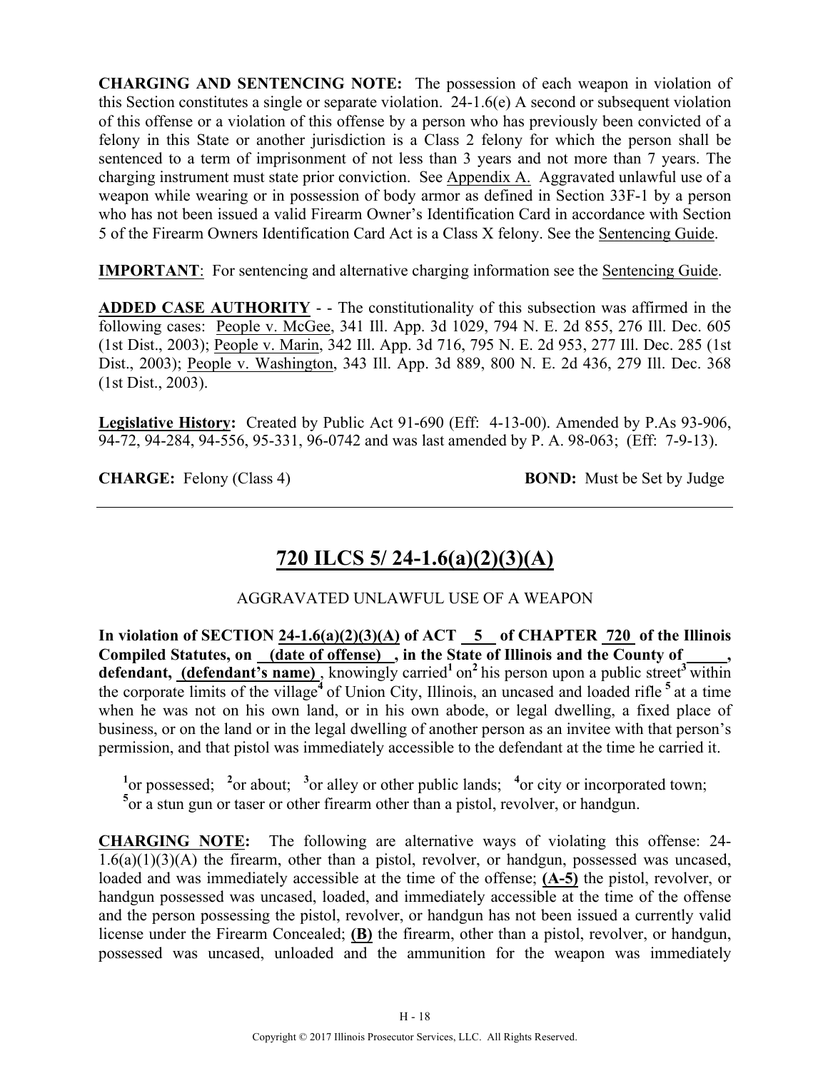**CHARGING AND SENTENCING NOTE:** The possession of each weapon in violation of this Section constitutes a single or separate violation. 24-1.6(e) A second or subsequent violation of this offense or a violation of this offense by a person who has previously been convicted of a felony in this State or another jurisdiction is a Class 2 felony for which the person shall be sentenced to a term of imprisonment of not less than 3 years and not more than 7 years. The charging instrument must state prior conviction. See Appendix A. Aggravated unlawful use of a weapon while wearing or in possession of body armor as defined in Section 33F-1 by a person who has not been issued a valid Firearm Owner's Identification Card in accordance with Section 5 of the Firearm Owners Identification Card Act is a Class X felony. See the Sentencing Guide.

**IMPORTANT**: For sentencing and alternative charging information see the Sentencing Guide.

**ADDED CASE AUTHORITY** - - The constitutionality of this subsection was affirmed in the following cases: People v. McGee, 341 Ill. App. 3d 1029, 794 N. E. 2d 855, 276 Ill. Dec. 605 (1st Dist., 2003); People v. Marin, 342 Ill. App. 3d 716, 795 N. E. 2d 953, 277 Ill. Dec. 285 (1st Dist., 2003); People v. Washington, 343 Ill. App. 3d 889, 800 N. E. 2d 436, 279 Ill. Dec. 368 (1st Dist., 2003).

**Legislative History:** Created by Public Act 91-690 (Eff: 4-13-00). Amended by P.As 93-906, 94-72, 94-284, 94-556, 95-331, 96-0742 and was last amended by P. A. 98-063; (Eff: 7-9-13).

**CHARGE:** Felony (Class 4) **BOND:** Must be Set by Judge

---

## 720 ILCS 5/ 24-1.6(a)(2)(3)(A)

AGGRAVATED UNLAWFUL USE OF A WEAPON

**In violation of SECTION 24-1.6(a)(2)(3)(A) of ACT 5 of CHAPTER 720 of the Illinois Compiled Statutes, on (date of offense) , in the State of Illinois and the County of \_\_\_\_\_, defendant, (defendant's name)** , knowingly carried[1] on[2] his person upon a public street[3] within the corporate limits of the village[4] of Union City, Illinois, an uncased and loaded rifle [5] at a time when he was not on his own land, or in his own abode, or legal dwelling, a fixed place of business, or on the land or in the legal dwelling of another person as an invitee with that person's permission, and that pistol was immediately accessible to the defendant at the time he carried it.

[1]or possessed; [2]or about; [3]or alley or other public lands; [4]or city or incorporated town; [5]or a stun gun or taser or other firearm other than a pistol, revolver, or handgun.

**CHARGING NOTE:** The following are alternative ways of violating this offense: 24-1.6(a)(1)(3)(A) the firearm, other than a pistol, revolver, or handgun, possessed was uncased, loaded and was immediately accessible at the time of the offense; **(A-5)** the pistol, revolver, or handgun possessed was uncased, loaded, and immediately accessible at the time of the offense and the person possessing the pistol, revolver, or handgun has not been issued a currently valid license under the Firearm Concealed; **(B)** the firearm, other than a pistol, revolver, or handgun, possessed was uncased, unloaded and the ammunition for the weapon was immediately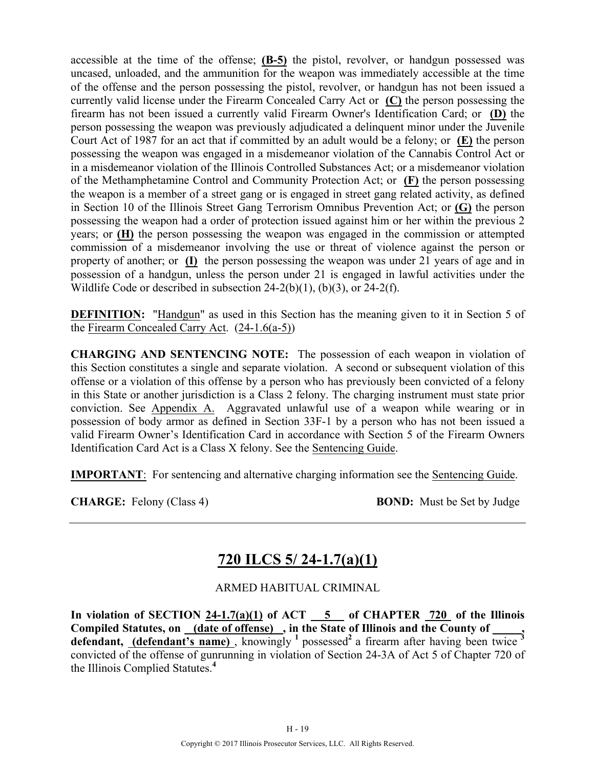accessible at the time of the offense; **(B-5)** the pistol, revolver, or handgun possessed was uncased, unloaded, and the ammunition for the weapon was immediately accessible at the time of the offense and the person possessing the pistol, revolver, or handgun has not been issued a currently valid license under the Firearm Concealed Carry Act or **(C)** the person possessing the firearm has not been issued a currently valid Firearm Owner's Identification Card; or **(D)** the person possessing the weapon was previously adjudicated a delinquent minor under the Juvenile Court Act of 1987 for an act that if committed by an adult would be a felony; or **(E)** the person possessing the weapon was engaged in a misdemeanor violation of the Cannabis Control Act or in a misdemeanor violation of the Illinois Controlled Substances Act; or a misdemeanor violation of the Methamphetamine Control and Community Protection Act; or **(F)** the person possessing the weapon is a member of a street gang or is engaged in street gang related activity, as defined in Section 10 of the Illinois Street Gang Terrorism Omnibus Prevention Act; or **(G)** the person possessing the weapon had a order of protection issued against him or her within the previous 2 years; or **(H)** the person possessing the weapon was engaged in the commission or attempted commission of a misdemeanor involving the use or threat of violence against the person or property of another; or **(I)** the person possessing the weapon was under 21 years of age and in possession of a handgun, unless the person under 21 is engaged in lawful activities under the Wildlife Code or described in subsection 24-2(b)(1), (b)(3), or 24-2(f).

**DEFINITION:** "Handgun" as used in this Section has the meaning given to it in Section 5 of the Firearm Concealed Carry Act. (24-1.6(a-5))

**CHARGING AND SENTENCING NOTE:** The possession of each weapon in violation of this Section constitutes a single and separate violation. A second or subsequent violation of this offense or a violation of this offense by a person who has previously been convicted of a felony in this State or another jurisdiction is a Class 2 felony. The charging instrument must state prior conviction. See Appendix A. Aggravated unlawful use of a weapon while wearing or in possession of body armor as defined in Section 33F-1 by a person who has not been issued a valid Firearm Owner's Identification Card in accordance with Section 5 of the Firearm Owners Identification Card Act is a Class X felony. See the Sentencing Guide.

**IMPORTANT**: For sentencing and alternative charging information see the Sentencing Guide.

**CHARGE:** Felony (Class 4) **BOND:** Must be Set by Judge

---

## 720 ILCS 5/ 24-1.7(a)(1)

ARMED HABITUAL CRIMINAL

**In violation of SECTION 24-1.7(a)(1) of ACT 5 of CHAPTER 720 of the Illinois Compiled Statutes, on (date of offense) , in the State of Illinois and the County of \_\_\_\_\_, defendant, (defendant's name)** , knowingly [1] possessed[2] a firearm after having been twice [3] convicted of the offense of gunrunning in violation of Section 24-3A of Act 5 of Chapter 720 of the Illinois Complied Statutes.[4]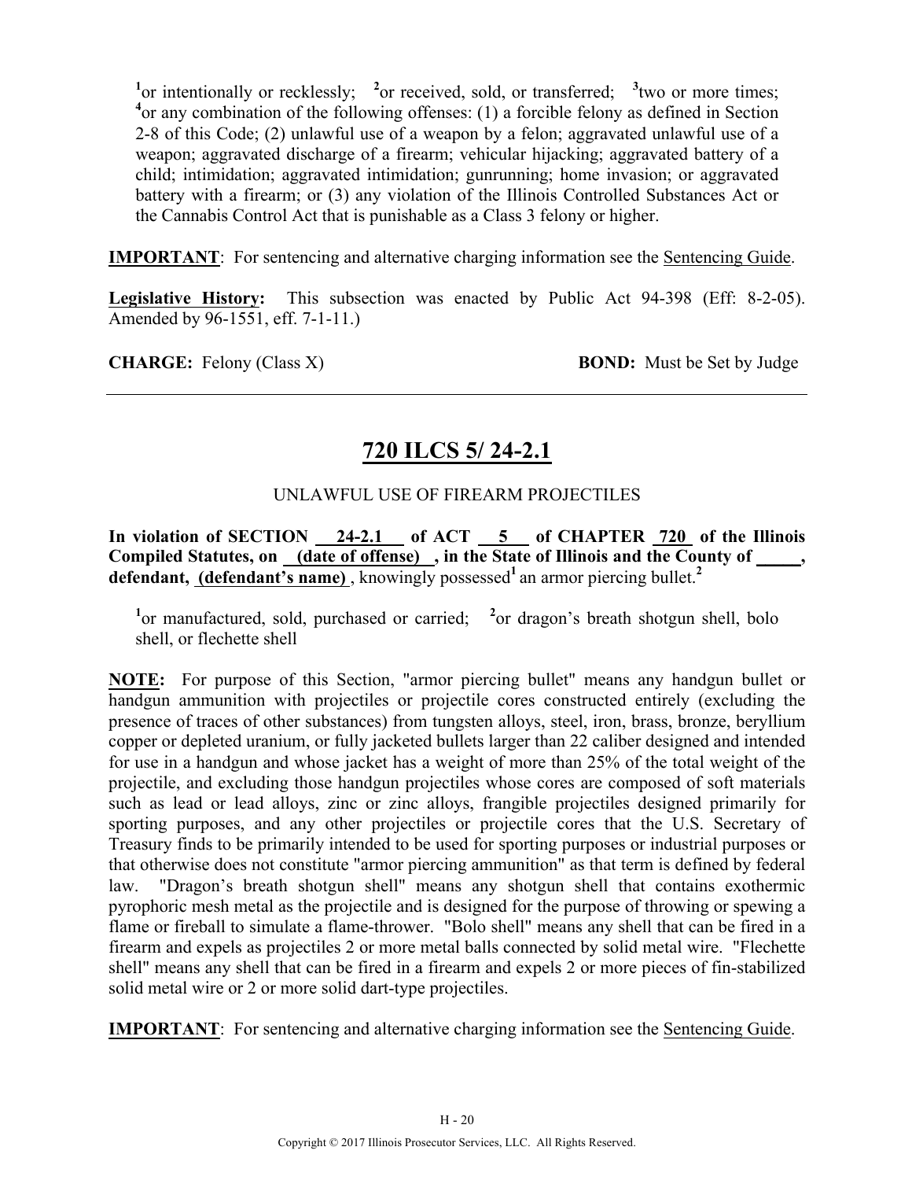[1]or intentionally or recklessly; [2]or received, sold, or transferred; [3]two or more times; [4]or any combination of the following offenses: (1) a forcible felony as defined in Section 2-8 of this Code; (2) unlawful use of a weapon by a felon; aggravated unlawful use of a weapon; aggravated discharge of a firearm; vehicular hijacking; aggravated battery of a child; intimidation; aggravated intimidation; gunrunning; home invasion; or aggravated battery with a firearm; or (3) any violation of the Illinois Controlled Substances Act or the Cannabis Control Act that is punishable as a Class 3 felony or higher.

**IMPORTANT**: For sentencing and alternative charging information see the Sentencing Guide.

**Legislative History:** This subsection was enacted by Public Act 94-398 (Eff: 8-2-05). Amended by 96-1551, eff. 7-1-11.)

**CHARGE:** Felony (Class X) **BOND:** Must be Set by Judge

---

# 720 ILCS 5/ 24-2.1

UNLAWFUL USE OF FIREARM PROJECTILES

**In violation of SECTION 24-2.1 of ACT 5 of CHAPTER 720 of the Illinois Compiled Statutes, on (date of offense) , in the State of Illinois and the County of _____, defendant, (defendant's name)** , knowingly possessed[1] an armor piercing bullet.[2]

[1]or manufactured, sold, purchased or carried; [2]or dragon's breath shotgun shell, bolo shell, or flechette shell

**NOTE:** For purpose of this Section, "armor piercing bullet" means any handgun bullet or handgun ammunition with projectiles or projectile cores constructed entirely (excluding the presence of traces of other substances) from tungsten alloys, steel, iron, brass, bronze, beryllium copper or depleted uranium, or fully jacketed bullets larger than 22 caliber designed and intended for use in a handgun and whose jacket has a weight of more than 25% of the total weight of the projectile, and excluding those handgun projectiles whose cores are composed of soft materials such as lead or lead alloys, zinc or zinc alloys, frangible projectiles designed primarily for sporting purposes, and any other projectiles or projectile cores that the U.S. Secretary of Treasury finds to be primarily intended to be used for sporting purposes or industrial purposes or that otherwise does not constitute "armor piercing ammunition" as that term is defined by federal law. "Dragon's breath shotgun shell" means any shotgun shell that contains exothermic pyrophoric mesh metal as the projectile and is designed for the purpose of throwing or spewing a flame or fireball to simulate a flame-thrower. "Bolo shell" means any shell that can be fired in a firearm and expels as projectiles 2 or more metal balls connected by solid metal wire. "Flechette shell" means any shell that can be fired in a firearm and expels 2 or more pieces of fin-stabilized solid metal wire or 2 or more solid dart-type projectiles.

**IMPORTANT**: For sentencing and alternative charging information see the Sentencing Guide.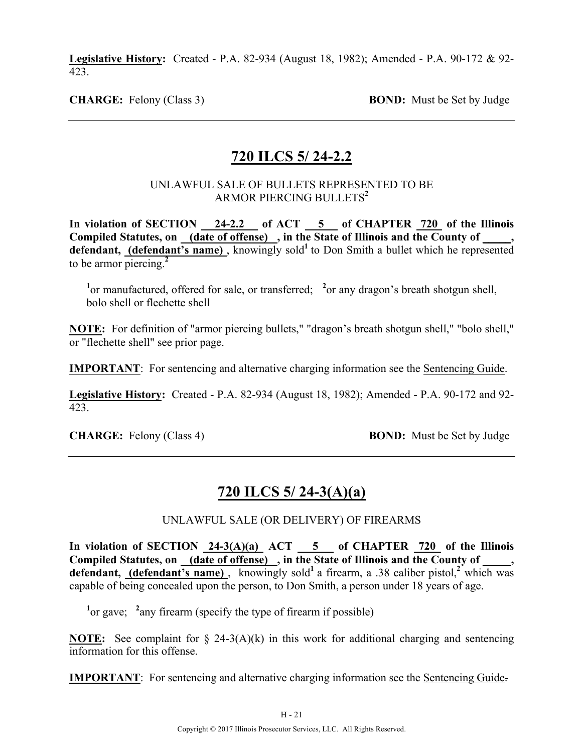**Legislative History:** Created - P.A. 82-934 (August 18, 1982); Amended - P.A. 90-172 & 92-423.

**CHARGE:** Felony (Class 3) **BOND:** Must be Set by Judge

---

## 720 ILCS 5/ 24-2.2

UNLAWFUL SALE OF BULLETS REPRESENTED TO BE ARMOR PIERCING BULLETS[2]

**In violation of SECTION 24-2.2 of ACT 5 of CHAPTER 720 of the Illinois Compiled Statutes, on (date of offense) , in the State of Illinois and the County of \_\_\_\_\_, defendant, (defendant's name)** , knowingly sold[1] to Don Smith a bullet which he represented to be armor piercing.[2]

[1]or manufactured, offered for sale, or transferred; [2]or any dragon's breath shotgun shell, bolo shell or flechette shell

**NOTE:** For definition of "armor piercing bullets," "dragon's breath shotgun shell," "bolo shell," or "flechette shell" see prior page.

**IMPORTANT**: For sentencing and alternative charging information see the Sentencing Guide.

**Legislative History:** Created - P.A. 82-934 (August 18, 1982); Amended - P.A. 90-172 and 92-423.

**CHARGE:** Felony (Class 4) **BOND:** Must be Set by Judge

---

## 720 ILCS 5/ 24-3(A)(a)

UNLAWFUL SALE (OR DELIVERY) OF FIREARMS

**In violation of SECTION 24-3(A)(a) ACT 5 of CHAPTER 720 of the Illinois Compiled Statutes, on (date of offense) , in the State of Illinois and the County of \_\_\_\_\_, defendant, (defendant's name)** , knowingly sold[1] a firearm, a .38 caliber pistol,[2] which was capable of being concealed upon the person, to Don Smith, a person under 18 years of age.

[1]or gave; [2]any firearm (specify the type of firearm if possible)

**NOTE:** See complaint for § 24-3(A)(k) in this work for additional charging and sentencing information for this offense.

**IMPORTANT**: For sentencing and alternative charging information see the Sentencing Guide.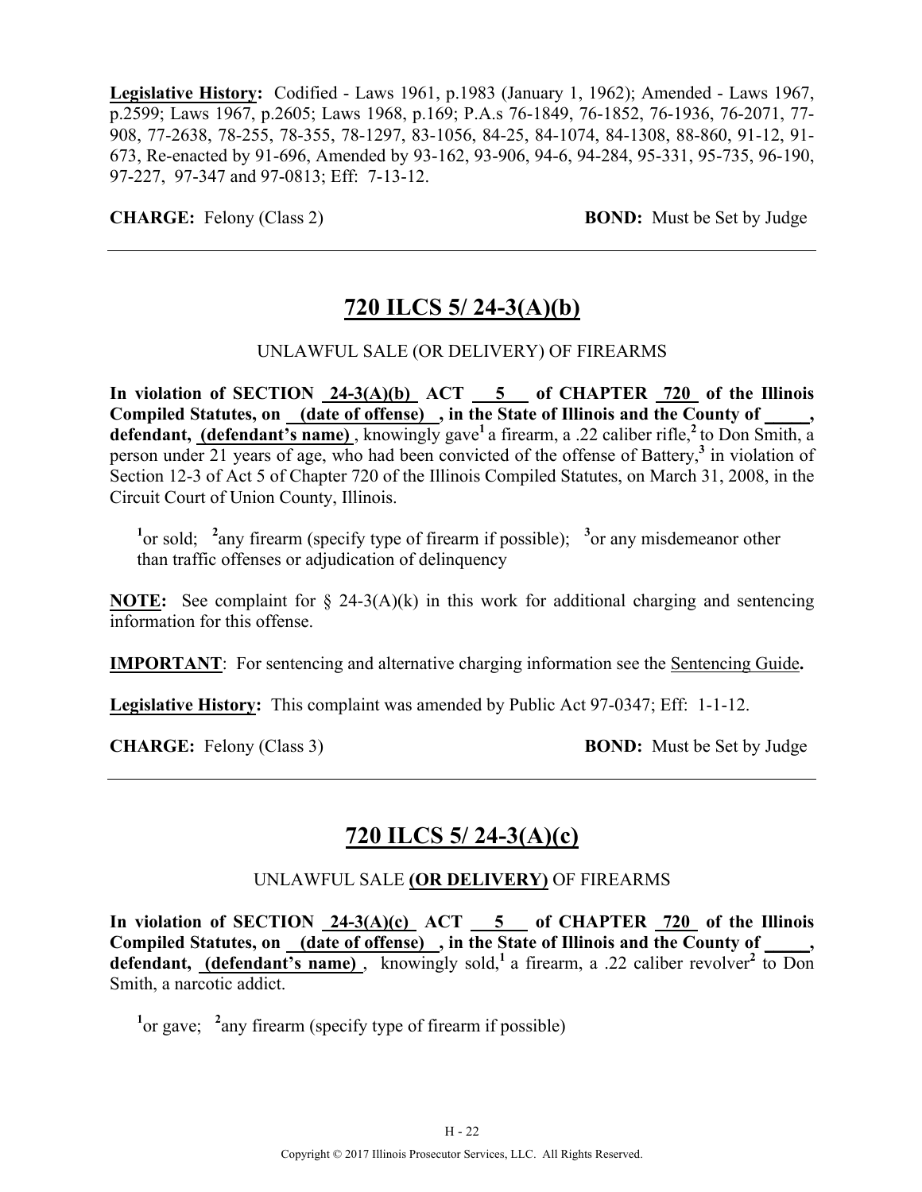**Legislative History:** Codified - Laws 1961, p.1983 (January 1, 1962); Amended - Laws 1967, p.2599; Laws 1967, p.2605; Laws 1968, p.169; P.A.s 76-1849, 76-1852, 76-1936, 76-2071, 77-908, 77-2638, 78-255, 78-355, 78-1297, 83-1056, 84-25, 84-1074, 84-1308, 88-860, 91-12, 91-673, Re-enacted by 91-696, Amended by 93-162, 93-906, 94-6, 94-284, 95-331, 95-735, 96-190, 97-227, 97-347 and 97-0813; Eff: 7-13-12.

**CHARGE:** Felony (Class 2) **BOND:** Must be Set by Judge

---

## 720 ILCS 5/ 24-3(A)(b)

UNLAWFUL SALE (OR DELIVERY) OF FIREARMS

**In violation of SECTION 24-3(A)(b) ACT 5 of CHAPTER 720 of the Illinois Compiled Statutes, on (date of offense) , in the State of Illinois and the County of _____, defendant, (defendant's name)**, knowingly gave[1] a firearm, a .22 caliber rifle,[2] to Don Smith, a person under 21 years of age, who had been convicted of the offense of Battery,[3] in violation of Section 12-3 of Act 5 of Chapter 720 of the Illinois Compiled Statutes, on March 31, 2008, in the Circuit Court of Union County, Illinois.

[1]or sold; [2]any firearm (specify type of firearm if possible); [3]or any misdemeanor other than traffic offenses or adjudication of delinquency

**NOTE:** See complaint for § 24-3(A)(k) in this work for additional charging and sentencing information for this offense.

**IMPORTANT**: For sentencing and alternative charging information see the Sentencing Guide**.**

**Legislative History:** This complaint was amended by Public Act 97-0347; Eff: 1-1-12.

**CHARGE:** Felony (Class 3) **BOND:** Must be Set by Judge

---

## 720 ILCS 5/ 24-3(A)(c)

UNLAWFUL SALE **(OR DELIVERY)** OF FIREARMS

**In violation of SECTION 24-3(A)(c) ACT 5 of CHAPTER 720 of the Illinois Compiled Statutes, on (date of offense) , in the State of Illinois and the County of _____, defendant, (defendant's name)** , knowingly sold,[1] a firearm, a .22 caliber revolver[2] to Don Smith, a narcotic addict.

[1]or gave; [2]any firearm (specify type of firearm if possible)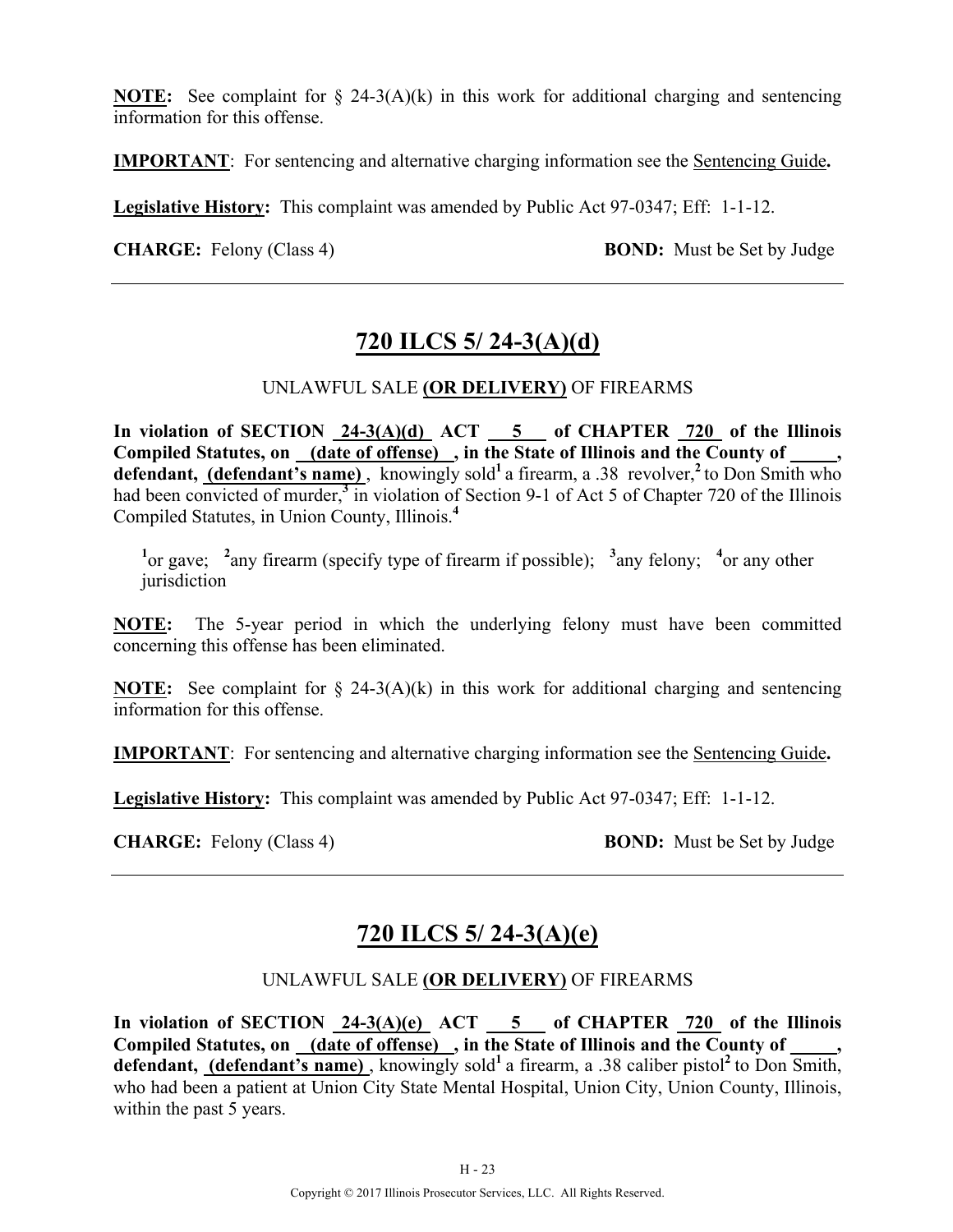**NOTE:** See complaint for § 24-3(A)(k) in this work for additional charging and sentencing information for this offense.

**IMPORTANT**: For sentencing and alternative charging information see the Sentencing Guide**.**

**Legislative History:** This complaint was amended by Public Act 97-0347; Eff: 1-1-12.

**CHARGE:** Felony (Class 4) **BOND:** Must be Set by Judge

---

## 720 ILCS 5/ 24-3(A)(d)

UNLAWFUL SALE **(OR DELIVERY)** OF FIREARMS

**In violation of SECTION 24-3(A)(d) ACT 5 of CHAPTER 720 of the Illinois Compiled Statutes, on (date of offense) , in the State of Illinois and the County of \_\_\_\_\_, defendant, (defendant's name)** , knowingly sold[1] a firearm, a .38 revolver,[2] to Don Smith who had been convicted of murder,[3] in violation of Section 9-1 of Act 5 of Chapter 720 of the Illinois Compiled Statutes, in Union County, Illinois.[4]

[1]or gave; [2]any firearm (specify type of firearm if possible); [3]any felony; [4]or any other jurisdiction

**NOTE:** The 5-year period in which the underlying felony must have been committed concerning this offense has been eliminated.

**NOTE:** See complaint for § 24-3(A)(k) in this work for additional charging and sentencing information for this offense.

**IMPORTANT**: For sentencing and alternative charging information see the Sentencing Guide**.**

**Legislative History:** This complaint was amended by Public Act 97-0347; Eff: 1-1-12.

**CHARGE:** Felony (Class 4) **BOND:** Must be Set by Judge

---

## 720 ILCS 5/ 24-3(A)(e)

UNLAWFUL SALE **(OR DELIVERY)** OF FIREARMS

**In violation of SECTION 24-3(A)(e) ACT 5 of CHAPTER 720 of the Illinois Compiled Statutes, on (date of offense) , in the State of Illinois and the County of \_\_\_\_\_, defendant, (defendant's name)** , knowingly sold[1] a firearm, a .38 caliber pistol[2] to Don Smith, who had been a patient at Union City State Mental Hospital, Union City, Union County, Illinois, within the past 5 years.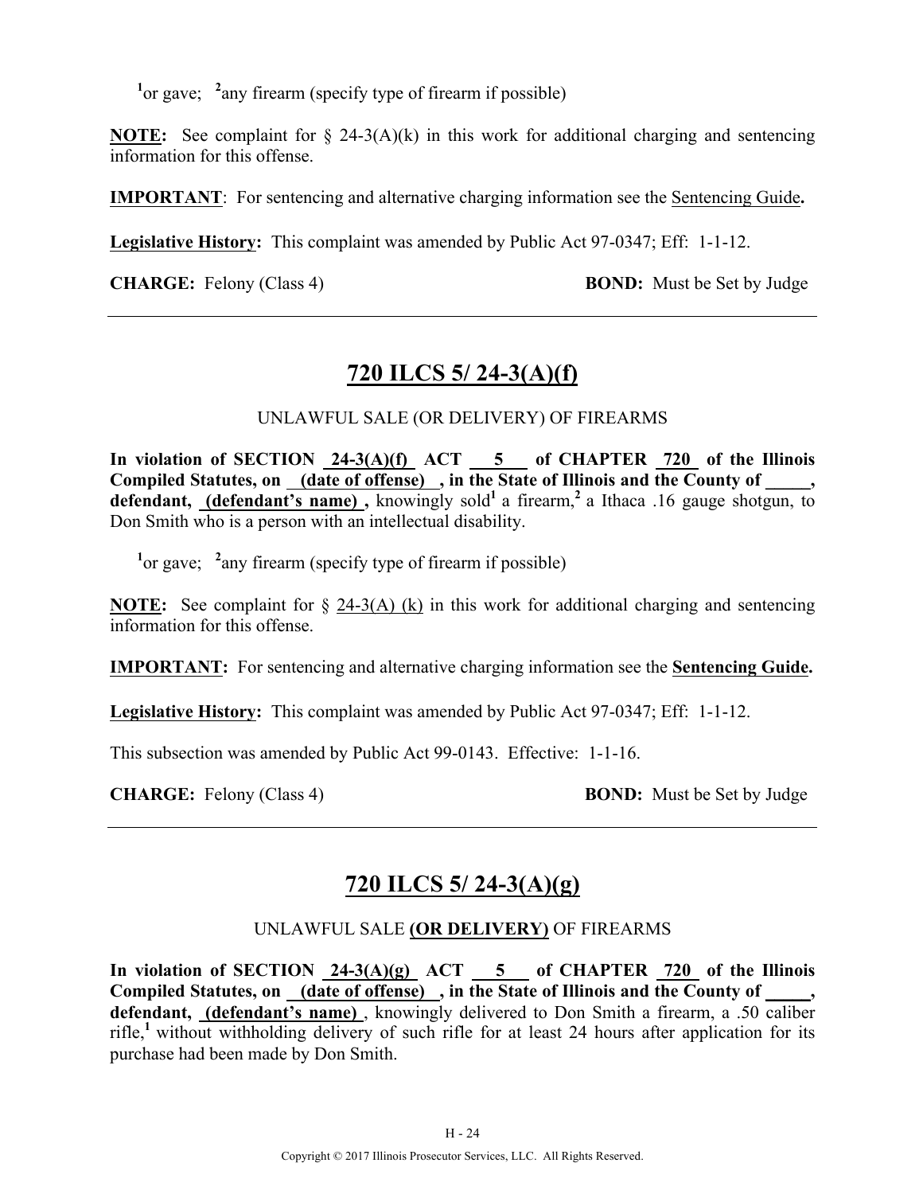[1]or gave; [2]any firearm (specify type of firearm if possible)

**NOTE:** See complaint for § 24-3(A)(k) in this work for additional charging and sentencing information for this offense.

**IMPORTANT**: For sentencing and alternative charging information see the Sentencing Guide**.**

**Legislative History:** This complaint was amended by Public Act 97-0347; Eff: 1-1-12.

**CHARGE:** Felony (Class 4) **BOND:** Must be Set by Judge

---

## 720 ILCS 5/ 24-3(A)(f)

UNLAWFUL SALE (OR DELIVERY) OF FIREARMS

**In violation of SECTION 24-3(A)(f) ACT 5 of CHAPTER 720 of the Illinois Compiled Statutes, on (date of offense) , in the State of Illinois and the County of _____, defendant, (defendant's name) ,** knowingly sold[1] a firearm,[2] a Ithaca .16 gauge shotgun, to Don Smith who is a person with an intellectual disability.

[1]or gave; [2]any firearm (specify type of firearm if possible)

**NOTE:** See complaint for § 24-3(A) (k) in this work for additional charging and sentencing information for this offense.

**IMPORTANT:** For sentencing and alternative charging information see the **Sentencing Guide.**

**Legislative History:** This complaint was amended by Public Act 97-0347; Eff: 1-1-12.

This subsection was amended by Public Act 99-0143. Effective: 1-1-16.

**CHARGE:** Felony (Class 4) **BOND:** Must be Set by Judge

---

## 720 ILCS 5/ 24-3(A)(g)

UNLAWFUL SALE **(OR DELIVERY)** OF FIREARMS

**In violation of SECTION 24-3(A)(g) ACT 5 of CHAPTER 720 of the Illinois Compiled Statutes, on (date of offense) , in the State of Illinois and the County of _____, defendant, (defendant's name)** , knowingly delivered to Don Smith a firearm, a .50 caliber rifle,[1] without withholding delivery of such rifle for at least 24 hours after application for its purchase had been made by Don Smith.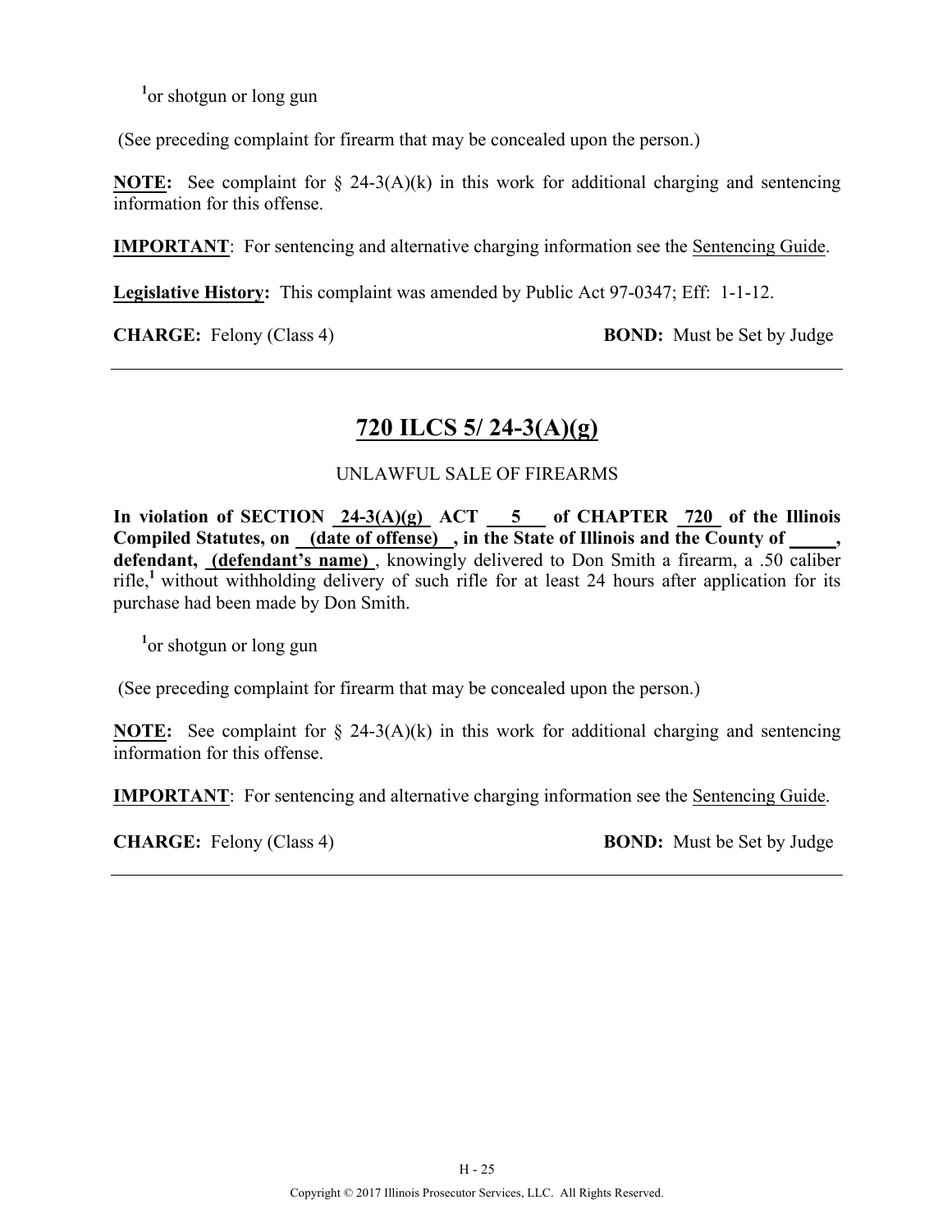[1]or shotgun or long gun

(See preceding complaint for firearm that may be concealed upon the person.)

**NOTE:** See complaint for § 24-3(A)(k) in this work for additional charging and sentencing information for this offense.

**IMPORTANT**: For sentencing and alternative charging information see the Sentencing Guide.

**Legislative History:** This complaint was amended by Public Act 97-0347; Eff: 1-1-12.

**CHARGE:** Felony (Class 4) **BOND:** Must be Set by Judge

---

## 720 ILCS 5/ 24-3(A)(g)

UNLAWFUL SALE OF FIREARMS

**In violation of SECTION 24-3(A)(g) ACT 5 of CHAPTER 720 of the Illinois Compiled Statutes, on (date of offense) , in the State of Illinois and the County of _____, defendant, (defendant's name)** , knowingly delivered to Don Smith a firearm, a .50 caliber rifle,[1] without withholding delivery of such rifle for at least 24 hours after application for its purchase had been made by Don Smith.

[1]or shotgun or long gun

(See preceding complaint for firearm that may be concealed upon the person.)

**NOTE:** See complaint for § 24-3(A)(k) in this work for additional charging and sentencing information for this offense.

**IMPORTANT**: For sentencing and alternative charging information see the Sentencing Guide.

**CHARGE:** Felony (Class 4) **BOND:** Must be Set by Judge

---

Copyright © 2017 Illinois Prosecutor Services, LLC. All Rights Reserved.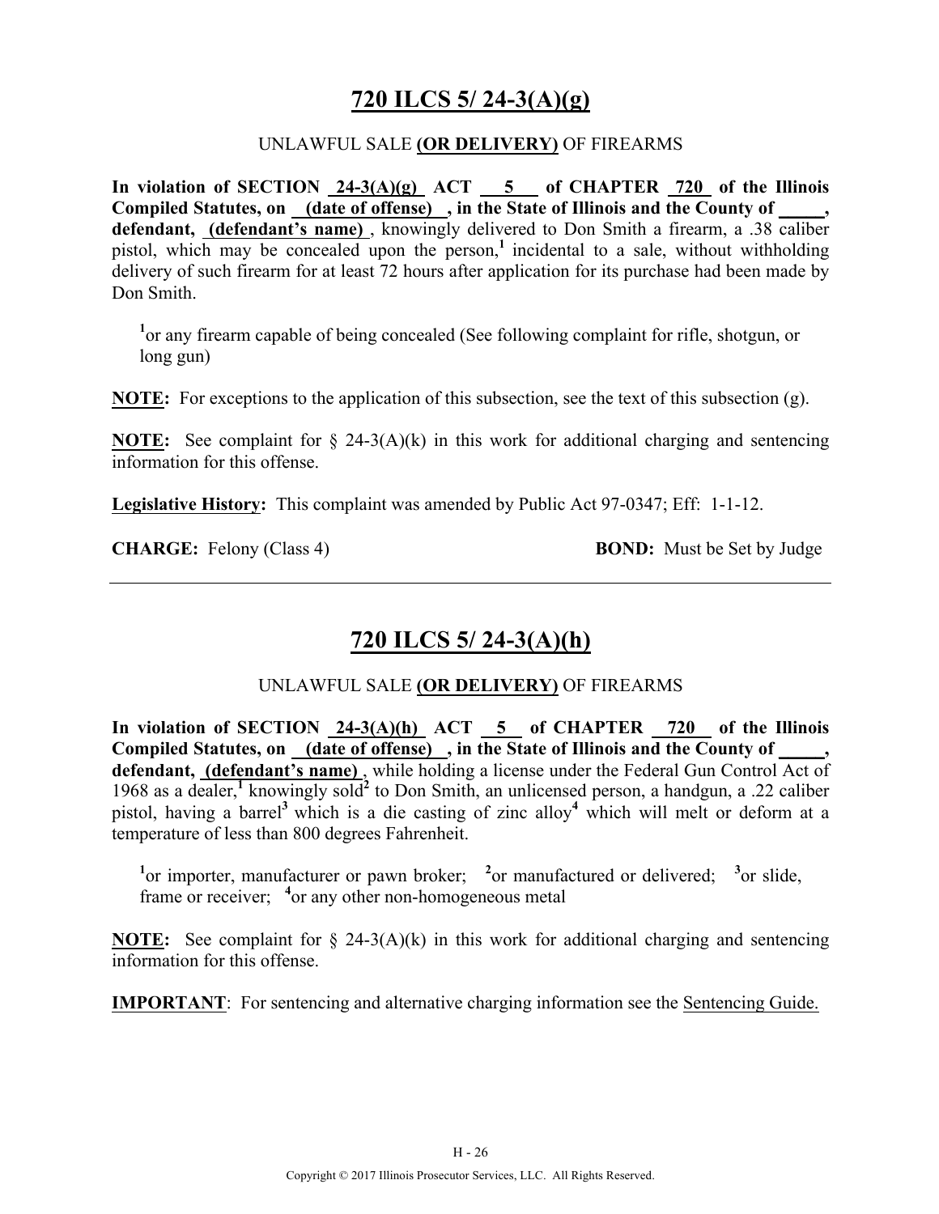## 720 ILCS 5/ 24-3(A)(g)

UNLAWFUL SALE **(OR DELIVERY)** OF FIREARMS

**In violation of SECTION 24-3(A)(g) ACT 5 of CHAPTER 720 of the Illinois Compiled Statutes, on (date of offense) , in the State of Illinois and the County of _____, defendant, (defendant's name)** , knowingly delivered to Don Smith a firearm, a .38 caliber pistol, which may be concealed upon the person,[1] incidental to a sale, without withholding delivery of such firearm for at least 72 hours after application for its purchase had been made by Don Smith.

[1]or any firearm capable of being concealed (See following complaint for rifle, shotgun, or long gun)

**NOTE:** For exceptions to the application of this subsection, see the text of this subsection (g).

**NOTE:** See complaint for § 24-3(A)(k) in this work for additional charging and sentencing information for this offense.

**Legislative History:** This complaint was amended by Public Act 97-0347; Eff: 1-1-12.

**CHARGE:** Felony (Class 4) **BOND:** Must be Set by Judge

---

## 720 ILCS 5/ 24-3(A)(h)

UNLAWFUL SALE **(OR DELIVERY)** OF FIREARMS

**In violation of SECTION 24-3(A)(h) ACT 5 of CHAPTER 720 of the Illinois Compiled Statutes, on (date of offense) , in the State of Illinois and the County of _____, defendant, (defendant's name)** , while holding a license under the Federal Gun Control Act of 1968 as a dealer,[1] knowingly sold[2] to Don Smith, an unlicensed person, a handgun, a .22 caliber pistol, having a barrel[3] which is a die casting of zinc alloy[4] which will melt or deform at a temperature of less than 800 degrees Fahrenheit.

[1]or importer, manufacturer or pawn broker; [2]or manufactured or delivered; [3]or slide, frame or receiver; [4]or any other non-homogeneous metal

**NOTE:** See complaint for § 24-3(A)(k) in this work for additional charging and sentencing information for this offense.

**IMPORTANT**: For sentencing and alternative charging information see the Sentencing Guide.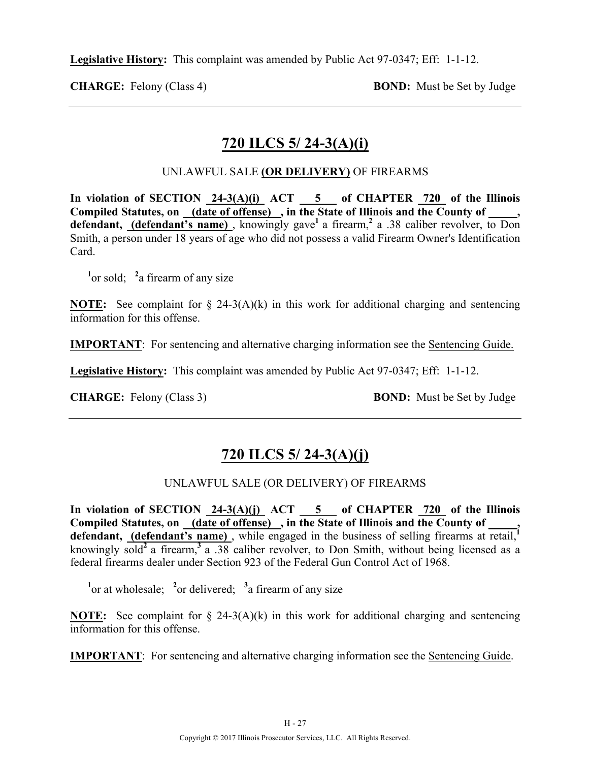**Legislative History:** This complaint was amended by Public Act 97-0347; Eff: 1-1-12.

**CHARGE:** Felony (Class 4) **BOND:** Must be Set by Judge

---

## 720 ILCS 5/ 24-3(A)(i)

UNLAWFUL SALE **(OR DELIVERY)** OF FIREARMS

**In violation of SECTION 24-3(A)(i) ACT 5 of CHAPTER 720 of the Illinois Compiled Statutes, on (date of offense) , in the State of Illinois and the County of \_\_\_\_\_, defendant, (defendant's name)** , knowingly gave[1] a firearm,[2] a .38 caliber revolver, to Don Smith, a person under 18 years of age who did not possess a valid Firearm Owner's Identification Card.

[1]or sold; [2]a firearm of any size

**NOTE:** See complaint for § 24-3(A)(k) in this work for additional charging and sentencing information for this offense.

**IMPORTANT**: For sentencing and alternative charging information see the Sentencing Guide.

**Legislative History:** This complaint was amended by Public Act 97-0347; Eff: 1-1-12.

**CHARGE:** Felony (Class 3) **BOND:** Must be Set by Judge

---

## 720 ILCS 5/ 24-3(A)(j)

UNLAWFUL SALE (OR DELIVERY) OF FIREARMS

**In violation of SECTION 24-3(A)(j) ACT 5 of CHAPTER 720 of the Illinois Compiled Statutes, on (date of offense) , in the State of Illinois and the County of \_\_\_\_\_, defendant, (defendant's name)** , while engaged in the business of selling firearms at retail,[1] knowingly sold[2] a firearm,[3] a .38 caliber revolver, to Don Smith, without being licensed as a federal firearms dealer under Section 923 of the Federal Gun Control Act of 1968.

[1]or at wholesale; [2]or delivered; [3]a firearm of any size

**NOTE:** See complaint for § 24-3(A)(k) in this work for additional charging and sentencing information for this offense.

**IMPORTANT**: For sentencing and alternative charging information see the Sentencing Guide.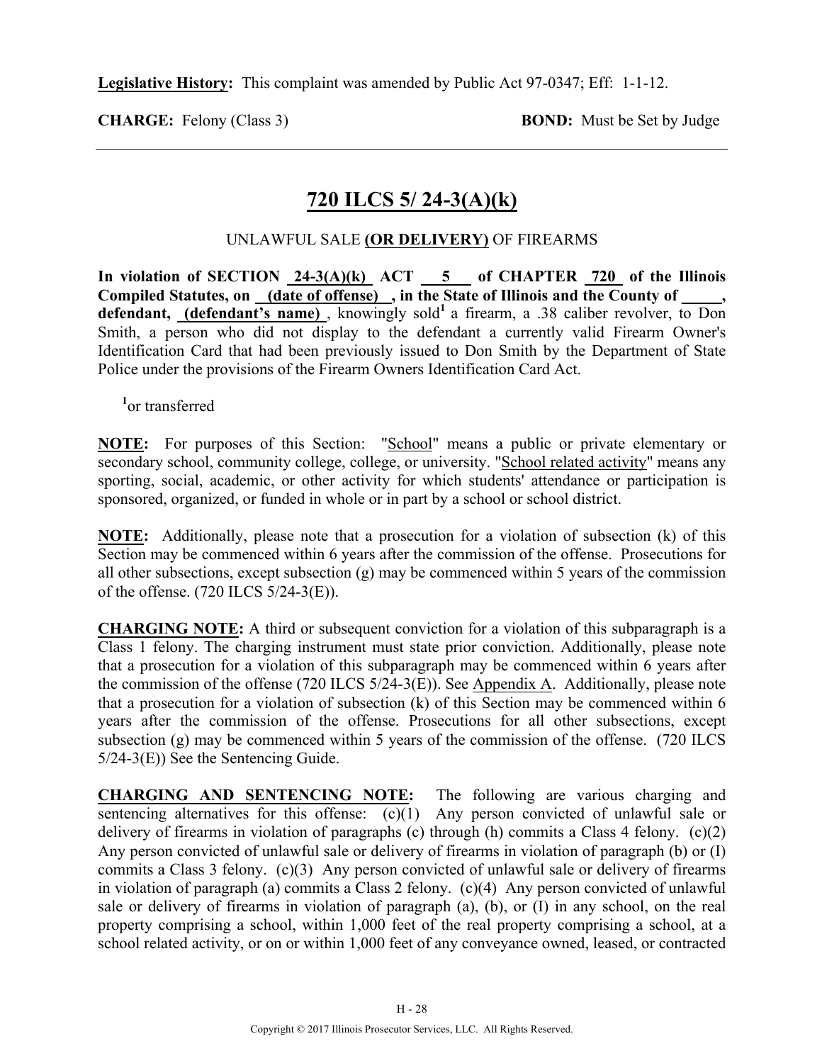**Legislative History:** This complaint was amended by Public Act 97-0347; Eff: 1-1-12.

**CHARGE:** Felony (Class 3) **BOND:** Must be Set by Judge

## 720 ILCS 5/ 24-3(A)(k)

UNLAWFUL SALE **(OR DELIVERY)** OF FIREARMS

**In violation of SECTION 24-3(A)(k) ACT 5 of CHAPTER 720 of the Illinois Compiled Statutes, on (date of offense) , in the State of Illinois and the County of \_\_\_\_\_, defendant, (defendant's name)** , knowingly sold[1] a firearm, a .38 caliber revolver, to Don Smith, a person who did not display to the defendant a currently valid Firearm Owner's Identification Card that had been previously issued to Don Smith by the Department of State Police under the provisions of the Firearm Owners Identification Card Act.

[1]or transferred

**NOTE:** For purposes of this Section: "School" means a public or private elementary or secondary school, community college, college, or university. "School related activity" means any sporting, social, academic, or other activity for which students' attendance or participation is sponsored, organized, or funded in whole or in part by a school or school district.

**NOTE:** Additionally, please note that a prosecution for a violation of subsection (k) of this Section may be commenced within 6 years after the commission of the offense. Prosecutions for all other subsections, except subsection (g) may be commenced within 5 years of the commission of the offense. (720 ILCS 5/24-3(E)).

**CHARGING NOTE:** A third or subsequent conviction for a violation of this subparagraph is a Class 1 felony. The charging instrument must state prior conviction. Additionally, please note that a prosecution for a violation of this subparagraph may be commenced within 6 years after the commission of the offense (720 ILCS 5/24-3(E)). See Appendix A. Additionally, please note that a prosecution for a violation of subsection (k) of this Section may be commenced within 6 years after the commission of the offense. Prosecutions for all other subsections, except subsection (g) may be commenced within 5 years of the commission of the offense. (720 ILCS 5/24-3(E)) See the Sentencing Guide.

**CHARGING AND SENTENCING NOTE:** The following are various charging and sentencing alternatives for this offense: (c)(1) Any person convicted of unlawful sale or delivery of firearms in violation of paragraphs (c) through (h) commits a Class 4 felony. (c)(2) Any person convicted of unlawful sale or delivery of firearms in violation of paragraph (b) or (I) commits a Class 3 felony. (c)(3) Any person convicted of unlawful sale or delivery of firearms in violation of paragraph (a) commits a Class 2 felony. (c)(4) Any person convicted of unlawful sale or delivery of firearms in violation of paragraph (a), (b), or (I) in any school, on the real property comprising a school, within 1,000 feet of the real property comprising a school, at a school related activity, or on or within 1,000 feet of any conveyance owned, leased, or contracted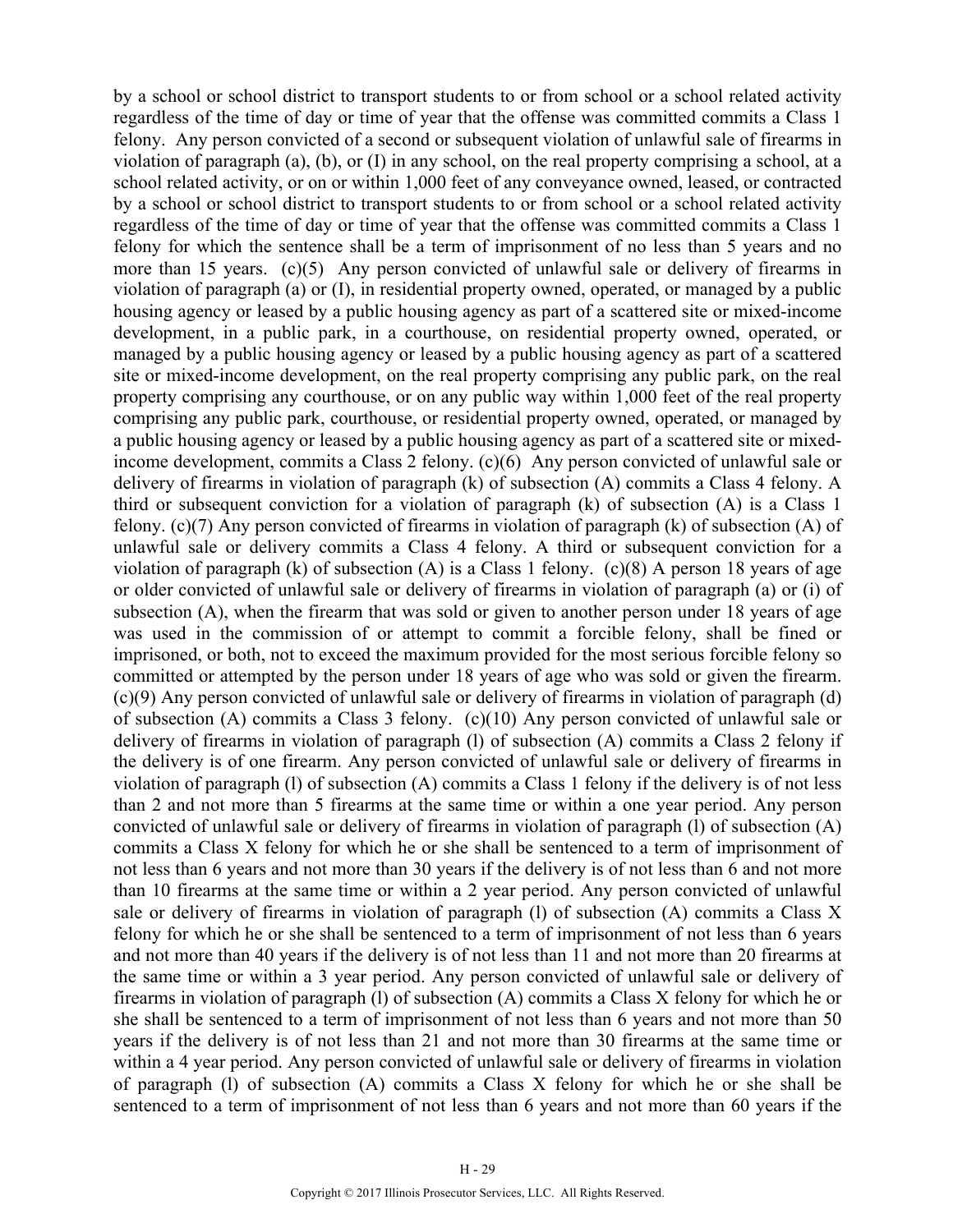by a school or school district to transport students to or from school or a school related activity regardless of the time of day or time of year that the offense was committed commits a Class 1 felony. Any person convicted of a second or subsequent violation of unlawful sale of firearms in violation of paragraph (a), (b), or (I) in any school, on the real property comprising a school, at a school related activity, or on or within 1,000 feet of any conveyance owned, leased, or contracted by a school or school district to transport students to or from school or a school related activity regardless of the time of day or time of year that the offense was committed commits a Class 1 felony for which the sentence shall be a term of imprisonment of no less than 5 years and no more than 15 years. (c)(5) Any person convicted of unlawful sale or delivery of firearms in violation of paragraph (a) or (I), in residential property owned, operated, or managed by a public housing agency or leased by a public housing agency as part of a scattered site or mixed-income development, in a public park, in a courthouse, on residential property owned, operated, or managed by a public housing agency or leased by a public housing agency as part of a scattered site or mixed-income development, on the real property comprising any public park, on the real property comprising any courthouse, or on any public way within 1,000 feet of the real property comprising any public park, courthouse, or residential property owned, operated, or managed by a public housing agency or leased by a public housing agency as part of a scattered site or mixed-income development, commits a Class 2 felony. (c)(6) Any person convicted of unlawful sale or delivery of firearms in violation of paragraph (k) of subsection (A) commits a Class 4 felony. A third or subsequent conviction for a violation of paragraph (k) of subsection (A) is a Class 1 felony. (c)(7) Any person convicted of firearms in violation of paragraph (k) of subsection (A) of unlawful sale or delivery commits a Class 4 felony. A third or subsequent conviction for a violation of paragraph (k) of subsection (A) is a Class 1 felony. (c)(8) A person 18 years of age or older convicted of unlawful sale or delivery of firearms in violation of paragraph (a) or (i) of subsection (A), when the firearm that was sold or given to another person under 18 years of age was used in the commission of or attempt to commit a forcible felony, shall be fined or imprisoned, or both, not to exceed the maximum provided for the most serious forcible felony so committed or attempted by the person under 18 years of age who was sold or given the firearm. (c)(9) Any person convicted of unlawful sale or delivery of firearms in violation of paragraph (d) of subsection (A) commits a Class 3 felony. (c)(10) Any person convicted of unlawful sale or delivery of firearms in violation of paragraph (l) of subsection (A) commits a Class 2 felony if the delivery is of one firearm. Any person convicted of unlawful sale or delivery of firearms in violation of paragraph (l) of subsection (A) commits a Class 1 felony if the delivery is of not less than 2 and not more than 5 firearms at the same time or within a one year period. Any person convicted of unlawful sale or delivery of firearms in violation of paragraph (l) of subsection (A) commits a Class X felony for which he or she shall be sentenced to a term of imprisonment of not less than 6 years and not more than 30 years if the delivery is of not less than 6 and not more than 10 firearms at the same time or within a 2 year period. Any person convicted of unlawful sale or delivery of firearms in violation of paragraph (l) of subsection (A) commits a Class X felony for which he or she shall be sentenced to a term of imprisonment of not less than 6 years and not more than 40 years if the delivery is of not less than 11 and not more than 20 firearms at the same time or within a 3 year period. Any person convicted of unlawful sale or delivery of firearms in violation of paragraph (l) of subsection (A) commits a Class X felony for which he or she shall be sentenced to a term of imprisonment of not less than 6 years and not more than 50 years if the delivery is of not less than 21 and not more than 30 firearms at the same time or within a 4 year period. Any person convicted of unlawful sale or delivery of firearms in violation of paragraph (l) of subsection (A) commits a Class X felony for which he or she shall be sentenced to a term of imprisonment of not less than 6 years and not more than 60 years if the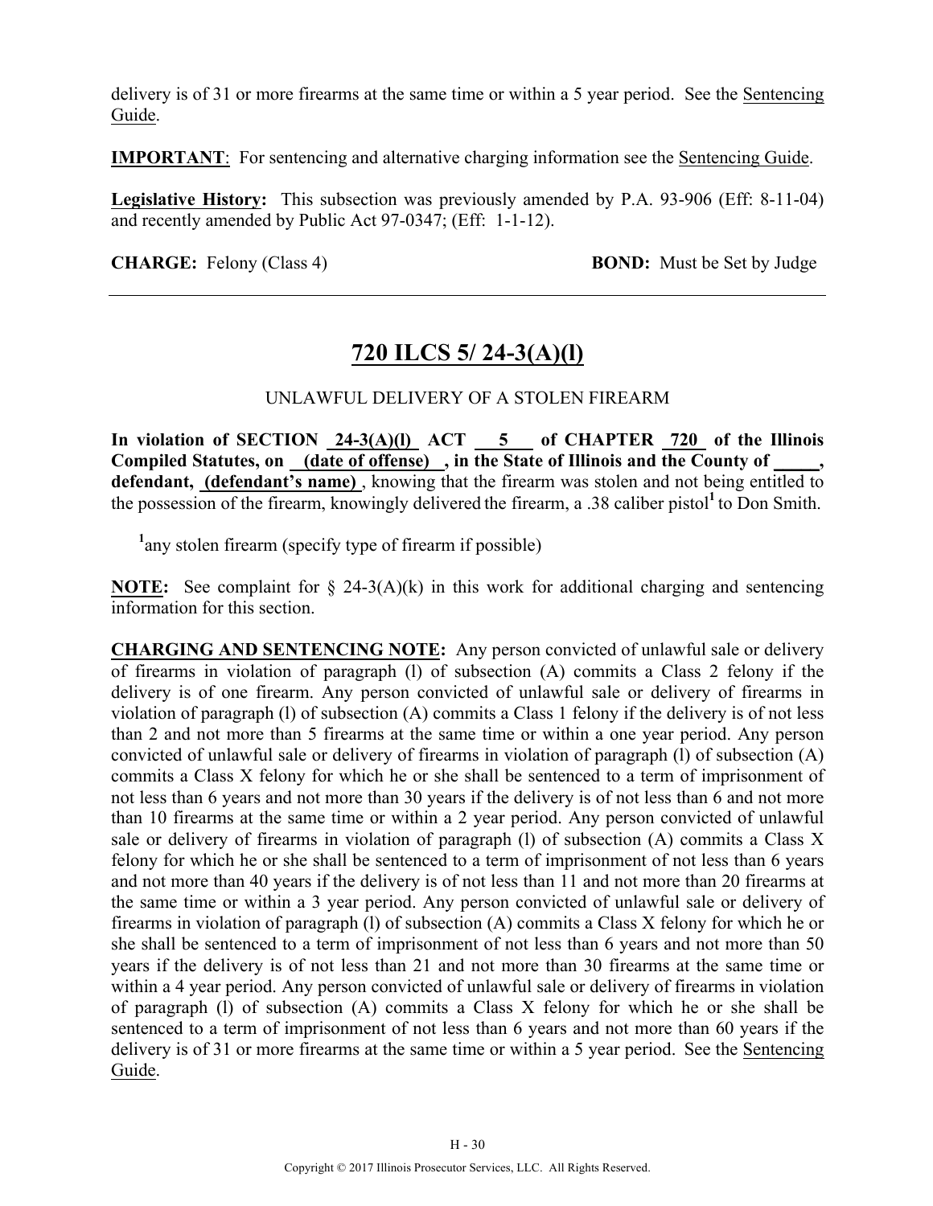delivery is of 31 or more firearms at the same time or within a 5 year period. See the Sentencing Guide.

**IMPORTANT**: For sentencing and alternative charging information see the Sentencing Guide.

**Legislative History:** This subsection was previously amended by P.A. 93-906 (Eff: 8-11-04) and recently amended by Public Act 97-0347; (Eff: 1-1-12).

**CHARGE:** Felony (Class 4) **BOND:** Must be Set by Judge

---

## 720 ILCS 5/ 24-3(A)(l)

UNLAWFUL DELIVERY OF A STOLEN FIREARM

**In violation of SECTION 24-3(A)(l) ACT 5 of CHAPTER 720 of the Illinois Compiled Statutes, on (date of offense) , in the State of Illinois and the County of \_\_\_\_\_, defendant, (defendant's name)** , knowing that the firearm was stolen and not being entitled to the possession of the firearm, knowingly delivered the firearm, a .38 caliber pistol[1] to Don Smith.

[1]any stolen firearm (specify type of firearm if possible)

**NOTE:** See complaint for § 24-3(A)(k) in this work for additional charging and sentencing information for this section.

**CHARGING AND SENTENCING NOTE:** Any person convicted of unlawful sale or delivery of firearms in violation of paragraph (l) of subsection (A) commits a Class 2 felony if the delivery is of one firearm. Any person convicted of unlawful sale or delivery of firearms in violation of paragraph (l) of subsection (A) commits a Class 1 felony if the delivery is of not less than 2 and not more than 5 firearms at the same time or within a one year period. Any person convicted of unlawful sale or delivery of firearms in violation of paragraph (l) of subsection (A) commits a Class X felony for which he or she shall be sentenced to a term of imprisonment of not less than 6 years and not more than 30 years if the delivery is of not less than 6 and not more than 10 firearms at the same time or within a 2 year period. Any person convicted of unlawful sale or delivery of firearms in violation of paragraph (l) of subsection (A) commits a Class X felony for which he or she shall be sentenced to a term of imprisonment of not less than 6 years and not more than 40 years if the delivery is of not less than 11 and not more than 20 firearms at the same time or within a 3 year period. Any person convicted of unlawful sale or delivery of firearms in violation of paragraph (l) of subsection (A) commits a Class X felony for which he or she shall be sentenced to a term of imprisonment of not less than 6 years and not more than 50 years if the delivery is of not less than 21 and not more than 30 firearms at the same time or within a 4 year period. Any person convicted of unlawful sale or delivery of firearms in violation of paragraph (l) of subsection (A) commits a Class X felony for which he or she shall be sentenced to a term of imprisonment of not less than 6 years and not more than 60 years if the delivery is of 31 or more firearms at the same time or within a 5 year period. See the Sentencing Guide.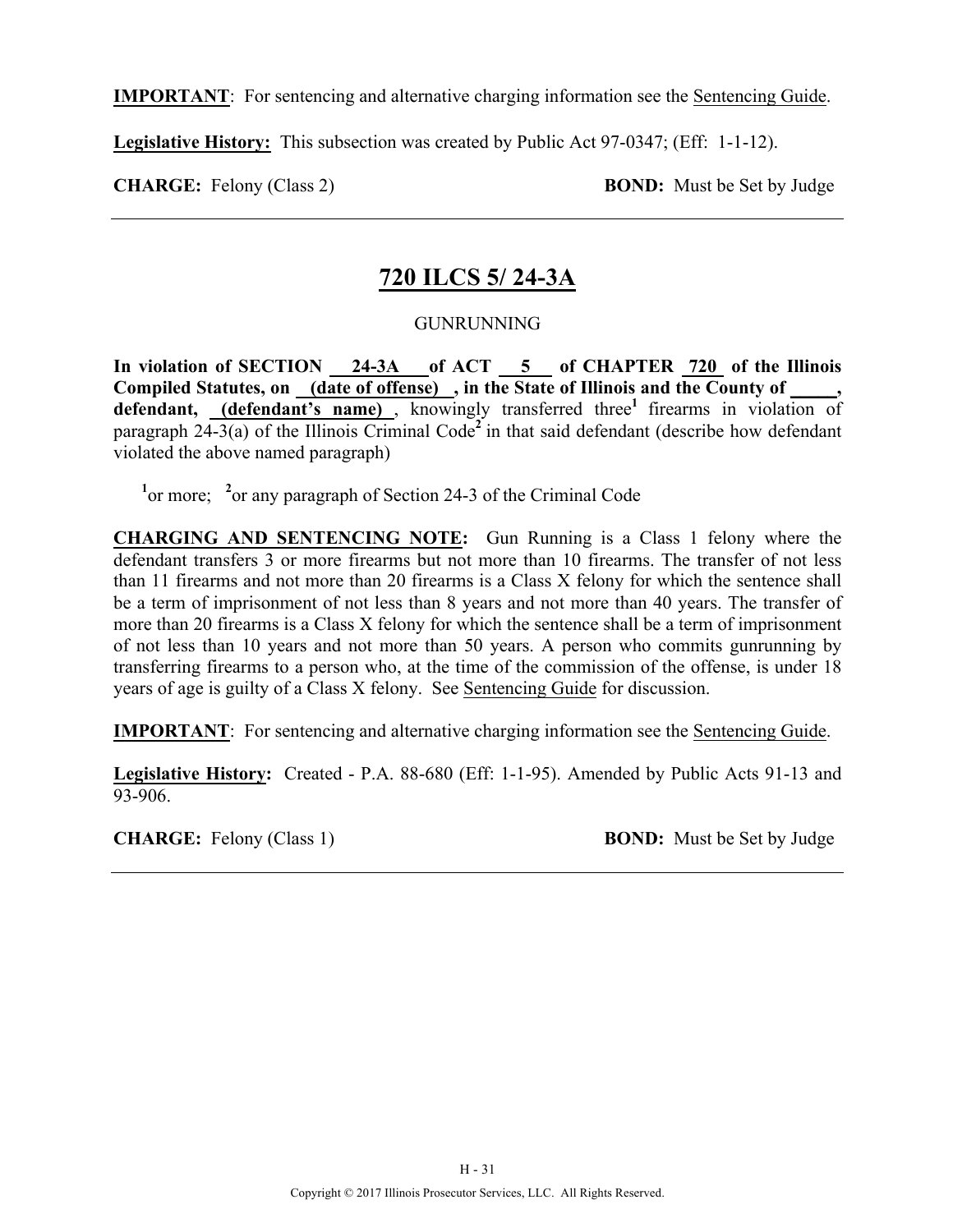**IMPORTANT**: For sentencing and alternative charging information see the Sentencing Guide.

**Legislative History:** This subsection was created by Public Act 97-0347; (Eff: 1-1-12).

**CHARGE:** Felony (Class 2) **BOND:** Must be Set by Judge

---

## 720 ILCS 5/ 24-3A

GUNRUNNING

**In violation of SECTION 24-3A of ACT 5 of CHAPTER 720 of the Illinois Compiled Statutes, on (date of offense) , in the State of Illinois and the County of \_\_\_\_\_, defendant, (defendant's name)** , knowingly transferred three[1] firearms in violation of paragraph 24-3(a) of the Illinois Criminal Code[2] in that said defendant (describe how defendant violated the above named paragraph)

[1]or more; [2]or any paragraph of Section 24-3 of the Criminal Code

**CHARGING AND SENTENCING NOTE:** Gun Running is a Class 1 felony where the defendant transfers 3 or more firearms but not more than 10 firearms. The transfer of not less than 11 firearms and not more than 20 firearms is a Class X felony for which the sentence shall be a term of imprisonment of not less than 8 years and not more than 40 years. The transfer of more than 20 firearms is a Class X felony for which the sentence shall be a term of imprisonment of not less than 10 years and not more than 50 years. A person who commits gunrunning by transferring firearms to a person who, at the time of the commission of the offense, is under 18 years of age is guilty of a Class X felony. See Sentencing Guide for discussion.

**IMPORTANT**: For sentencing and alternative charging information see the Sentencing Guide.

**Legislative History:** Created - P.A. 88-680 (Eff: 1-1-95). Amended by Public Acts 91-13 and 93-906.

**CHARGE:** Felony (Class 1) **BOND:** Must be Set by Judge

---

Copyright © 2017 Illinois Prosecutor Services, LLC. All Rights Reserved.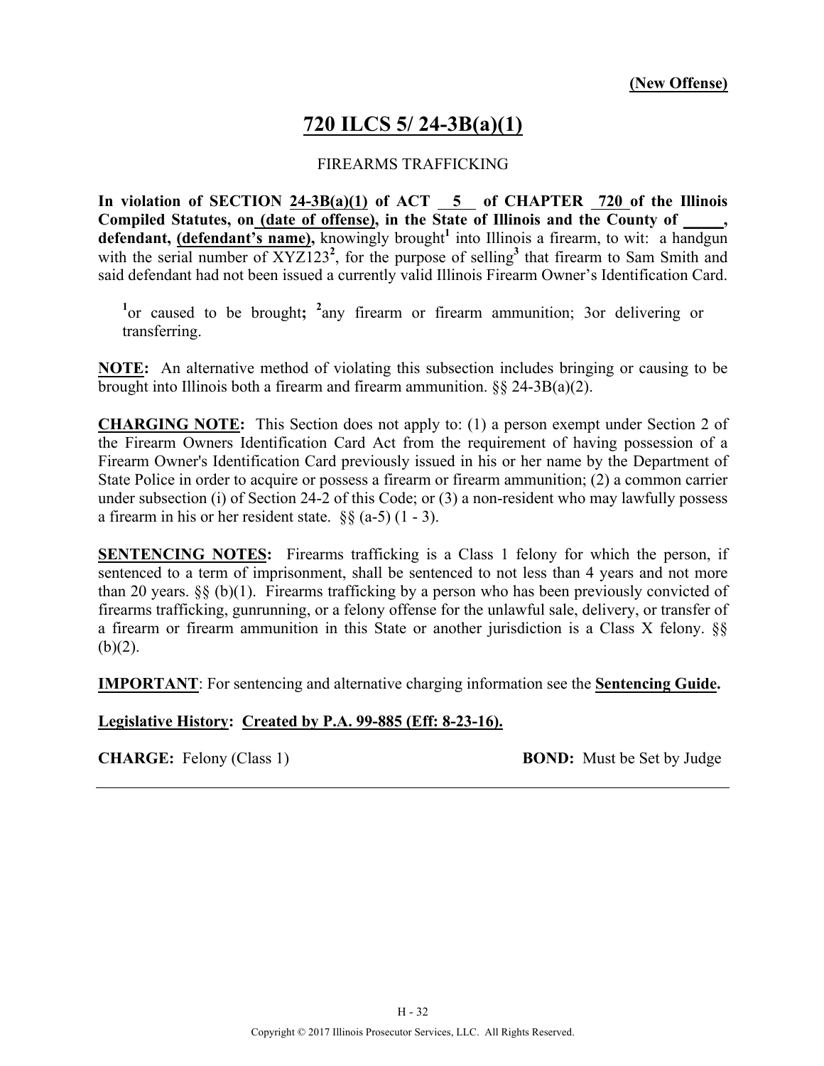**(New Offense)**

# 720 ILCS 5/ 24-3B(a)(1)

FIREARMS TRAFFICKING

**In violation of SECTION 24-3B(a)(1) of ACT 5 of CHAPTER 720 of the Illinois Compiled Statutes, on (date of offense), in the State of Illinois and the County of _____, defendant, (defendant's name),** knowingly brought[1] into Illinois a firearm, to wit: a handgun with the serial number of XYZ123[2], for the purpose of selling[3] that firearm to Sam Smith and said defendant had not been issued a currently valid Illinois Firearm Owner's Identification Card.

[1]or caused to be brought; [2]any firearm or firearm ammunition; 3or delivering or transferring.

**NOTE:** An alternative method of violating this subsection includes bringing or causing to be brought into Illinois both a firearm and firearm ammunition. §§ 24-3B(a)(2).

**CHARGING NOTE:** This Section does not apply to: (1) a person exempt under Section 2 of the Firearm Owners Identification Card Act from the requirement of having possession of a Firearm Owner's Identification Card previously issued in his or her name by the Department of State Police in order to acquire or possess a firearm or firearm ammunition; (2) a common carrier under subsection (i) of Section 24-2 of this Code; or (3) a non-resident who may lawfully possess a firearm in his or her resident state. §§ (a-5) (1 - 3).

**SENTENCING NOTES:** Firearms trafficking is a Class 1 felony for which the person, if sentenced to a term of imprisonment, shall be sentenced to not less than 4 years and not more than 20 years. §§ (b)(1). Firearms trafficking by a person who has been previously convicted of firearms trafficking, gunrunning, or a felony offense for the unlawful sale, delivery, or transfer of a firearm or firearm ammunition in this State or another jurisdiction is a Class X felony. §§ (b)(2).

**IMPORTANT**: For sentencing and alternative charging information see the **Sentencing Guide.**

**Legislative History: Created by P.A. 99-885 (Eff: 8-23-16).**

**CHARGE:** Felony (Class 1) **BOND:** Must be Set by Judge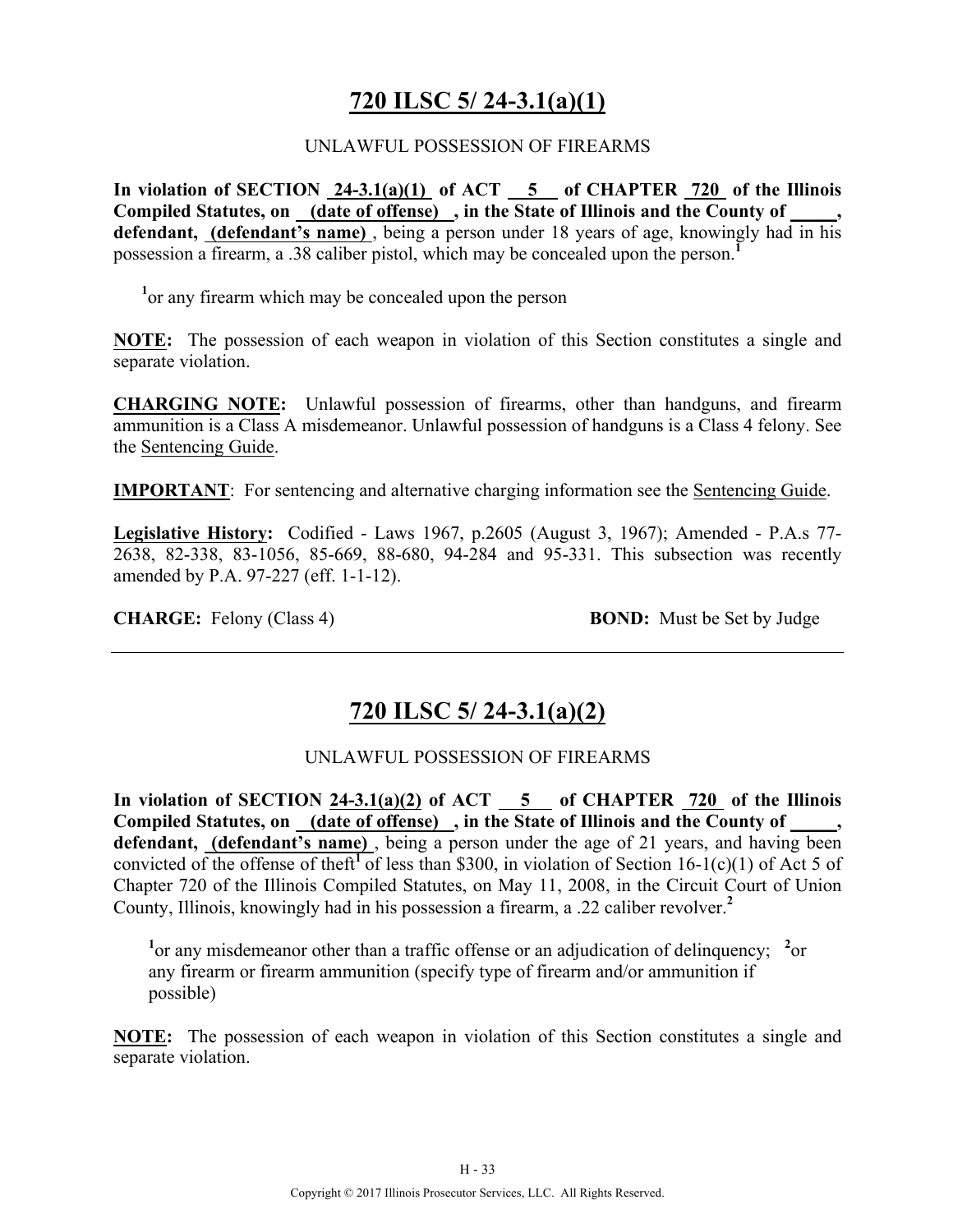# 720 ILSC 5/ 24-3.1(a)(1)

UNLAWFUL POSSESSION OF FIREARMS

**In violation of SECTION 24-3.1(a)(1) of ACT 5 of CHAPTER 720 of the Illinois Compiled Statutes, on (date of offense) , in the State of Illinois and the County of \_\_\_\_\_, defendant, (defendant's name)** , being a person under 18 years of age, knowingly had in his possession a firearm, a .38 caliber pistol, which may be concealed upon the person.[1]

[1]or any firearm which may be concealed upon the person

**NOTE:** The possession of each weapon in violation of this Section constitutes a single and separate violation.

**CHARGING NOTE:** Unlawful possession of firearms, other than handguns, and firearm ammunition is a Class A misdemeanor. Unlawful possession of handguns is a Class 4 felony. See the Sentencing Guide.

**IMPORTANT**: For sentencing and alternative charging information see the Sentencing Guide.

**Legislative History:** Codified - Laws 1967, p.2605 (August 3, 1967); Amended - P.A.s 77-2638, 82-338, 83-1056, 85-669, 88-680, 94-284 and 95-331. This subsection was recently amended by P.A. 97-227 (eff. 1-1-12).

**CHARGE:** Felony (Class 4) **BOND:** Must be Set by Judge

---

# 720 ILSC 5/ 24-3.1(a)(2)

UNLAWFUL POSSESSION OF FIREARMS

**In violation of SECTION 24-3.1(a)(2) of ACT 5 of CHAPTER 720 of the Illinois Compiled Statutes, on (date of offense) , in the State of Illinois and the County of \_\_\_\_\_, defendant, (defendant's name)** , being a person under the age of 21 years, and having been convicted of the offense of theft[1] of less than \$300, in violation of Section 16-1(c)(1) of Act 5 of Chapter 720 of the Illinois Compiled Statutes, on May 11, 2008, in the Circuit Court of Union County, Illinois, knowingly had in his possession a firearm, a .22 caliber revolver.[2]

[1]or any misdemeanor other than a traffic offense or an adjudication of delinquency; [2]or any firearm or firearm ammunition (specify type of firearm and/or ammunition if possible)

**NOTE:** The possession of each weapon in violation of this Section constitutes a single and separate violation.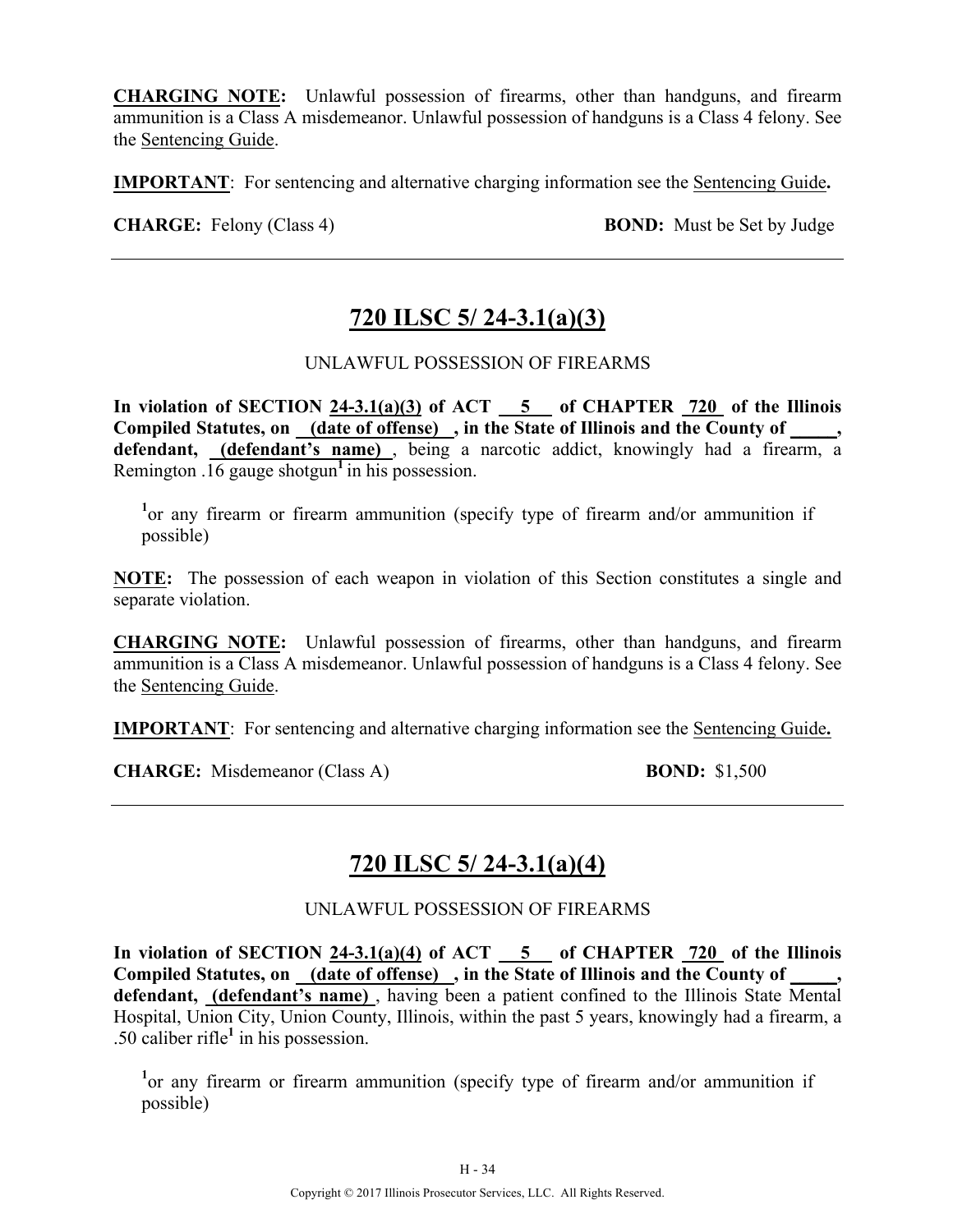**CHARGING NOTE:** Unlawful possession of firearms, other than handguns, and firearm ammunition is a Class A misdemeanor. Unlawful possession of handguns is a Class 4 felony. See the Sentencing Guide.

**IMPORTANT**: For sentencing and alternative charging information see the Sentencing Guide**.**

**CHARGE:** Felony (Class 4) **BOND:** Must be Set by Judge

---

## 720 ILSC 5/ 24-3.1(a)(3)

UNLAWFUL POSSESSION OF FIREARMS

**In violation of SECTION 24-3.1(a)(3) of ACT 5 of CHAPTER 720 of the Illinois Compiled Statutes, on (date of offense) , in the State of Illinois and the County of \_\_\_\_\_, defendant, (defendant's name)** , being a narcotic addict, knowingly had a firearm, a Remington .16 gauge shotgun[1] in his possession.

[1]or any firearm or firearm ammunition (specify type of firearm and/or ammunition if possible)

**NOTE:** The possession of each weapon in violation of this Section constitutes a single and separate violation.

**CHARGING NOTE:** Unlawful possession of firearms, other than handguns, and firearm ammunition is a Class A misdemeanor. Unlawful possession of handguns is a Class 4 felony. See the Sentencing Guide.

**IMPORTANT**: For sentencing and alternative charging information see the Sentencing Guide**.**

**CHARGE:** Misdemeanor (Class A) **BOND:** $1,500

---

## 720 ILSC 5/ 24-3.1(a)(4)

UNLAWFUL POSSESSION OF FIREARMS

**In violation of SECTION 24-3.1(a)(4) of ACT 5 of CHAPTER 720 of the Illinois Compiled Statutes, on (date of offense) , in the State of Illinois and the County of \_\_\_\_\_, defendant, (defendant's name)** , having been a patient confined to the Illinois State Mental Hospital, Union City, Union County, Illinois, within the past 5 years, knowingly had a firearm, a .50 caliber rifle[1] in his possession.

[1]or any firearm or firearm ammunition (specify type of firearm and/or ammunition if possible)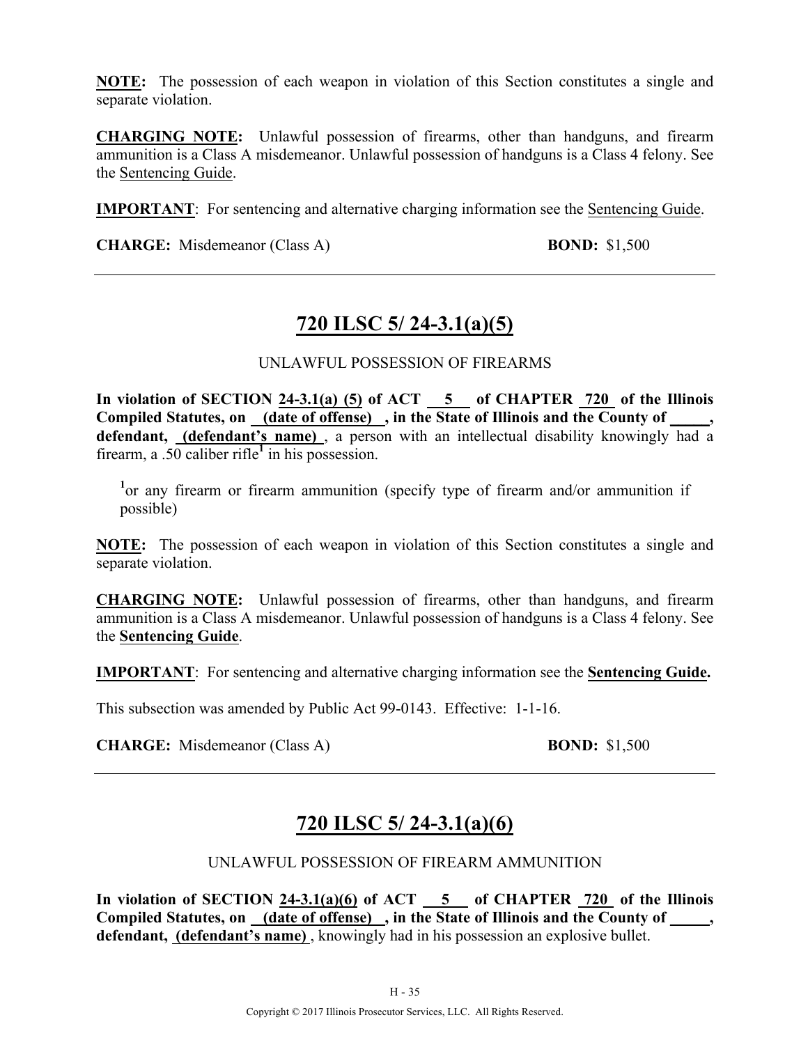**NOTE:** The possession of each weapon in violation of this Section constitutes a single and separate violation.

**CHARGING NOTE:** Unlawful possession of firearms, other than handguns, and firearm ammunition is a Class A misdemeanor. Unlawful possession of handguns is a Class 4 felony. See the Sentencing Guide.

**IMPORTANT**: For sentencing and alternative charging information see the Sentencing Guide.

**CHARGE:** Misdemeanor (Class A) **BOND:** $1,500

---

## 720 ILSC 5/ 24-3.1(a)(5)

UNLAWFUL POSSESSION OF FIREARMS

**In violation of SECTION 24-3.1(a) (5) of ACT 5 of CHAPTER 720 of the Illinois Compiled Statutes, on (date of offense) , in the State of Illinois and the County of \_\_\_\_\_, defendant, (defendant's name)** , a person with an intellectual disability knowingly had a firearm, a .50 caliber rifle[1] in his possession.

[1]or any firearm or firearm ammunition (specify type of firearm and/or ammunition if possible)

**NOTE:** The possession of each weapon in violation of this Section constitutes a single and separate violation.

**CHARGING NOTE:** Unlawful possession of firearms, other than handguns, and firearm ammunition is a Class A misdemeanor. Unlawful possession of handguns is a Class 4 felony. See the **Sentencing Guide**.

**IMPORTANT**: For sentencing and alternative charging information see the **Sentencing Guide.**

This subsection was amended by Public Act 99-0143. Effective: 1-1-16.

**CHARGE:** Misdemeanor (Class A) **BOND:** $1,500

---

## 720 ILSC 5/ 24-3.1(a)(6)

UNLAWFUL POSSESSION OF FIREARM AMMUNITION

**In violation of SECTION 24-3.1(a)(6) of ACT 5 of CHAPTER 720 of the Illinois Compiled Statutes, on (date of offense) , in the State of Illinois and the County of \_\_\_\_\_, defendant, (defendant's name)** , knowingly had in his possession an explosive bullet.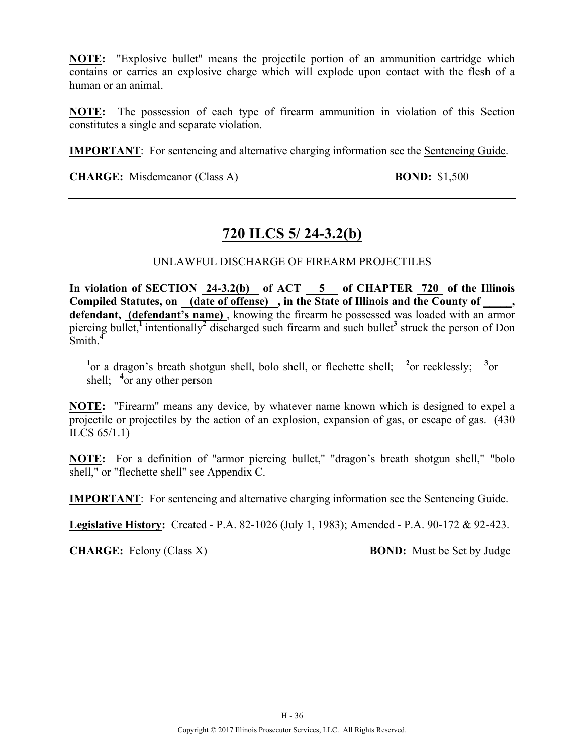**NOTE:** "Explosive bullet" means the projectile portion of an ammunition cartridge which contains or carries an explosive charge which will explode upon contact with the flesh of a human or an animal.

**NOTE:** The possession of each type of firearm ammunition in violation of this Section constitutes a single and separate violation.

**IMPORTANT**: For sentencing and alternative charging information see the Sentencing Guide.

**CHARGE:** Misdemeanor (Class A) **BOND:** $1,500

---

## 720 ILCS 5/ 24-3.2(b)

UNLAWFUL DISCHARGE OF FIREARM PROJECTILES

**In violation of SECTION 24-3.2(b) of ACT 5 of CHAPTER 720 of the Illinois Compiled Statutes, on (date of offense) , in the State of Illinois and the County of _____, defendant, (defendant's name)** , knowing the firearm he possessed was loaded with an armor piercing bullet,[1] intentionally[2] discharged such firearm and such bullet[3] struck the person of Don Smith.[4]

[1]or a dragon's breath shotgun shell, bolo shell, or flechette shell; [2]or recklessly; [3]or shell; [4]or any other person

**NOTE:** "Firearm" means any device, by whatever name known which is designed to expel a projectile or projectiles by the action of an explosion, expansion of gas, or escape of gas. (430 ILCS 65/1.1)

**NOTE:** For a definition of "armor piercing bullet," "dragon's breath shotgun shell," "bolo shell," or "flechette shell" see Appendix C.

**IMPORTANT**: For sentencing and alternative charging information see the Sentencing Guide.

**Legislative History:** Created - P.A. 82-1026 (July 1, 1983); Amended - P.A. 90-172 & 92-423.

**CHARGE:** Felony (Class X) **BOND:** Must be Set by Judge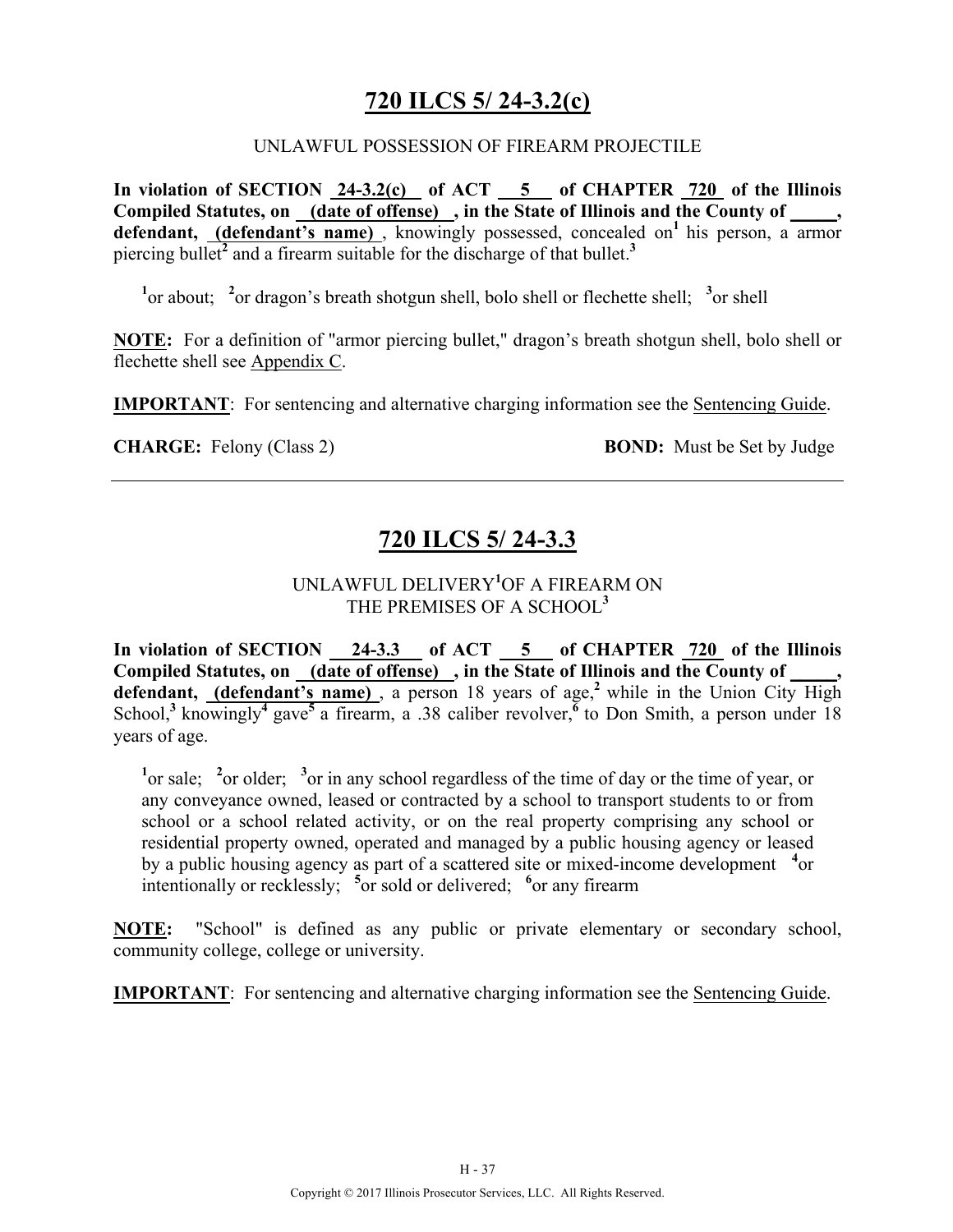# 720 ILCS 5/ 24-3.2(c)

UNLAWFUL POSSESSION OF FIREARM PROJECTILE

**In violation of SECTION 24-3.2(c) of ACT 5 of CHAPTER 720 of the Illinois Compiled Statutes, on (date of offense), in the State of Illinois and the County of _____, defendant, (defendant's name)**, knowingly possessed, concealed on[1] his person, a armor piercing bullet[2] and a firearm suitable for the discharge of that bullet.[3]

[1]or about; [2]or dragon's breath shotgun shell, bolo shell or flechette shell; [3]or shell

**NOTE:** For a definition of "armor piercing bullet," dragon's breath shotgun shell, bolo shell or flechette shell see Appendix C.

**IMPORTANT**: For sentencing and alternative charging information see the Sentencing Guide.

**CHARGE:** Felony (Class 2) **BOND:** Must be Set by Judge

---

# 720 ILCS 5/ 24-3.3

UNLAWFUL DELIVERY[1]OF A FIREARM ON THE PREMISES OF A SCHOOL[3]

**In violation of SECTION 24-3.3 of ACT 5 of CHAPTER 720 of the Illinois Compiled Statutes, on (date of offense), in the State of Illinois and the County of _____, defendant, (defendant's name)**, a person 18 years of age,[2] while in the Union City High School,[3] knowingly[4] gave[5] a firearm, a .38 caliber revolver,[6] to Don Smith, a person under 18 years of age.

[1]or sale; [2]or older; [3]or in any school regardless of the time of day or the time of year, or any conveyance owned, leased or contracted by a school to transport students to or from school or a school related activity, or on the real property comprising any school or residential property owned, operated and managed by a public housing agency or leased by a public housing agency as part of a scattered site or mixed-income development [4]or intentionally or recklessly; [5]or sold or delivered; [6]or any firearm

**NOTE:** "School" is defined as any public or private elementary or secondary school, community college, college or university.

**IMPORTANT**: For sentencing and alternative charging information see the Sentencing Guide.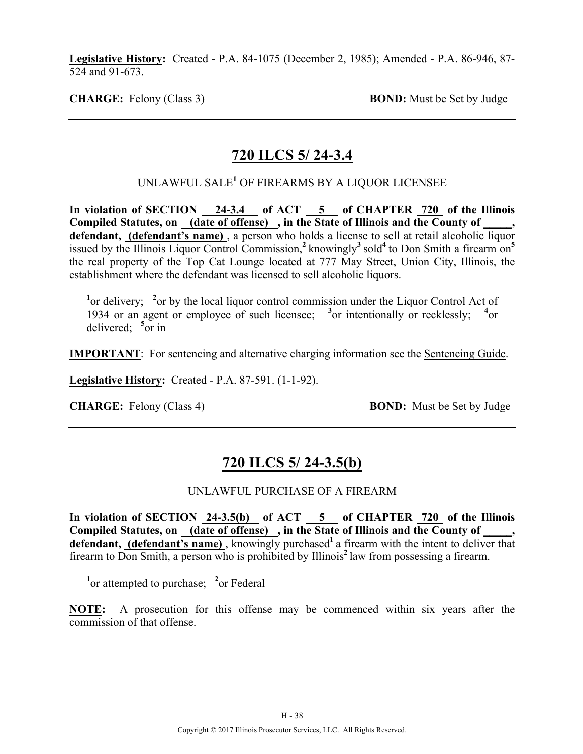**Legislative History:** Created - P.A. 84-1075 (December 2, 1985); Amended - P.A. 86-946, 87-524 and 91-673.

**CHARGE:** Felony (Class 3) **BOND:** Must be Set by Judge

---

## 720 ILCS 5/ 24-3.4

UNLAWFUL SALE[1] OF FIREARMS BY A LIQUOR LICENSEE

**In violation of SECTION 24-3.4 of ACT 5 of CHAPTER 720 of the Illinois Compiled Statutes, on (date of offense), in the State of Illinois and the County of _____, defendant, (defendant's name)**, a person who holds a license to sell at retail alcoholic liquor issued by the Illinois Liquor Control Commission,[2] knowingly[3] sold[4] to Don Smith a firearm on[5] the real property of the Top Cat Lounge located at 777 May Street, Union City, Illinois, the establishment where the defendant was licensed to sell alcoholic liquors.

[1]or delivery; [2]or by the local liquor control commission under the Liquor Control Act of 1934 or an agent or employee of such licensee; [3]or intentionally or recklessly; [4]or delivered; [5]or in

**IMPORTANT**: For sentencing and alternative charging information see the Sentencing Guide.

**Legislative History:** Created - P.A. 87-591. (1-1-92).

**CHARGE:** Felony (Class 4) **BOND:** Must be Set by Judge

---

## 720 ILCS 5/ 24-3.5(b)

UNLAWFUL PURCHASE OF A FIREARM

**In violation of SECTION 24-3.5(b) of ACT 5 of CHAPTER 720 of the Illinois Compiled Statutes, on (date of offense), in the State of Illinois and the County of _____, defendant, (defendant's name)**, knowingly purchased[1] a firearm with the intent to deliver that firearm to Don Smith, a person who is prohibited by Illinois[2] law from possessing a firearm.

[1]or attempted to purchase; [2]or Federal

**NOTE:** A prosecution for this offense may be commenced within six years after the commission of that offense.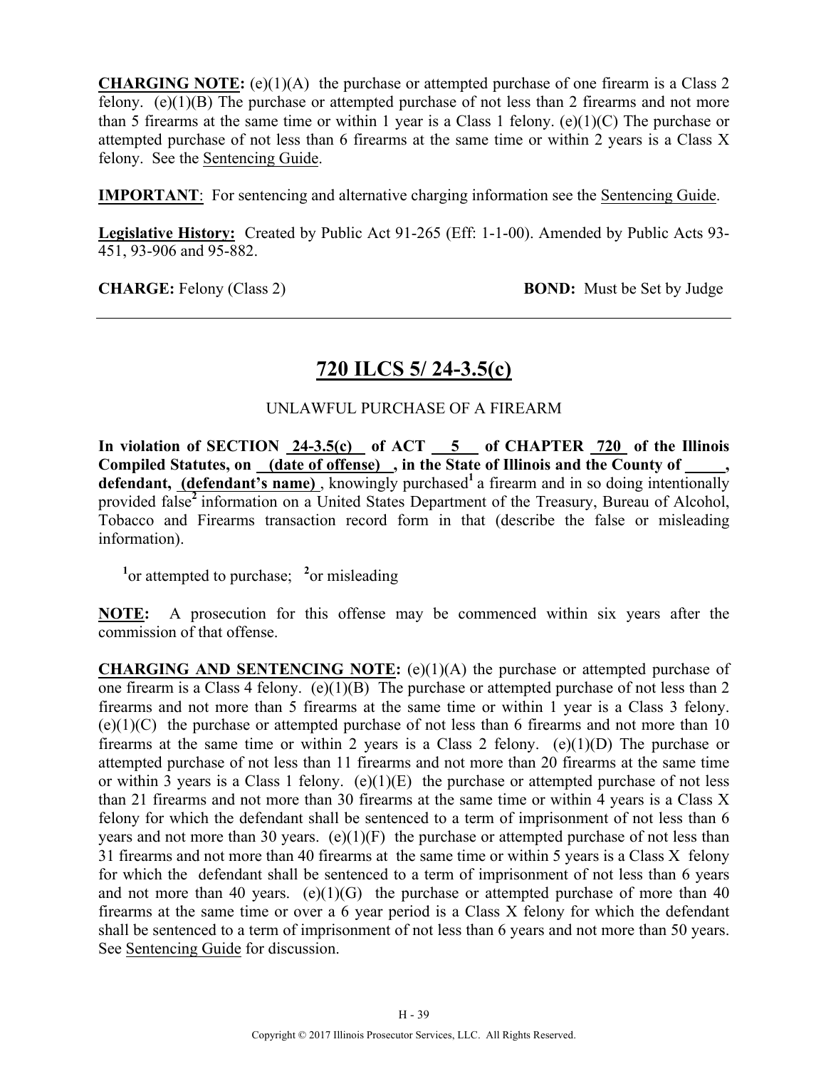**CHARGING NOTE:** (e)(1)(A) the purchase or attempted purchase of one firearm is a Class 2 felony. (e)(1)(B) The purchase or attempted purchase of not less than 2 firearms and not more than 5 firearms at the same time or within 1 year is a Class 1 felony. (e)(1)(C) The purchase or attempted purchase of not less than 6 firearms at the same time or within 2 years is a Class X felony. See the Sentencing Guide.

**IMPORTANT**: For sentencing and alternative charging information see the Sentencing Guide.

**Legislative History:** Created by Public Act 91-265 (Eff: 1-1-00). Amended by Public Acts 93-451, 93-906 and 95-882.

**CHARGE:** Felony (Class 2) **BOND:** Must be Set by Judge

---

## 720 ILCS 5/ 24-3.5(c)

UNLAWFUL PURCHASE OF A FIREARM

**In violation of SECTION 24-3.5(c) of ACT 5 of CHAPTER 720 of the Illinois Compiled Statutes, on (date of offense) , in the State of Illinois and the County of \_\_\_\_\_, defendant, (defendant's name)** , knowingly purchased[1] a firearm and in so doing intentionally provided false[2] information on a United States Department of the Treasury, Bureau of Alcohol, Tobacco and Firearms transaction record form in that (describe the false or misleading information).

[1]or attempted to purchase; [2]or misleading

**NOTE:** A prosecution for this offense may be commenced within six years after the commission of that offense.

**CHARGING AND SENTENCING NOTE:** (e)(1)(A) the purchase or attempted purchase of one firearm is a Class 4 felony. (e)(1)(B) The purchase or attempted purchase of not less than 2 firearms and not more than 5 firearms at the same time or within 1 year is a Class 3 felony. (e)(1)(C) the purchase or attempted purchase of not less than 6 firearms and not more than 10 firearms at the same time or within 2 years is a Class 2 felony. (e)(1)(D) The purchase or attempted purchase of not less than 11 firearms and not more than 20 firearms at the same time or within 3 years is a Class 1 felony. (e)(1)(E) the purchase or attempted purchase of not less than 21 firearms and not more than 30 firearms at the same time or within 4 years is a Class X felony for which the defendant shall be sentenced to a term of imprisonment of not less than 6 years and not more than 30 years. (e)(1)(F) the purchase or attempted purchase of not less than 31 firearms and not more than 40 firearms at the same time or within 5 years is a Class X felony for which the defendant shall be sentenced to a term of imprisonment of not less than 6 years and not more than 40 years. (e)(1)(G) the purchase or attempted purchase of more than 40 firearms at the same time or over a 6 year period is a Class X felony for which the defendant shall be sentenced to a term of imprisonment of not less than 6 years and not more than 50 years. See Sentencing Guide for discussion.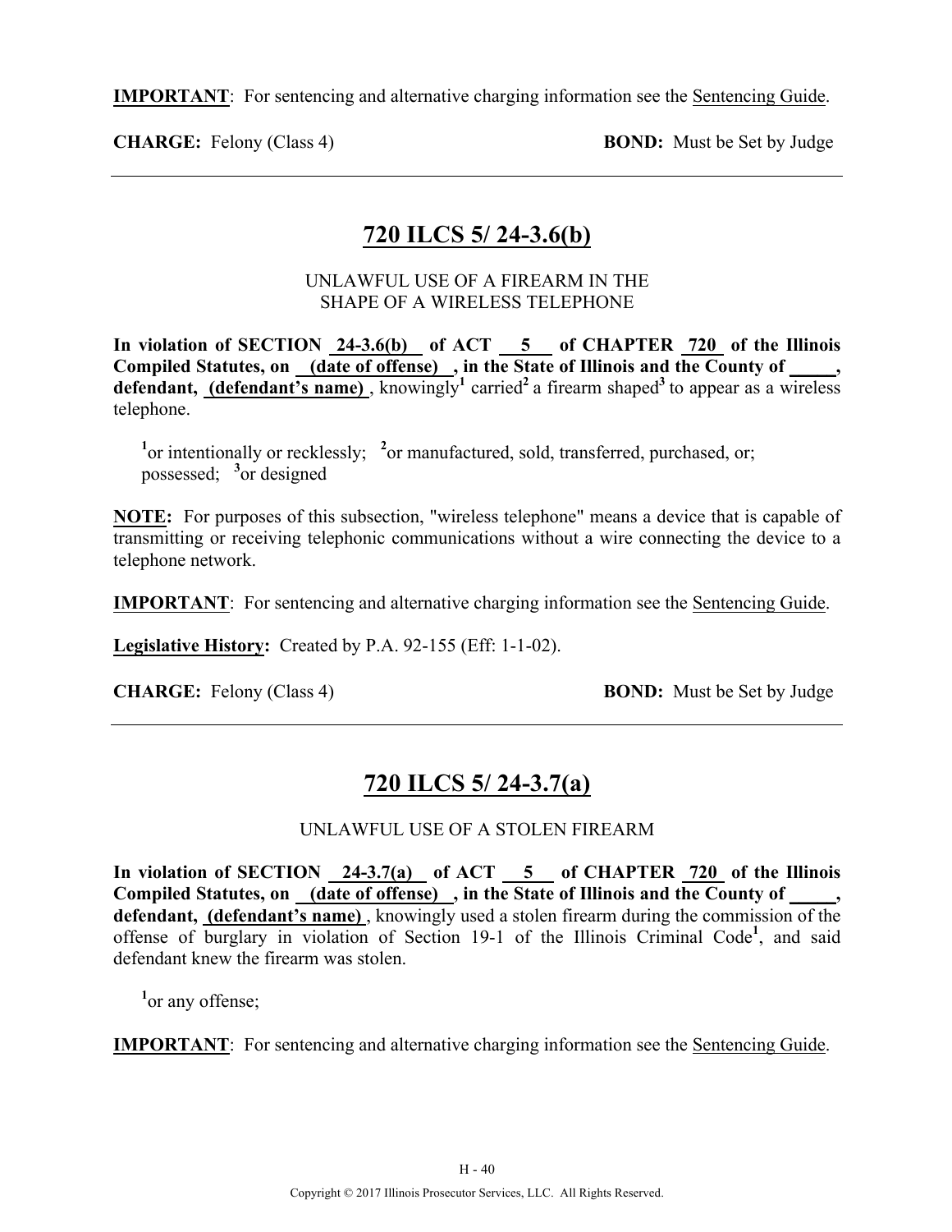**IMPORTANT**: For sentencing and alternative charging information see the Sentencing Guide.

**CHARGE:** Felony (Class 4) **BOND:** Must be Set by Judge

---

## 720 ILCS 5/ 24-3.6(b)

UNLAWFUL USE OF A FIREARM IN THE SHAPE OF A WIRELESS TELEPHONE

**In violation of SECTION 24-3.6(b) of ACT 5 of CHAPTER 720 of the Illinois Compiled Statutes, on (date of offense) , in the State of Illinois and the County of _____, defendant, (defendant's name)** , knowingly[1] carried[2] a firearm shaped[3] to appear as a wireless telephone.

[1]or intentionally or recklessly; [2]or manufactured, sold, transferred, purchased, or; possessed; [3]or designed

**NOTE:** For purposes of this subsection, "wireless telephone" means a device that is capable of transmitting or receiving telephonic communications without a wire connecting the device to a telephone network.

**IMPORTANT**: For sentencing and alternative charging information see the Sentencing Guide.

**Legislative History:** Created by P.A. 92-155 (Eff: 1-1-02).

**CHARGE:** Felony (Class 4) **BOND:** Must be Set by Judge

---

## 720 ILCS 5/ 24-3.7(a)

UNLAWFUL USE OF A STOLEN FIREARM

**In violation of SECTION 24-3.7(a) of ACT 5 of CHAPTER 720 of the Illinois Compiled Statutes, on (date of offense) , in the State of Illinois and the County of _____, defendant, (defendant's name)** , knowingly used a stolen firearm during the commission of the offense of burglary in violation of Section 19-1 of the Illinois Criminal Code[1], and said defendant knew the firearm was stolen.

[1]or any offense;

**IMPORTANT**: For sentencing and alternative charging information see the Sentencing Guide.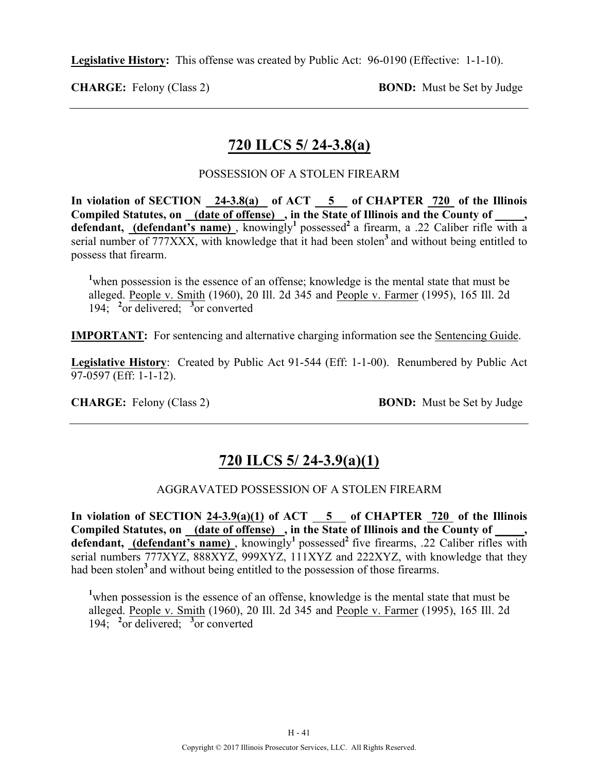**Legislative History:** This offense was created by Public Act: 96-0190 (Effective: 1-1-10).

**CHARGE:** Felony (Class 2) **BOND:** Must be Set by Judge

---

## 720 ILCS 5/ 24-3.8(a)

POSSESSION OF A STOLEN FIREARM

**In violation of SECTION 24-3.8(a) of ACT 5 of CHAPTER 720 of the Illinois Compiled Statutes, on (date of offense) , in the State of Illinois and the County of _____, defendant, (defendant's name)** , knowingly[1] possessed[2] a firearm, a .22 Caliber rifle with a serial number of 777XXX, with knowledge that it had been stolen[3] and without being entitled to possess that firearm.

[1]when possession is the essence of an offense; knowledge is the mental state that must be alleged. People v. Smith (1960), 20 Ill. 2d 345 and People v. Farmer (1995), 165 Ill. 2d 194; [2]or delivered; [3]or converted

**IMPORTANT:** For sentencing and alternative charging information see the Sentencing Guide.

**Legislative History**: Created by Public Act 91-544 (Eff: 1-1-00). Renumbered by Public Act 97-0597 (Eff: 1-1-12).

**CHARGE:** Felony (Class 2) **BOND:** Must be Set by Judge

---

## 720 ILCS 5/ 24-3.9(a)(1)

AGGRAVATED POSSESSION OF A STOLEN FIREARM

**In violation of SECTION 24-3.9(a)(1) of ACT 5 of CHAPTER 720 of the Illinois Compiled Statutes, on (date of offense) , in the State of Illinois and the County of _____, defendant, (defendant's name)** , knowingly[1] possessed[2] five firearms, .22 Caliber rifles with serial numbers 777XYZ, 888XYZ, 999XYZ, 111XYZ and 222XYZ, with knowledge that they had been stolen[3] and without being entitled to the possession of those firearms.

[1]when possession is the essence of an offense, knowledge is the mental state that must be alleged. People v. Smith (1960), 20 Ill. 2d 345 and People v. Farmer (1995), 165 Ill. 2d 194; [2]or delivered; [3]or converted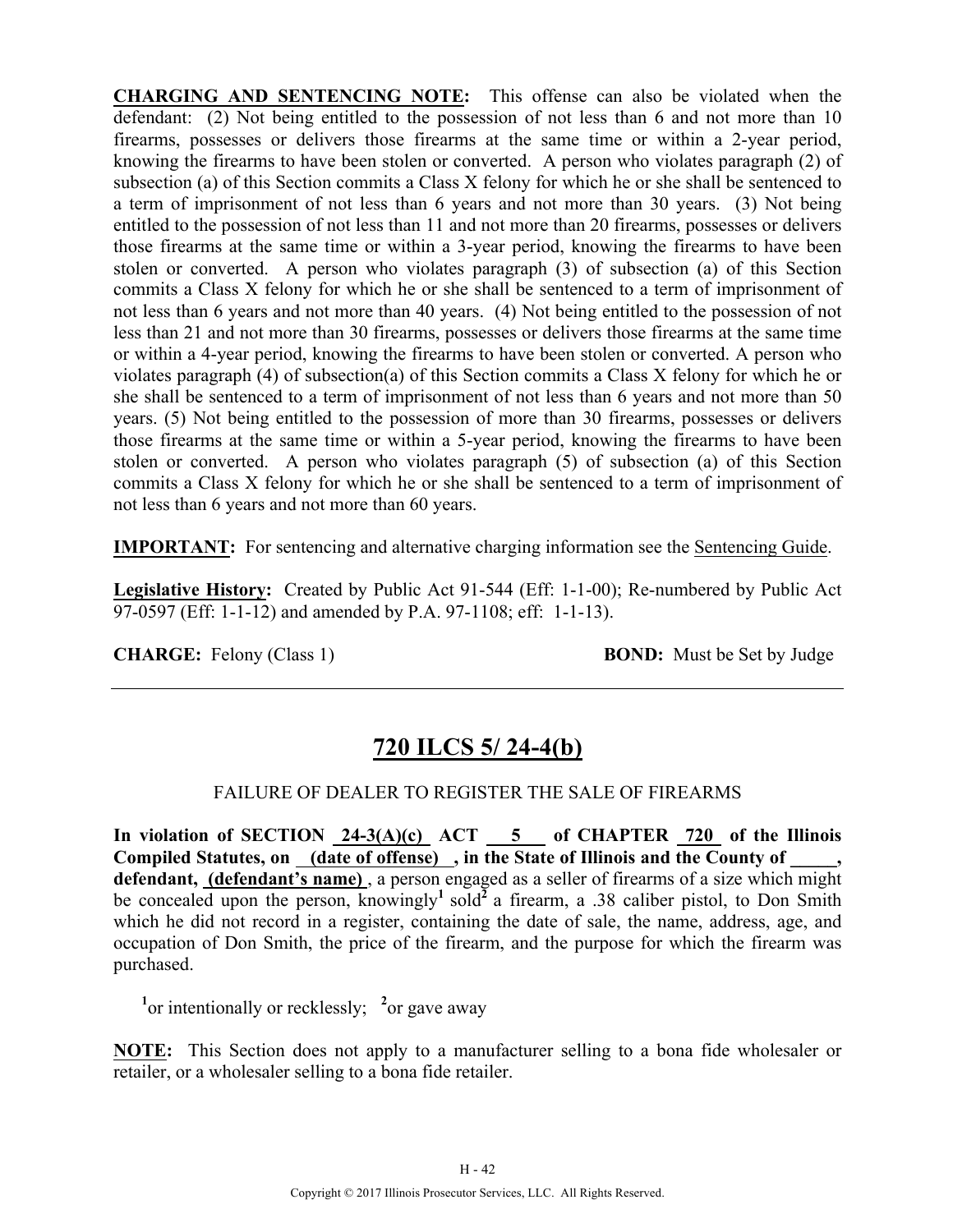**CHARGING AND SENTENCING NOTE:** This offense can also be violated when the defendant: (2) Not being entitled to the possession of not less than 6 and not more than 10 firearms, possesses or delivers those firearms at the same time or within a 2-year period, knowing the firearms to have been stolen or converted. A person who violates paragraph (2) of subsection (a) of this Section commits a Class X felony for which he or she shall be sentenced to a term of imprisonment of not less than 6 years and not more than 30 years. (3) Not being entitled to the possession of not less than 11 and not more than 20 firearms, possesses or delivers those firearms at the same time or within a 3-year period, knowing the firearms to have been stolen or converted. A person who violates paragraph (3) of subsection (a) of this Section commits a Class X felony for which he or she shall be sentenced to a term of imprisonment of not less than 6 years and not more than 40 years. (4) Not being entitled to the possession of not less than 21 and not more than 30 firearms, possesses or delivers those firearms at the same time or within a 4-year period, knowing the firearms to have been stolen or converted. A person who violates paragraph (4) of subsection(a) of this Section commits a Class X felony for which he or she shall be sentenced to a term of imprisonment of not less than 6 years and not more than 50 years. (5) Not being entitled to the possession of more than 30 firearms, possesses or delivers those firearms at the same time or within a 5-year period, knowing the firearms to have been stolen or converted. A person who violates paragraph (5) of subsection (a) of this Section commits a Class X felony for which he or she shall be sentenced to a term of imprisonment of not less than 6 years and not more than 60 years.

**IMPORTANT:** For sentencing and alternative charging information see the Sentencing Guide.

**Legislative History:** Created by Public Act 91-544 (Eff: 1-1-00); Re-numbered by Public Act 97-0597 (Eff: 1-1-12) and amended by P.A. 97-1108; eff: 1-1-13).

**CHARGE:** Felony (Class 1) **BOND:** Must be Set by Judge

---

## 720 ILCS 5/ 24-4(b)

FAILURE OF DEALER TO REGISTER THE SALE OF FIREARMS

**In violation of SECTION 24-3(A)(c) ACT 5 of CHAPTER 720 of the Illinois Compiled Statutes, on (date of offense) , in the State of Illinois and the County of _____, defendant, (defendant's name)** , a person engaged as a seller of firearms of a size which might be concealed upon the person, knowingly[1] sold[2] a firearm, a .38 caliber pistol, to Don Smith which he did not record in a register, containing the date of sale, the name, address, age, and occupation of Don Smith, the price of the firearm, and the purpose for which the firearm was purchased.

[1]or intentionally or recklessly; [2]or gave away

**NOTE:** This Section does not apply to a manufacturer selling to a bona fide wholesaler or retailer, or a wholesaler selling to a bona fide retailer.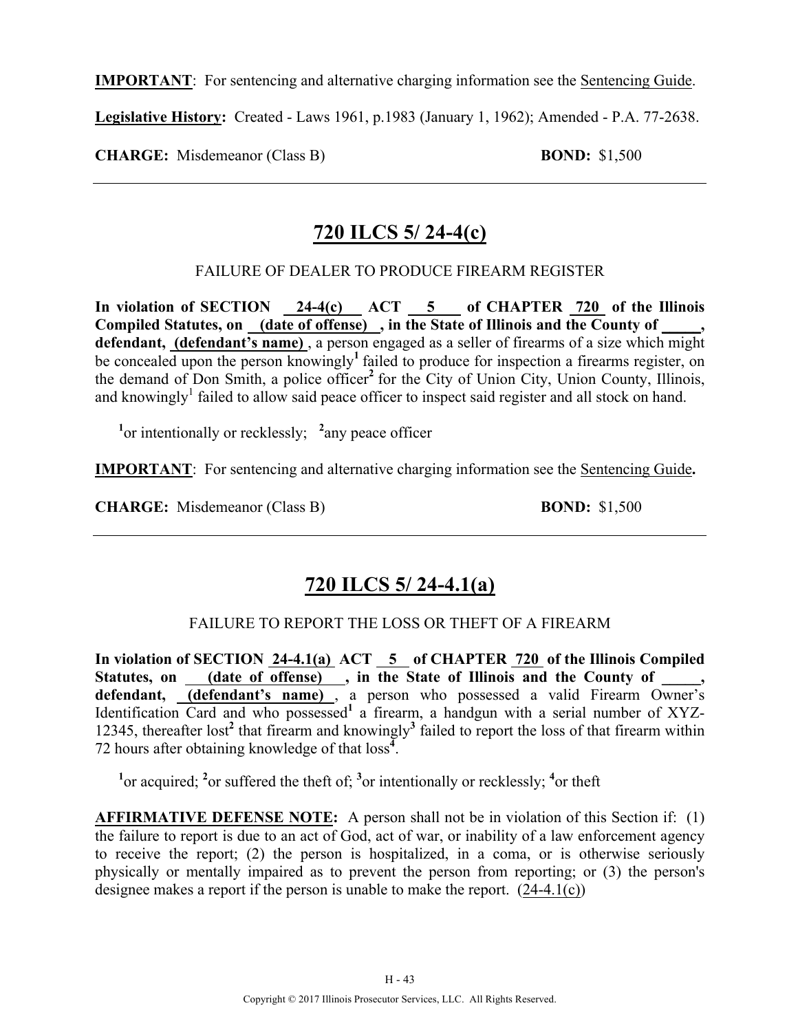**IMPORTANT**: For sentencing and alternative charging information see the Sentencing Guide.

**Legislative History:** Created - Laws 1961, p.1983 (January 1, 1962); Amended - P.A. 77-2638.

**CHARGE:** Misdemeanor (Class B) **BOND:** $1,500

---

## 720 ILCS 5/ 24-4(c)

FAILURE OF DEALER TO PRODUCE FIREARM REGISTER

**In violation of SECTION 24-4(c) ACT 5 of CHAPTER 720 of the Illinois Compiled Statutes, on (date of offense), in the State of Illinois and the County of \_\_\_\_\_, defendant, (defendant's name)**, a person engaged as a seller of firearms of a size which might be concealed upon the person knowingly[1] failed to produce for inspection a firearms register, on the demand of Don Smith, a police officer[2] for the City of Union City, Union County, Illinois, and knowingly[1] failed to allow said peace officer to inspect said register and all stock on hand.

[1]or intentionally or recklessly; [2]any peace officer

**IMPORTANT**: For sentencing and alternative charging information see the Sentencing Guide**.**

**CHARGE:** Misdemeanor (Class B) **BOND:** $1,500

---

## 720 ILCS 5/ 24-4.1(a)

FAILURE TO REPORT THE LOSS OR THEFT OF A FIREARM

**In violation of SECTION 24-4.1(a) ACT 5 of CHAPTER 720 of the Illinois Compiled Statutes, on (date of offense), in the State of Illinois and the County of \_\_\_\_\_, defendant, (defendant's name)**, a person who possessed a valid Firearm Owner's Identification Card and who possessed[1] a firearm, a handgun with a serial number of XYZ-12345, thereafter lost[2] that firearm and knowingly[3] failed to report the loss of that firearm within 72 hours after obtaining knowledge of that loss[4].

[1]or acquired; [2]or suffered the theft of; [3]or intentionally or recklessly; [4]or theft

**AFFIRMATIVE DEFENSE NOTE:** A person shall not be in violation of this Section if: (1) the failure to report is due to an act of God, act of war, or inability of a law enforcement agency to receive the report; (2) the person is hospitalized, in a coma, or is otherwise seriously physically or mentally impaired as to prevent the person from reporting; or (3) the person's designee makes a report if the person is unable to make the report. (24-4.1(c))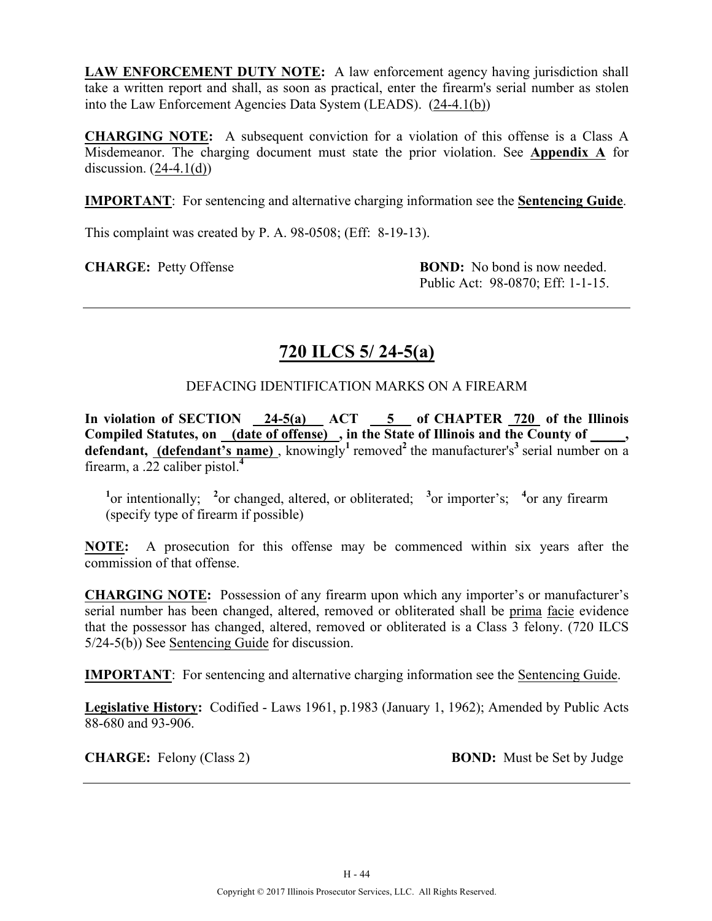**LAW ENFORCEMENT DUTY NOTE:** A law enforcement agency having jurisdiction shall take a written report and shall, as soon as practical, enter the firearm's serial number as stolen into the Law Enforcement Agencies Data System (LEADS). (24-4.1(b))

**CHARGING NOTE:** A subsequent conviction for a violation of this offense is a Class A Misdemeanor. The charging document must state the prior violation. See **Appendix A** for discussion. (24-4.1(d))

**IMPORTANT**: For sentencing and alternative charging information see the **Sentencing Guide**.

This complaint was created by P. A. 98-0508; (Eff: 8-19-13).

**CHARGE:** Petty Offense

**BOND:** No bond is now needed. Public Act: 98-0870; Eff: 1-1-15.

---

## 720 ILCS 5/ 24-5(a)

DEFACING IDENTIFICATION MARKS ON A FIREARM

**In violation of SECTION 24-5(a) ACT 5 of CHAPTER 720 of the Illinois Compiled Statutes, on (date of offense), in the State of Illinois and the County of _____, defendant, (defendant's name)**, knowingly[1] removed[2] the manufacturer's[3] serial number on a firearm, a .22 caliber pistol.[4]

[1]or intentionally; [2]or changed, altered, or obliterated; [3]or importer's; [4]or any firearm (specify type of firearm if possible)

**NOTE:** A prosecution for this offense may be commenced within six years after the commission of that offense.

**CHARGING NOTE:** Possession of any firearm upon which any importer's or manufacturer's serial number has been changed, altered, removed or obliterated shall be prima facie evidence that the possessor has changed, altered, removed or obliterated is a Class 3 felony. (720 ILCS 5/24-5(b)) See Sentencing Guide for discussion.

**IMPORTANT**: For sentencing and alternative charging information see the Sentencing Guide.

**Legislative History:** Codified - Laws 1961, p.1983 (January 1, 1962); Amended by Public Acts 88-680 and 93-906.

**CHARGE:** Felony (Class 2)

**BOND:** Must be Set by Judge

---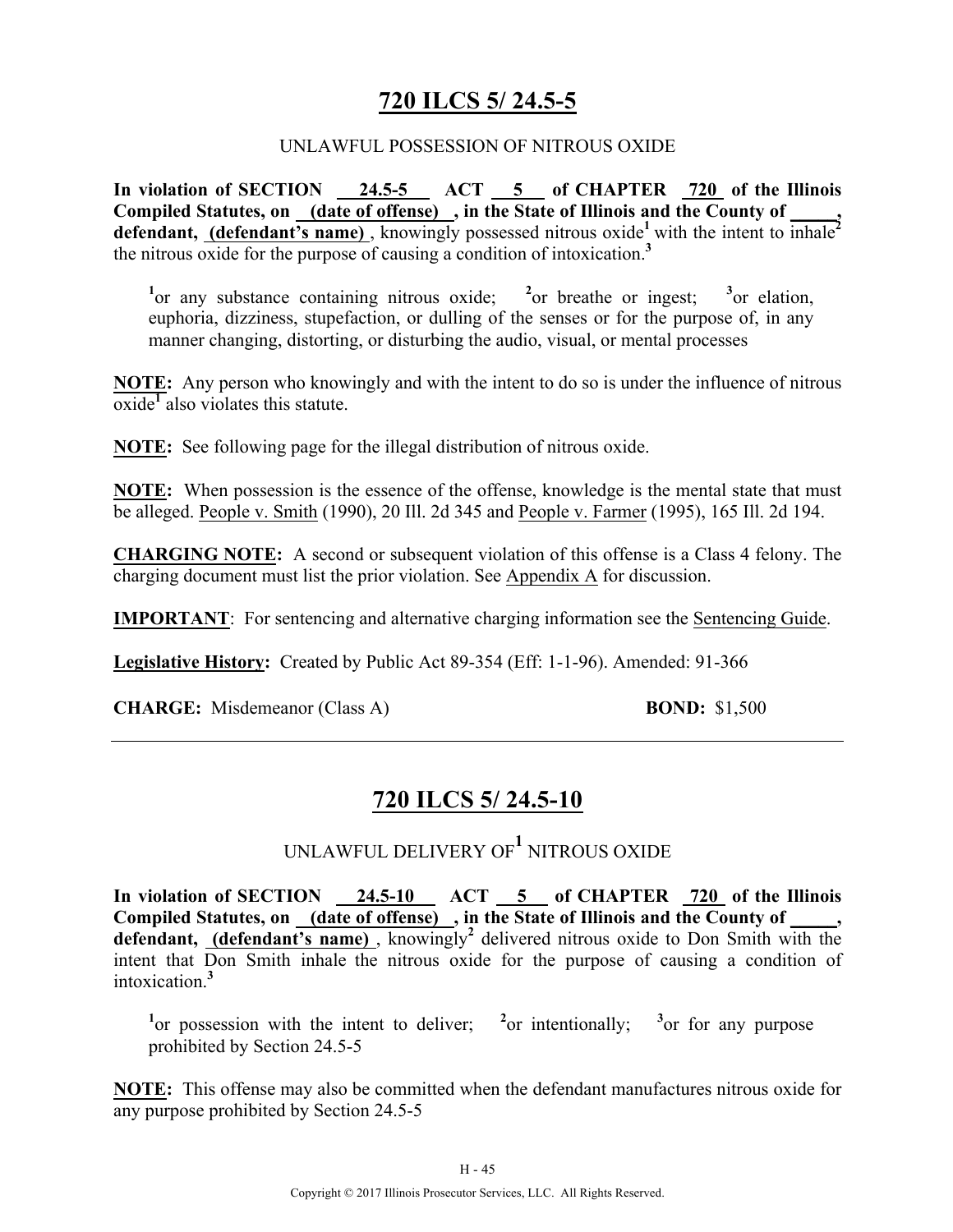# 720 ILCS 5/ 24.5-5

UNLAWFUL POSSESSION OF NITROUS OXIDE

**In violation of SECTION 24.5-5 ACT 5 of CHAPTER 720 of the Illinois Compiled Statutes, on (date of offense), in the State of Illinois and the County of \_\_\_\_\_, defendant, (defendant's name)**, knowingly possessed nitrous oxide[1] with the intent to inhale[2] the nitrous oxide for the purpose of causing a condition of intoxication.[3]

> [1]or any substance containing nitrous oxide; [2]or breathe or ingest; [3]or elation, euphoria, dizziness, stupefaction, or dulling of the senses or for the purpose of, in any manner changing, distorting, or disturbing the audio, visual, or mental processes

**NOTE:** Any person who knowingly and with the intent to do so is under the influence of nitrous oxide[1] also violates this statute.

**NOTE:** See following page for the illegal distribution of nitrous oxide.

**NOTE:** When possession is the essence of the offense, knowledge is the mental state that must be alleged. People v. Smith (1990), 20 Ill. 2d 345 and People v. Farmer (1995), 165 Ill. 2d 194.

**CHARGING NOTE:** A second or subsequent violation of this offense is a Class 4 felony. The charging document must list the prior violation. See Appendix A for discussion.

**IMPORTANT**: For sentencing and alternative charging information see the Sentencing Guide.

**Legislative History:** Created by Public Act 89-354 (Eff: 1-1-96). Amended: 91-366

**CHARGE:** Misdemeanor (Class A) **BOND:** $1,500

---

# 720 ILCS 5/ 24.5-10

UNLAWFUL DELIVERY OF[1] NITROUS OXIDE

**In violation of SECTION 24.5-10 ACT 5 of CHAPTER 720 of the Illinois Compiled Statutes, on (date of offense), in the State of Illinois and the County of \_\_\_\_\_, defendant, (defendant's name)**, knowingly[2] delivered nitrous oxide to Don Smith with the intent that Don Smith inhale the nitrous oxide for the purpose of causing a condition of intoxication.[3]

> [1]or possession with the intent to deliver; [2]or intentionally; [3]or for any purpose prohibited by Section 24.5-5

**NOTE:** This offense may also be committed when the defendant manufactures nitrous oxide for any purpose prohibited by Section 24.5-5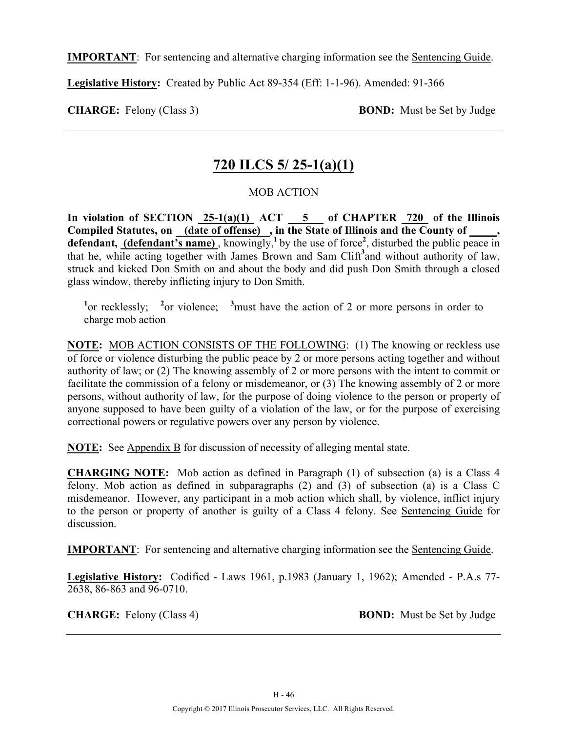**IMPORTANT**: For sentencing and alternative charging information see the Sentencing Guide.

**Legislative History:** Created by Public Act 89-354 (Eff: 1-1-96). Amended: 91-366

**CHARGE:** Felony (Class 3) **BOND:** Must be Set by Judge

---

## 720 ILCS 5/ 25-1(a)(1)

MOB ACTION

**In violation of SECTION 25-1(a)(1) ACT 5 of CHAPTER 720 of the Illinois Compiled Statutes, on (date of offense) , in the State of Illinois and the County of \_\_\_\_\_, defendant, (defendant's name)** , knowingly,[1] by the use of force[2], disturbed the public peace in that he, while acting together with James Brown and Sam Clift[3] and without authority of law, struck and kicked Don Smith on and about the body and did push Don Smith through a closed glass window, thereby inflicting injury to Don Smith.

[1]or recklessly; [2]or violence; [3]must have the action of 2 or more persons in order to charge mob action

**NOTE:** MOB ACTION CONSISTS OF THE FOLLOWING: (1) The knowing or reckless use of force or violence disturbing the public peace by 2 or more persons acting together and without authority of law; or (2) The knowing assembly of 2 or more persons with the intent to commit or facilitate the commission of a felony or misdemeanor, or (3) The knowing assembly of 2 or more persons, without authority of law, for the purpose of doing violence to the person or property of anyone supposed to have been guilty of a violation of the law, or for the purpose of exercising correctional powers or regulative powers over any person by violence.

**NOTE:** See Appendix B for discussion of necessity of alleging mental state.

**CHARGING NOTE:** Mob action as defined in Paragraph (1) of subsection (a) is a Class 4 felony. Mob action as defined in subparagraphs (2) and (3) of subsection (a) is a Class C misdemeanor. However, any participant in a mob action which shall, by violence, inflict injury to the person or property of another is guilty of a Class 4 felony. See Sentencing Guide for discussion.

**IMPORTANT**: For sentencing and alternative charging information see the Sentencing Guide.

**Legislative History:** Codified - Laws 1961, p.1983 (January 1, 1962); Amended - P.A.s 77-2638, 86-863 and 96-0710.

**CHARGE:** Felony (Class 4) **BOND:** Must be Set by Judge

---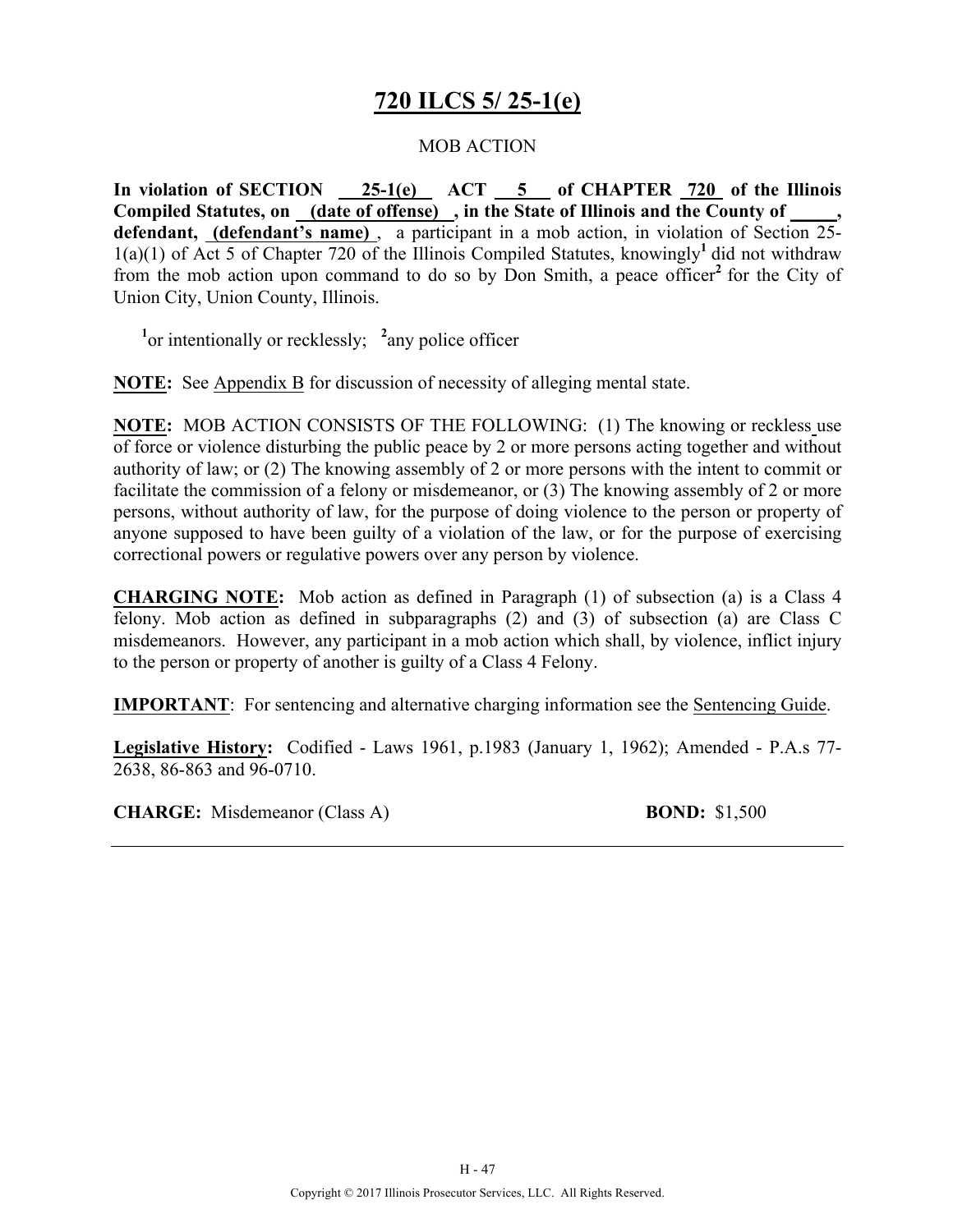# 720 ILCS 5/ 25-1(e)

MOB ACTION

**In violation of SECTION 25-1(e) ACT 5 of CHAPTER 720 of the Illinois Compiled Statutes, on (date of offense), in the State of Illinois and the County of \_\_\_\_\_, defendant, (defendant's name)**, a participant in a mob action, in violation of Section 25-1(a)(1) of Act 5 of Chapter 720 of the Illinois Compiled Statutes, knowingly[1] did not withdraw from the mob action upon command to do so by Don Smith, a peace officer[2] for the City of Union City, Union County, Illinois.

[1]or intentionally or recklessly; [2]any police officer

**NOTE:** See Appendix B for discussion of necessity of alleging mental state.

**NOTE:** MOB ACTION CONSISTS OF THE FOLLOWING: (1) The knowing or reckless use of force or violence disturbing the public peace by 2 or more persons acting together and without authority of law; or (2) The knowing assembly of 2 or more persons with the intent to commit or facilitate the commission of a felony or misdemeanor, or (3) The knowing assembly of 2 or more persons, without authority of law, for the purpose of doing violence to the person or property of anyone supposed to have been guilty of a violation of the law, or for the purpose of exercising correctional powers or regulative powers over any person by violence.

**CHARGING NOTE:** Mob action as defined in Paragraph (1) of subsection (a) is a Class 4 felony. Mob action as defined in subparagraphs (2) and (3) of subsection (a) are Class C misdemeanors. However, any participant in a mob action which shall, by violence, inflict injury to the person or property of another is guilty of a Class 4 Felony.

**IMPORTANT**: For sentencing and alternative charging information see the Sentencing Guide.

**Legislative History:** Codified - Laws 1961, p.1983 (January 1, 1962); Amended - P.A.s 77-2638, 86-863 and 96-0710.

**CHARGE:** Misdemeanor (Class A) **BOND:** $1,500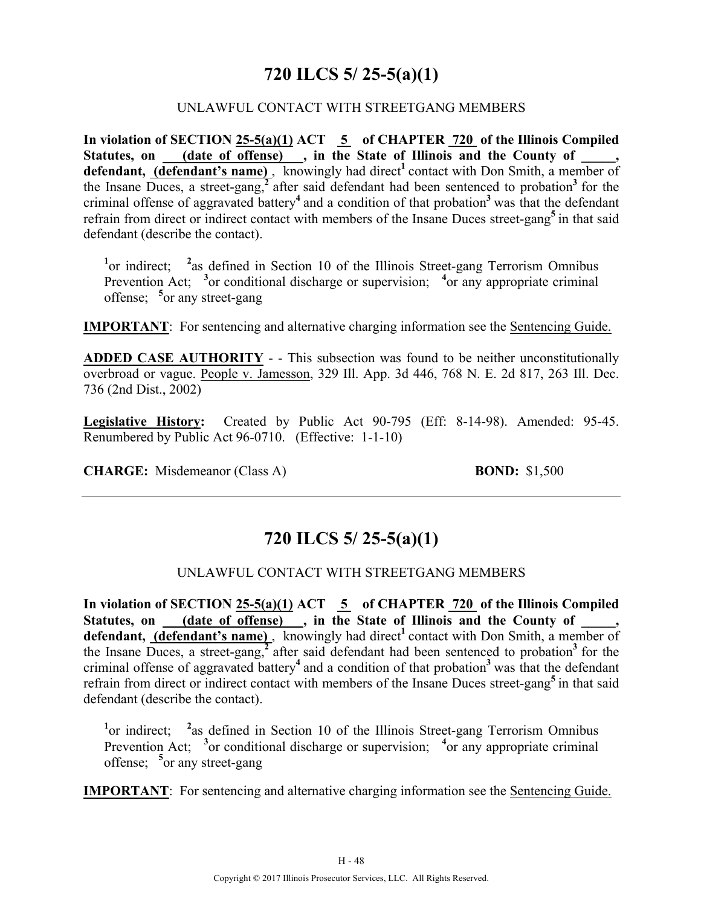# 720 ILCS 5/ 25-5(a)(1)

UNLAWFUL CONTACT WITH STREETGANG MEMBERS

**In violation of SECTION 25-5(a)(1) ACT 5 of CHAPTER 720 of the Illinois Compiled Statutes, on (date of offense) , in the State of Illinois and the County of _____, defendant, (defendant's name)** , knowingly had direct[1] contact with Don Smith, a member of the Insane Duces, a street-gang,[2] after said defendant had been sentenced to probation[3] for the criminal offense of aggravated battery[4] and a condition of that probation[3] was that the defendant refrain from direct or indirect contact with members of the Insane Duces street-gang[5] in that said defendant (describe the contact).

[1]or indirect; [2]as defined in Section 10 of the Illinois Street-gang Terrorism Omnibus Prevention Act; [3]or conditional discharge or supervision; [4]or any appropriate criminal offense; [5]or any street-gang

**IMPORTANT**: For sentencing and alternative charging information see the Sentencing Guide.

**ADDED CASE AUTHORITY** - - This subsection was found to be neither unconstitutionally overbroad or vague. People v. Jamesson, 329 Ill. App. 3d 446, 768 N. E. 2d 817, 263 Ill. Dec. 736 (2nd Dist., 2002)

**Legislative History:** Created by Public Act 90-795 (Eff: 8-14-98). Amended: 95-45. Renumbered by Public Act 96-0710. (Effective: 1-1-10)

**CHARGE:** Misdemeanor (Class A) **BOND:** $1,500

---

# 720 ILCS 5/ 25-5(a)(1)

UNLAWFUL CONTACT WITH STREETGANG MEMBERS

**In violation of SECTION 25-5(a)(1) ACT 5 of CHAPTER 720 of the Illinois Compiled Statutes, on (date of offense) , in the State of Illinois and the County of _____, defendant, (defendant's name)** , knowingly had direct[1] contact with Don Smith, a member of the Insane Duces, a street-gang,[2] after said defendant had been sentenced to probation[3] for the criminal offense of aggravated battery[4] and a condition of that probation[3] was that the defendant refrain from direct or indirect contact with members of the Insane Duces street-gang[5] in that said defendant (describe the contact).

[1]or indirect; [2]as defined in Section 10 of the Illinois Street-gang Terrorism Omnibus Prevention Act; [3]or conditional discharge or supervision; [4]or any appropriate criminal offense; [5]or any street-gang

**IMPORTANT**: For sentencing and alternative charging information see the Sentencing Guide.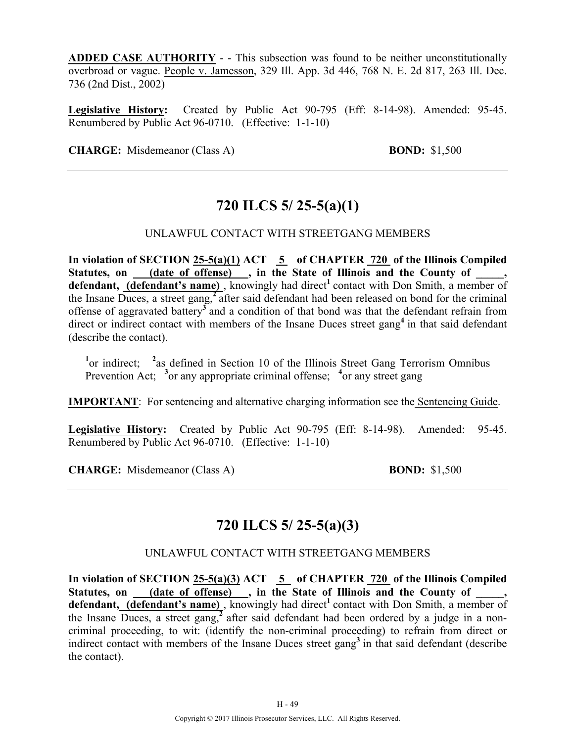**ADDED CASE AUTHORITY** - - This subsection was found to be neither unconstitutionally overbroad or vague. People v. Jamesson, 329 Ill. App. 3d 446, 768 N. E. 2d 817, 263 Ill. Dec. 736 (2nd Dist., 2002)

**Legislative History:** Created by Public Act 90-795 (Eff: 8-14-98). Amended: 95-45. Renumbered by Public Act 96-0710. (Effective: 1-1-10)

**CHARGE:** Misdemeanor (Class A) **BOND:** $1,500

---

## 720 ILCS 5/ 25-5(a)(1)

UNLAWFUL CONTACT WITH STREETGANG MEMBERS

**In violation of SECTION 25-5(a)(1) ACT 5 of CHAPTER 720 of the Illinois Compiled Statutes, on (date of offense), in the State of Illinois and the County of _____, defendant, (defendant's name)**, knowingly had direct[1] contact with Don Smith, a member of the Insane Duces, a street gang,[2] after said defendant had been released on bond for the criminal offense of aggravated battery[3] and a condition of that bond was that the defendant refrain from direct or indirect contact with members of the Insane Duces street gang[4] in that said defendant (describe the contact).

[1]or indirect; [2]as defined in Section 10 of the Illinois Street Gang Terrorism Omnibus Prevention Act; [3]or any appropriate criminal offense; [4]or any street gang

**IMPORTANT**: For sentencing and alternative charging information see the Sentencing Guide.

**Legislative History:** Created by Public Act 90-795 (Eff: 8-14-98). Amended: 95-45. Renumbered by Public Act 96-0710. (Effective: 1-1-10)

**CHARGE:** Misdemeanor (Class A) **BOND:** $1,500

---

## 720 ILCS 5/ 25-5(a)(3)

UNLAWFUL CONTACT WITH STREETGANG MEMBERS

**In violation of SECTION 25-5(a)(3) ACT 5 of CHAPTER 720 of the Illinois Compiled Statutes, on (date of offense), in the State of Illinois and the County of _____, defendant, (defendant's name)**, knowingly had direct[1] contact with Don Smith, a member of the Insane Duces, a street gang,[2] after said defendant had been ordered by a judge in a non-criminal proceeding, to wit: (identify the non-criminal proceeding) to refrain from direct or indirect contact with members of the Insane Duces street gang[3] in that said defendant (describe the contact).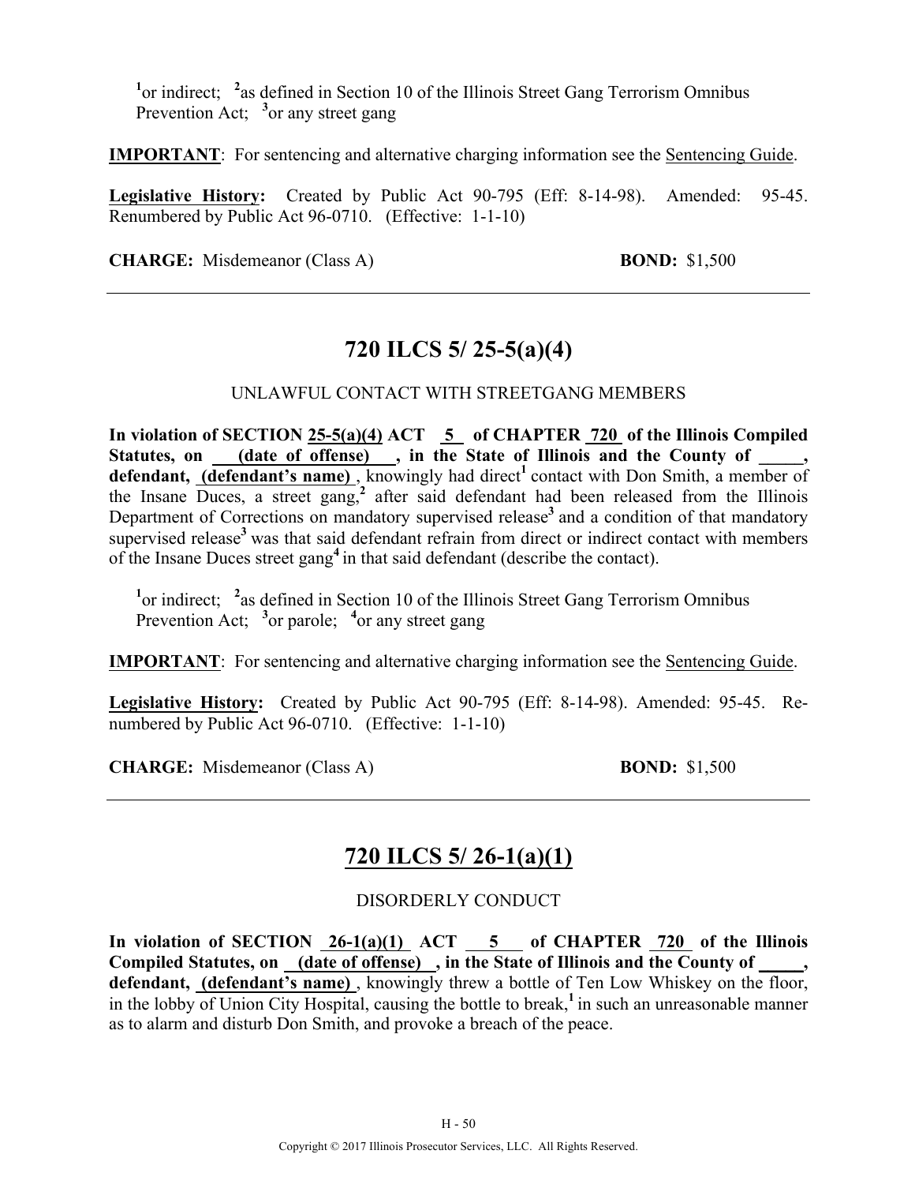[1]or indirect; [2]as defined in Section 10 of the Illinois Street Gang Terrorism Omnibus Prevention Act; [3]or any street gang

**IMPORTANT**: For sentencing and alternative charging information see the Sentencing Guide.

**Legislative History:** Created by Public Act 90-795 (Eff: 8-14-98). Amended: 95-45. Renumbered by Public Act 96-0710. (Effective: 1-1-10)

**CHARGE:** Misdemeanor (Class A) **BOND:** $1,500

---

## 720 ILCS 5/ 25-5(a)(4)

UNLAWFUL CONTACT WITH STREETGANG MEMBERS

**In violation of SECTION 25-5(a)(4) ACT 5 of CHAPTER 720 of the Illinois Compiled Statutes, on (date of offense), in the State of Illinois and the County of _____, defendant, (defendant's name)**, knowingly had direct[1] contact with Don Smith, a member of the Insane Duces, a street gang,[2] after said defendant had been released from the Illinois Department of Corrections on mandatory supervised release[3] and a condition of that mandatory supervised release[3] was that said defendant refrain from direct or indirect contact with members of the Insane Duces street gang[4] in that said defendant (describe the contact).

[1]or indirect; [2]as defined in Section 10 of the Illinois Street Gang Terrorism Omnibus Prevention Act; [3]or parole; [4]or any street gang

**IMPORTANT**: For sentencing and alternative charging information see the Sentencing Guide.

**Legislative History:** Created by Public Act 90-795 (Eff: 8-14-98). Amended: 95-45. Re-numbered by Public Act 96-0710. (Effective: 1-1-10)

**CHARGE:** Misdemeanor (Class A) **BOND:** $1,500

---

## 720 ILCS 5/ 26-1(a)(1)

DISORDERLY CONDUCT

**In violation of SECTION 26-1(a)(1) ACT 5 of CHAPTER 720 of the Illinois Compiled Statutes, on (date of offense), in the State of Illinois and the County of _____, defendant, (defendant's name)**, knowingly threw a bottle of Ten Low Whiskey on the floor, in the lobby of Union City Hospital, causing the bottle to break,[1] in such an unreasonable manner as to alarm and disturb Don Smith, and provoke a breach of the peace.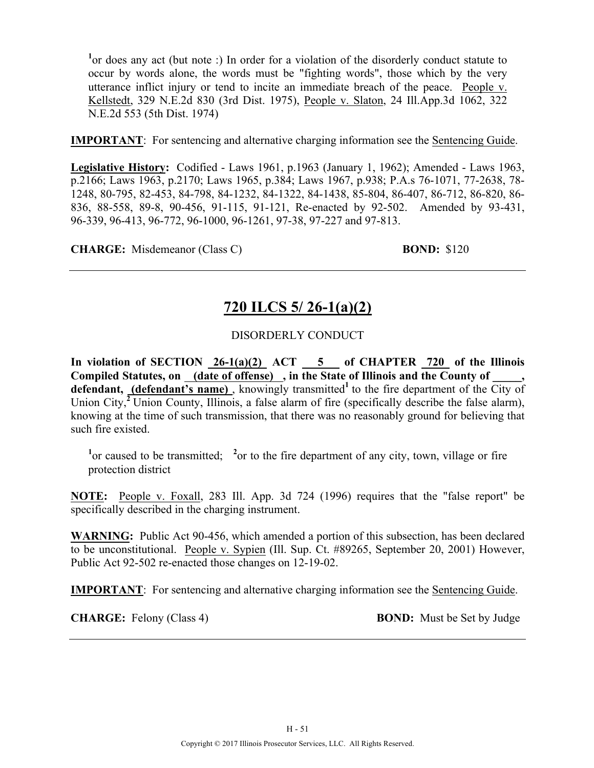[1]or does any act (but note :) In order for a violation of the disorderly conduct statute to occur by words alone, the words must be "fighting words", those which by the very utterance inflict injury or tend to incite an immediate breach of the peace. People v. Kellstedt, 329 N.E.2d 830 (3rd Dist. 1975), People v. Slaton, 24 Ill.App.3d 1062, 322 N.E.2d 553 (5th Dist. 1974)

**IMPORTANT**: For sentencing and alternative charging information see the Sentencing Guide.

**Legislative History:** Codified - Laws 1961, p.1963 (January 1, 1962); Amended - Laws 1963, p.2166; Laws 1963, p.2170; Laws 1965, p.384; Laws 1967, p.938; P.A.s 76-1071, 77-2638, 78-1248, 80-795, 82-453, 84-798, 84-1232, 84-1322, 84-1438, 85-804, 86-407, 86-712, 86-820, 86-836, 88-558, 89-8, 90-456, 91-115, 91-121, Re-enacted by 92-502. Amended by 93-431, 96-339, 96-413, 96-772, 96-1000, 96-1261, 97-38, 97-227 and 97-813.

**CHARGE:** Misdemeanor (Class C) **BOND:** $120

---

## 720 ILCS 5/ 26-1(a)(2)

DISORDERLY CONDUCT

**In violation of SECTION 26-1(a)(2) ACT 5 of CHAPTER 720 of the Illinois Compiled Statutes, on (date of offense) , in the State of Illinois and the County of _____, defendant, (defendant's name)** , knowingly transmitted[1] to the fire department of the City of Union City,[2] Union County, Illinois, a false alarm of fire (specifically describe the false alarm), knowing at the time of such transmission, that there was no reasonably ground for believing that such fire existed.

[1]or caused to be transmitted; [2]or to the fire department of any city, town, village or fire protection district

**NOTE:** People v. Foxall, 283 Ill. App. 3d 724 (1996) requires that the "false report" be specifically described in the charging instrument.

**WARNING:** Public Act 90-456, which amended a portion of this subsection, has been declared to be unconstitutional. People v. Sypien (Ill. Sup. Ct. #89265, September 20, 2001) However, Public Act 92-502 re-enacted those changes on 12-19-02.

**IMPORTANT**: For sentencing and alternative charging information see the Sentencing Guide.

**CHARGE:** Felony (Class 4) **BOND:** Must be Set by Judge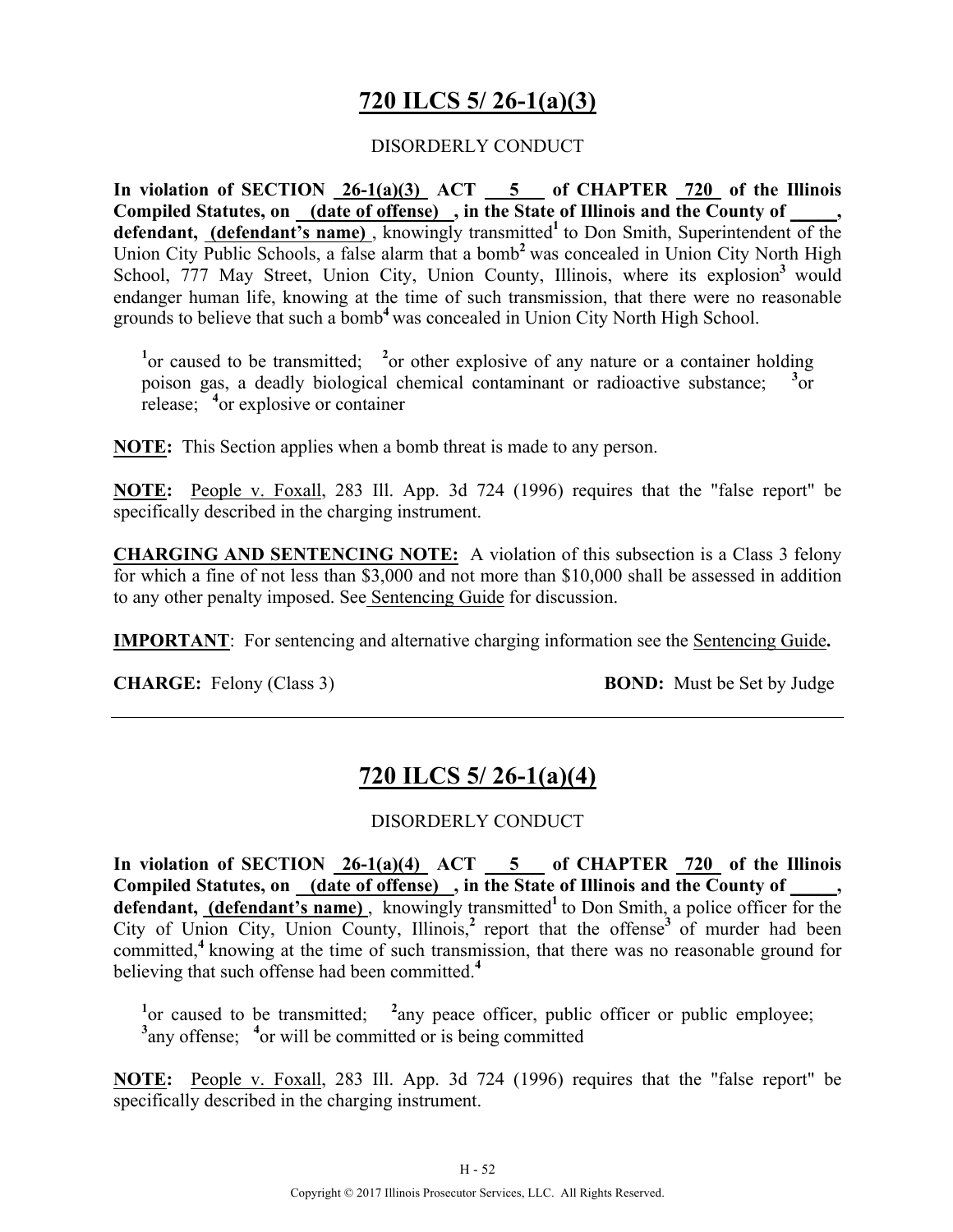# 720 ILCS 5/ 26-1(a)(3)

DISORDERLY CONDUCT

**In violation of SECTION 26-1(a)(3) ACT 5 of CHAPTER 720 of the Illinois Compiled Statutes, on (date of offense) , in the State of Illinois and the County of _____, defendant, (defendant's name)** , knowingly transmitted[1] to Don Smith, Superintendent of the Union City Public Schools, a false alarm that a bomb[2] was concealed in Union City North High School, 777 May Street, Union City, Union County, Illinois, where its explosion[3] would endanger human life, knowing at the time of such transmission, that there were no reasonable grounds to believe that such a bomb[4] was concealed in Union City North High School.

[1]or caused to be transmitted; [2]or other explosive of any nature or a container holding poison gas, a deadly biological chemical contaminant or radioactive substance; [3]or release; [4]or explosive or container

**NOTE:** This Section applies when a bomb threat is made to any person.

**NOTE:** People v. Foxall, 283 Ill. App. 3d 724 (1996) requires that the "false report" be specifically described in the charging instrument.

**CHARGING AND SENTENCING NOTE:** A violation of this subsection is a Class 3 felony for which a fine of not less than $3,000 and not more than $10,000 shall be assessed in addition to any other penalty imposed. See Sentencing Guide for discussion.

**IMPORTANT**: For sentencing and alternative charging information see the Sentencing Guide**.**

**CHARGE:** Felony (Class 3) **BOND:** Must be Set by Judge

---

# 720 ILCS 5/ 26-1(a)(4)

DISORDERLY CONDUCT

**In violation of SECTION 26-1(a)(4) ACT 5 of CHAPTER 720 of the Illinois Compiled Statutes, on (date of offense) , in the State of Illinois and the County of _____, defendant, (defendant's name)** , knowingly transmitted[1] to Don Smith, a police officer for the City of Union City, Union County, Illinois,[2] report that the offense[3] of murder had been committed,[4] knowing at the time of such transmission, that there was no reasonable ground for believing that such offense had been committed.[4]

[1]or caused to be transmitted; [2]any peace officer, public officer or public employee; [3]any offense; [4]or will be committed or is being committed

**NOTE:** People v. Foxall, 283 Ill. App. 3d 724 (1996) requires that the "false report" be specifically described in the charging instrument.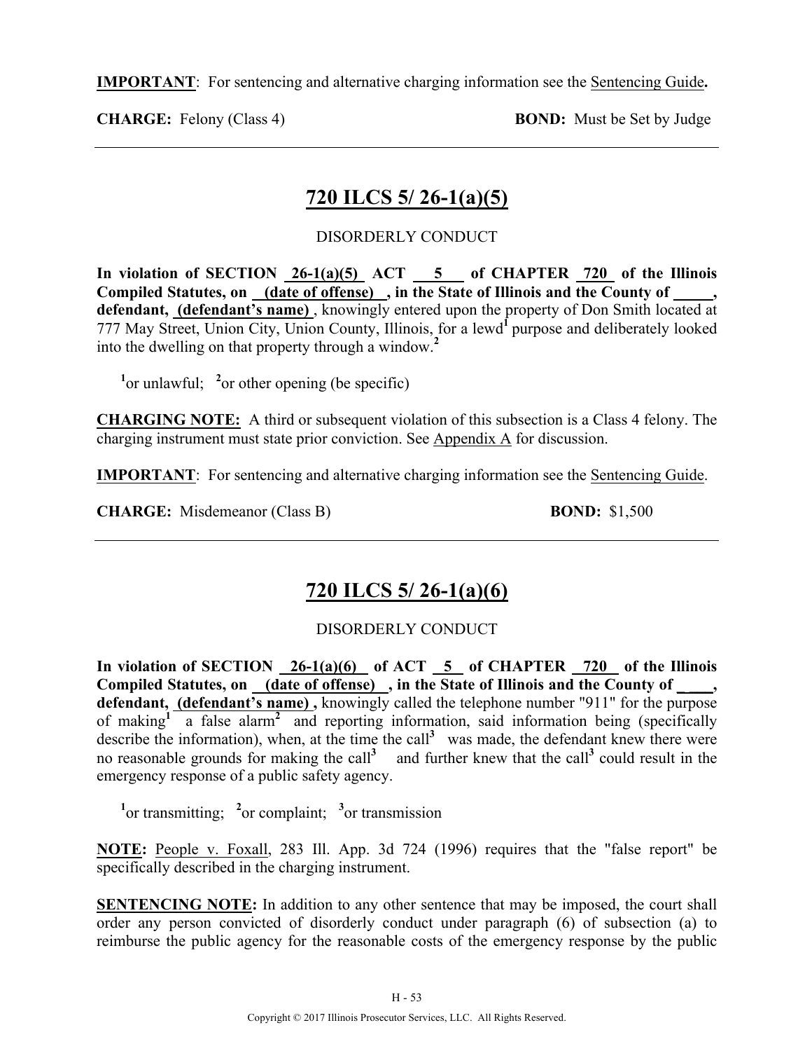**IMPORTANT**: For sentencing and alternative charging information see the Sentencing Guide**.**

**CHARGE:** Felony (Class 4) **BOND:** Must be Set by Judge

---

## 720 ILCS 5/ 26-1(a)(5)

DISORDERLY CONDUCT

**In violation of SECTION 26-1(a)(5) ACT 5 of CHAPTER 720 of the Illinois Compiled Statutes, on (date of offense) , in the State of Illinois and the County of \_\_\_\_\_, defendant, (defendant's name)** , knowingly entered upon the property of Don Smith located at 777 May Street, Union City, Union County, Illinois, for a lewd[1] purpose and deliberately looked into the dwelling on that property through a window.[2]

[1]or unlawful; [2]or other opening (be specific)

**CHARGING NOTE:** A third or subsequent violation of this subsection is a Class 4 felony. The charging instrument must state prior conviction. See Appendix A for discussion.

**IMPORTANT**: For sentencing and alternative charging information see the Sentencing Guide.

**CHARGE:** Misdemeanor (Class B) **BOND:** $1,500

---

## 720 ILCS 5/ 26-1(a)(6)

DISORDERLY CONDUCT

**In violation of SECTION 26-1(a)(6) of ACT 5 of CHAPTER 720 of the Illinois Compiled Statutes, on (date of offense) , in the State of Illinois and the County of \_\_\_\_, defendant, (defendant's name) ,** knowingly called the telephone number "911" for the purpose of making[1] a false alarm[2] and reporting information, said information being (specifically describe the information), when, at the time the call[3] was made, the defendant knew there were no reasonable grounds for making the call[3] and further knew that the call[3] could result in the emergency response of a public safety agency.

[1]or transmitting; [2]or complaint; [3]or transmission

**NOTE:** People v. Foxall, 283 Ill. App. 3d 724 (1996) requires that the "false report" be specifically described in the charging instrument.

**SENTENCING NOTE:** In addition to any other sentence that may be imposed, the court shall order any person convicted of disorderly conduct under paragraph (6) of subsection (a) to reimburse the public agency for the reasonable costs of the emergency response by the public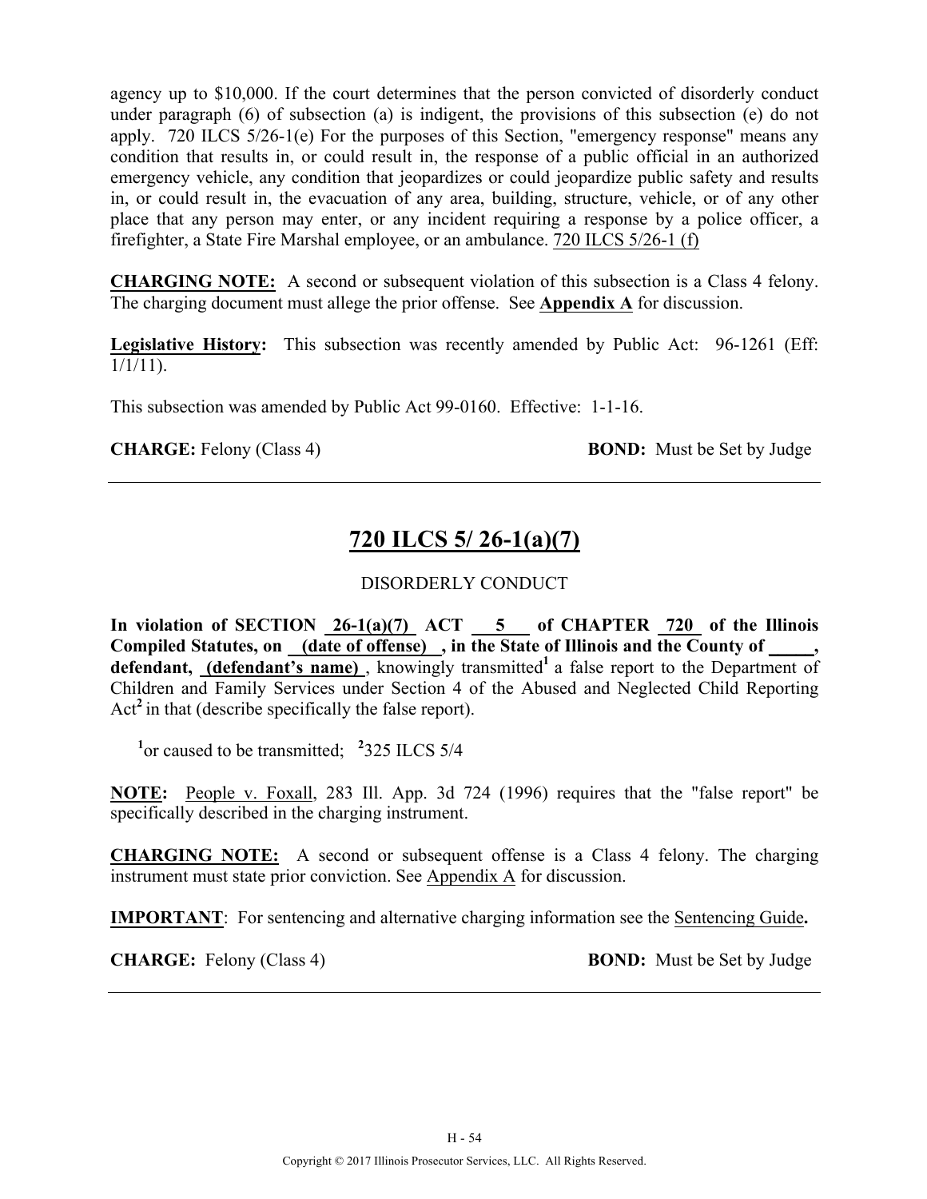agency up to $10,000. If the court determines that the person convicted of disorderly conduct under paragraph (6) of subsection (a) is indigent, the provisions of this subsection (e) do not apply. 720 ILCS 5/26-1(e) For the purposes of this Section, "emergency response" means any condition that results in, or could result in, the response of a public official in an authorized emergency vehicle, any condition that jeopardizes or could jeopardize public safety and results in, or could result in, the evacuation of any area, building, structure, vehicle, or of any other place that any person may enter, or any incident requiring a response by a police officer, a firefighter, a State Fire Marshal employee, or an ambulance. 720 ILCS 5/26-1 (f)

**CHARGING NOTE:** A second or subsequent violation of this subsection is a Class 4 felony. The charging document must allege the prior offense. See **Appendix A** for discussion.

**Legislative History:** This subsection was recently amended by Public Act: 96-1261 (Eff: 1/1/11).

This subsection was amended by Public Act 99-0160. Effective: 1-1-16.

**CHARGE:** Felony (Class 4) **BOND:** Must be Set by Judge

---

## 720 ILCS 5/ 26-1(a)(7)

DISORDERLY CONDUCT

**In violation of SECTION 26-1(a)(7) ACT 5 of CHAPTER 720 of the Illinois Compiled Statutes, on (date of offense) , in the State of Illinois and the County of \_\_\_\_\_, defendant, (defendant's name)** , knowingly transmitted[1] a false report to the Department of Children and Family Services under Section 4 of the Abused and Neglected Child Reporting Act[2] in that (describe specifically the false report).

[1]or caused to be transmitted; [2]325 ILCS 5/4

**NOTE:** People v. Foxall, 283 Ill. App. 3d 724 (1996) requires that the "false report" be specifically described in the charging instrument.

**CHARGING NOTE:** A second or subsequent offense is a Class 4 felony. The charging instrument must state prior conviction. See Appendix A for discussion.

**IMPORTANT**: For sentencing and alternative charging information see the Sentencing Guide**.**

**CHARGE:** Felony (Class 4) **BOND:** Must be Set by Judge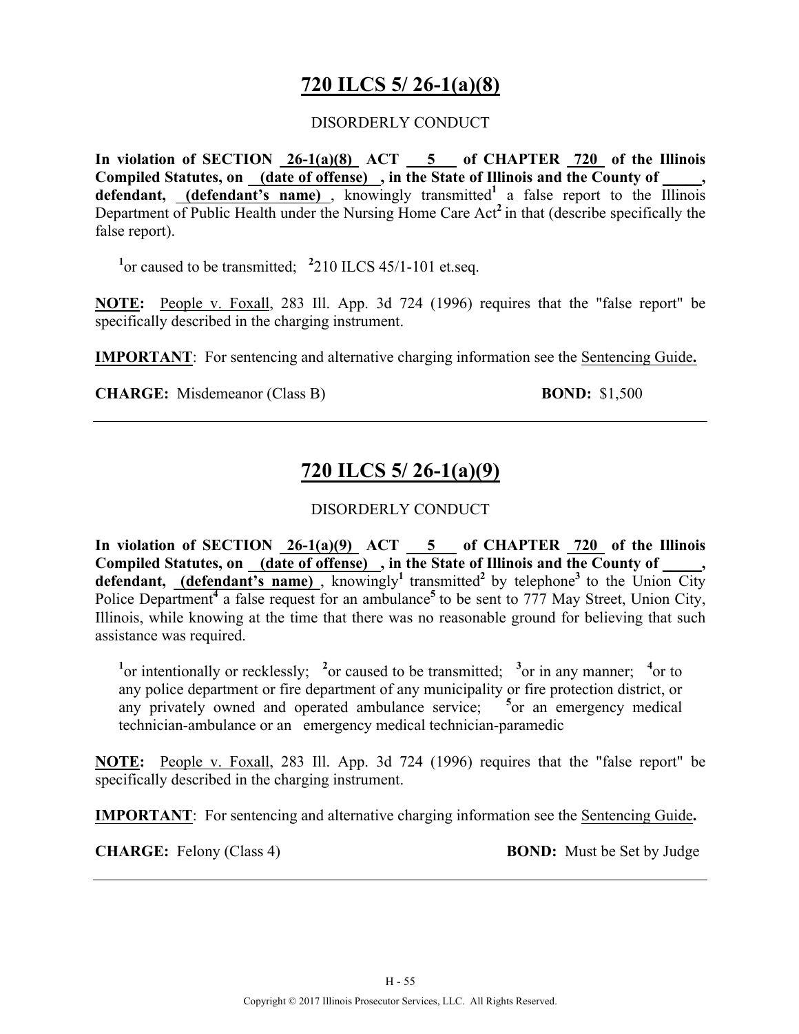## 720 ILCS 5/ 26-1(a)(8)

DISORDERLY CONDUCT

**In violation of SECTION 26-1(a)(8) ACT 5 of CHAPTER 720 of the Illinois Compiled Statutes, on (date of offense) , in the State of Illinois and the County of \_\_\_\_\_, defendant, (defendant's name)** , knowingly transmitted[1] a false report to the Illinois Department of Public Health under the Nursing Home Care Act[2] in that (describe specifically the false report).

[1]or caused to be transmitted; [2]210 ILCS 45/1-101 et.seq.

**NOTE:** People v. Foxall, 283 Ill. App. 3d 724 (1996) requires that the "false report" be specifically described in the charging instrument.

**IMPORTANT**: For sentencing and alternative charging information see the Sentencing Guide**.**

**CHARGE:** Misdemeanor (Class B) **BOND:** $1,500

---

## 720 ILCS 5/ 26-1(a)(9)

DISORDERLY CONDUCT

**In violation of SECTION 26-1(a)(9) ACT 5 of CHAPTER 720 of the Illinois Compiled Statutes, on (date of offense) , in the State of Illinois and the County of \_\_\_\_\_, defendant, (defendant's name)** , knowingly[1] transmitted[2] by telephone[3] to the Union City Police Department[4] a false request for an ambulance[5] to be sent to 777 May Street, Union City, Illinois, while knowing at the time that there was no reasonable ground for believing that such assistance was required.

[1]or intentionally or recklessly; [2]or caused to be transmitted; [3]or in any manner; [4]or to any police department or fire department of any municipality or fire protection district, or any privately owned and operated ambulance service; [5]or an emergency medical technician-ambulance or an emergency medical technician-paramedic

**NOTE:** People v. Foxall, 283 Ill. App. 3d 724 (1996) requires that the "false report" be specifically described in the charging instrument.

**IMPORTANT**: For sentencing and alternative charging information see the Sentencing Guide**.**

**CHARGE:** Felony (Class 4) **BOND:** Must be Set by Judge

---

Copyright © 2017 Illinois Prosecutor Services, LLC. All Rights Reserved.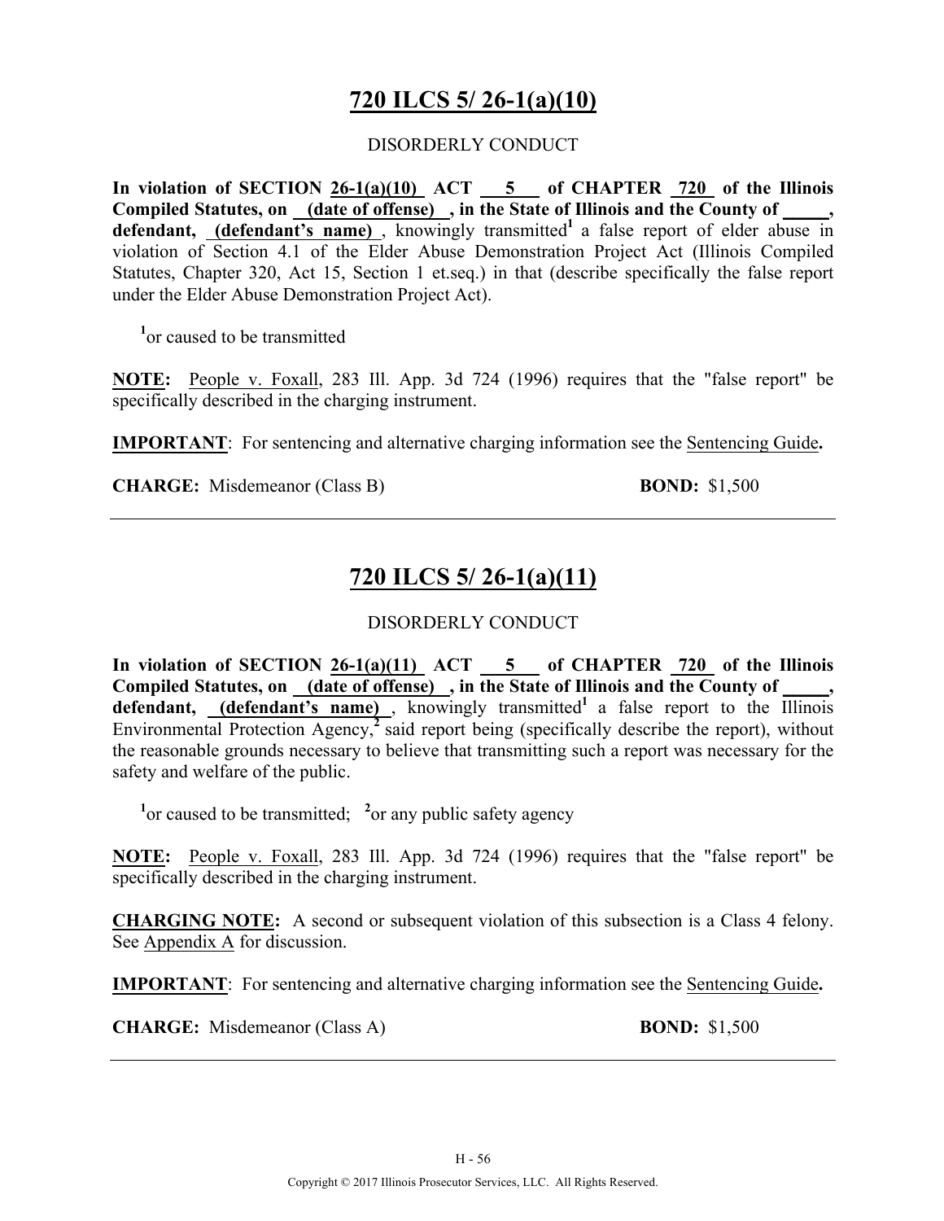# 720 ILCS 5/ 26-1(a)(10)

DISORDERLY CONDUCT

**In violation of SECTION 26-1(a)(10) ACT 5 of CHAPTER 720 of the Illinois Compiled Statutes, on (date of offense) , in the State of Illinois and the County of \_\_\_\_\_, defendant, (defendant's name)** , knowingly transmitted[1] a false report of elder abuse in violation of Section 4.1 of the Elder Abuse Demonstration Project Act (Illinois Compiled Statutes, Chapter 320, Act 15, Section 1 et.seq.) in that (describe specifically the false report under the Elder Abuse Demonstration Project Act).

[1]or caused to be transmitted

**NOTE:** People v. Foxall, 283 Ill. App. 3d 724 (1996) requires that the "false report" be specifically described in the charging instrument.

**IMPORTANT**: For sentencing and alternative charging information see the Sentencing Guide**.**

**CHARGE:** Misdemeanor (Class B) **BOND:** $1,500

---

# 720 ILCS 5/ 26-1(a)(11)

DISORDERLY CONDUCT

**In violation of SECTION 26-1(a)(11) ACT 5 of CHAPTER 720 of the Illinois Compiled Statutes, on (date of offense) , in the State of Illinois and the County of \_\_\_\_\_, defendant, (defendant's name)** , knowingly transmitted[1] a false report to the Illinois Environmental Protection Agency,[2] said report being (specifically describe the report), without the reasonable grounds necessary to believe that transmitting such a report was necessary for the safety and welfare of the public.

[1]or caused to be transmitted; [2]or any public safety agency

**NOTE:** People v. Foxall, 283 Ill. App. 3d 724 (1996) requires that the "false report" be specifically described in the charging instrument.

**CHARGING NOTE:** A second or subsequent violation of this subsection is a Class 4 felony. See Appendix A for discussion.

**IMPORTANT**: For sentencing and alternative charging information see the Sentencing Guide**.**

**CHARGE:** Misdemeanor (Class A) **BOND:** $1,500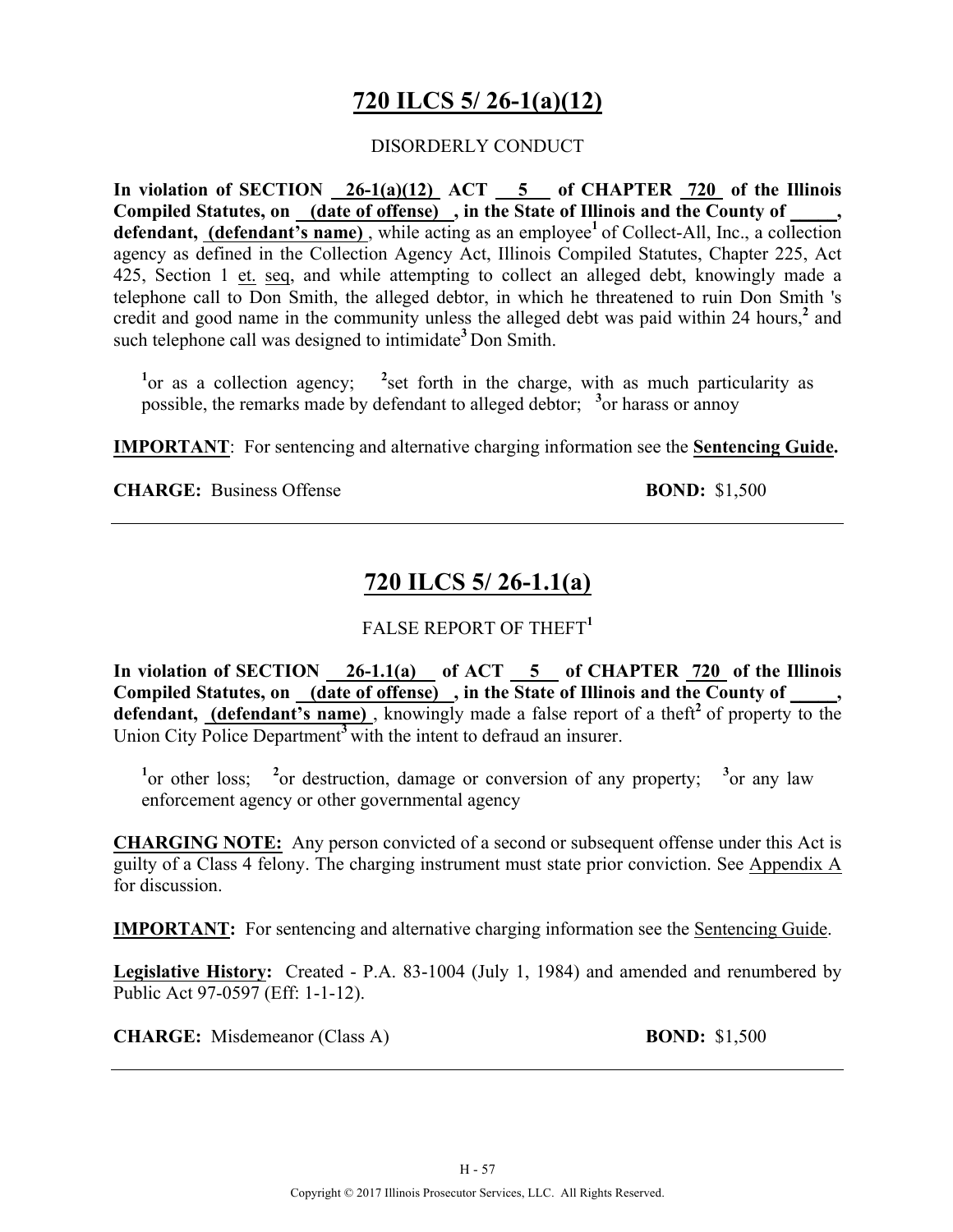## 720 ILCS 5/ 26-1(a)(12)

DISORDERLY CONDUCT

**In violation of SECTION 26-1(a)(12) ACT 5 of CHAPTER 720 of the Illinois Compiled Statutes, on (date of offense), in the State of Illinois and the County of _____, defendant, (defendant's name)**, while acting as an employee[1] of Collect-All, Inc., a collection agency as defined in the Collection Agency Act, Illinois Compiled Statutes, Chapter 225, Act 425, Section 1 et. seq, and while attempting to collect an alleged debt, knowingly made a telephone call to Don Smith, the alleged debtor, in which he threatened to ruin Don Smith 's credit and good name in the community unless the alleged debt was paid within 24 hours,[2] and such telephone call was designed to intimidate[3] Don Smith.

[1]or as a collection agency; [2]set forth in the charge, with as much particularity as possible, the remarks made by defendant to alleged debtor; [3]or harass or annoy

**IMPORTANT**: For sentencing and alternative charging information see the **Sentencing Guide.**

**CHARGE:** Business Offense **BOND:** $1,500

---

## 720 ILCS 5/ 26-1.1(a)

FALSE REPORT OF THEFT[1]

**In violation of SECTION 26-1.1(a) of ACT 5 of CHAPTER 720 of the Illinois Compiled Statutes, on (date of offense), in the State of Illinois and the County of _____, defendant, (defendant's name)**, knowingly made a false report of a theft[2] of property to the Union City Police Department[3] with the intent to defraud an insurer.

[1]or other loss; [2]or destruction, damage or conversion of any property; [3]or any law enforcement agency or other governmental agency

**CHARGING NOTE:** Any person convicted of a second or subsequent offense under this Act is guilty of a Class 4 felony. The charging instrument must state prior conviction. See Appendix A for discussion.

**IMPORTANT:** For sentencing and alternative charging information see the Sentencing Guide.

**Legislative History:** Created - P.A. 83-1004 (July 1, 1984) and amended and renumbered by Public Act 97-0597 (Eff: 1-1-12).

**CHARGE:** Misdemeanor (Class A) **BOND:** $1,500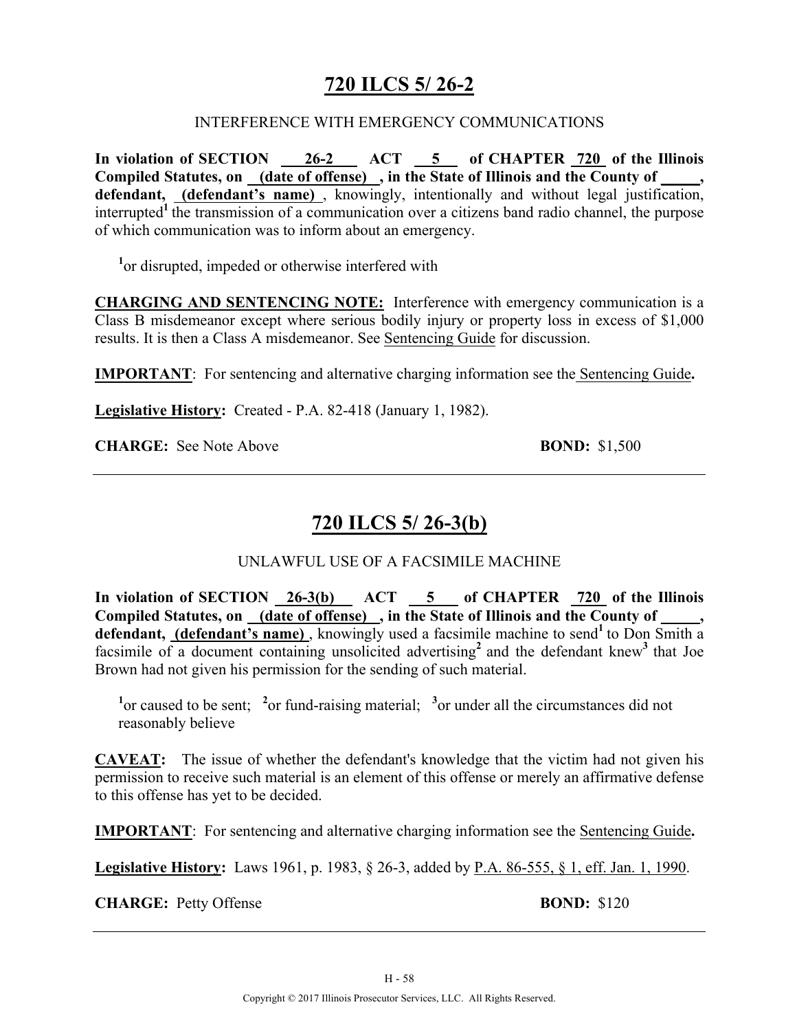# 720 ILCS 5/ 26-2

INTERFERENCE WITH EMERGENCY COMMUNICATIONS

**In violation of SECTION 26-2 ACT 5 of CHAPTER 720 of the Illinois Compiled Statutes, on (date of offense), in the State of Illinois and the County of \_\_\_\_\_, defendant, (defendant's name)**, knowingly, intentionally and without legal justification, interrupted[1] the transmission of a communication over a citizens band radio channel, the purpose of which communication was to inform about an emergency.

[1]or disrupted, impeded or otherwise interfered with

**CHARGING AND SENTENCING NOTE:** Interference with emergency communication is a Class B misdemeanor except where serious bodily injury or property loss in excess of $1,000 results. It is then a Class A misdemeanor. See Sentencing Guide for discussion.

**IMPORTANT**: For sentencing and alternative charging information see the Sentencing Guide**.**

**Legislative History:** Created - P.A. 82-418 (January 1, 1982).

**CHARGE:** See Note Above **BOND:** $1,500

---

# 720 ILCS 5/ 26-3(b)

UNLAWFUL USE OF A FACSIMILE MACHINE

**In violation of SECTION 26-3(b) ACT 5 of CHAPTER 720 of the Illinois Compiled Statutes, on (date of offense), in the State of Illinois and the County of \_\_\_\_\_, defendant, (defendant's name)**, knowingly used a facsimile machine to send[1] to Don Smith a facsimile of a document containing unsolicited advertising[2] and the defendant knew[3] that Joe Brown had not given his permission for the sending of such material.

[1]or caused to be sent; [2]or fund-raising material; [3]or under all the circumstances did not reasonably believe

**CAVEAT:** The issue of whether the defendant's knowledge that the victim had not given his permission to receive such material is an element of this offense or merely an affirmative defense to this offense has yet to be decided.

**IMPORTANT**: For sentencing and alternative charging information see the Sentencing Guide**.**

**Legislative History:** Laws 1961, p. 1983, § 26-3, added by P.A. 86-555, § 1, eff. Jan. 1, 1990.

**CHARGE:** Petty Offense **BOND:** $120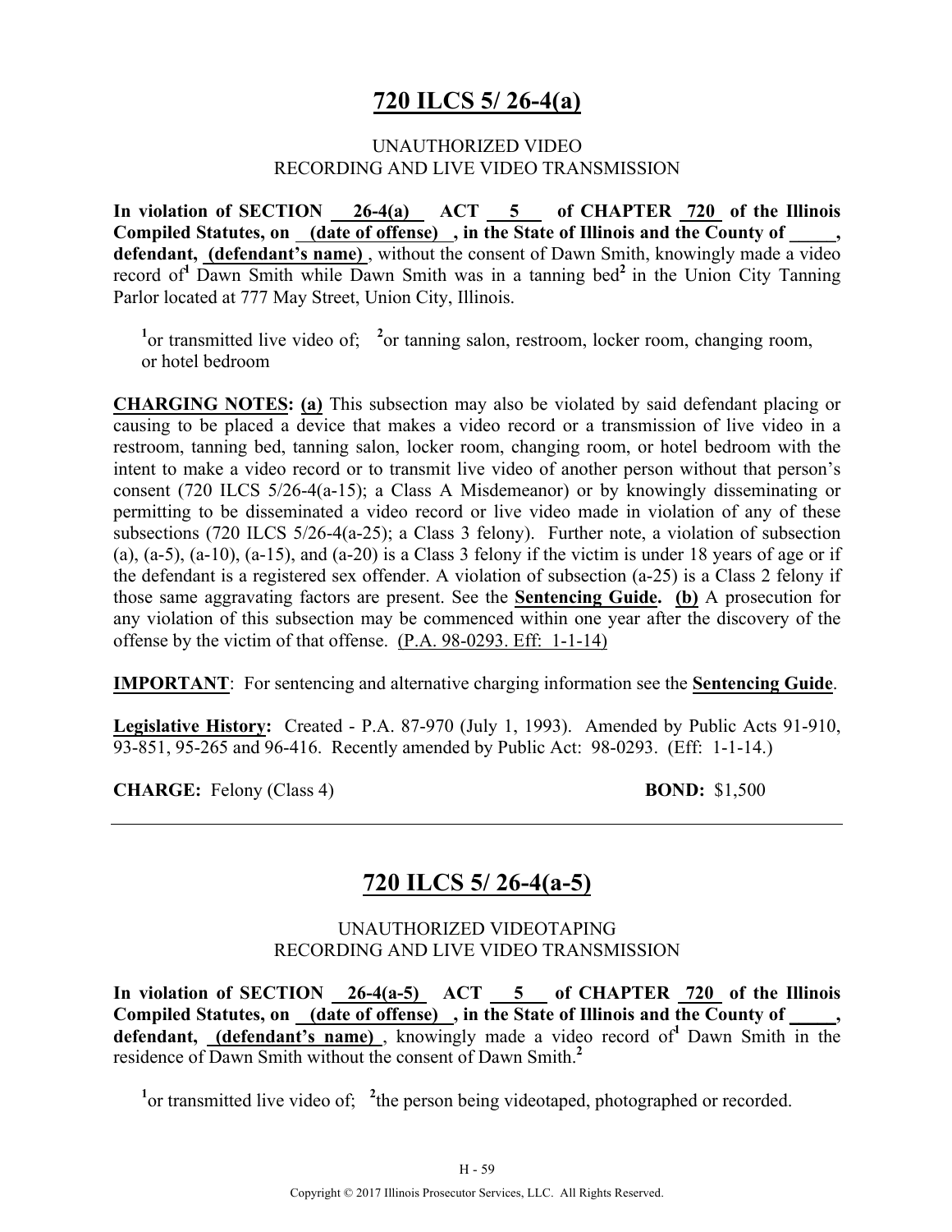# 720 ILCS 5/ 26-4(a)

UNAUTHORIZED VIDEO
RECORDING AND LIVE VIDEO TRANSMISSION

**In violation of SECTION 26-4(a) ACT 5 of CHAPTER 720 of the Illinois Compiled Statutes, on (date of offense) , in the State of Illinois and the County of \_\_\_\_\_, defendant, (defendant's name)** , without the consent of Dawn Smith, knowingly made a video record of[1] Dawn Smith while Dawn Smith was in a tanning bed[2] in the Union City Tanning Parlor located at 777 May Street, Union City, Illinois.

[1]or transmitted live video of; [2]or tanning salon, restroom, locker room, changing room, or hotel bedroom

**CHARGING NOTES: (a)** This subsection may also be violated by said defendant placing or causing to be placed a device that makes a video record or a transmission of live video in a restroom, tanning bed, tanning salon, locker room, changing room, or hotel bedroom with the intent to make a video record or to transmit live video of another person without that person's consent (720 ILCS 5/26-4(a-15); a Class A Misdemeanor) or by knowingly disseminating or permitting to be disseminated a video record or live video made in violation of any of these subsections (720 ILCS 5/26-4(a-25); a Class 3 felony). Further note, a violation of subsection (a), (a-5), (a-10), (a-15), and (a-20) is a Class 3 felony if the victim is under 18 years of age or if the defendant is a registered sex offender. A violation of subsection (a-25) is a Class 2 felony if those same aggravating factors are present. See the **Sentencing Guide. (b)** A prosecution for any violation of this subsection may be commenced within one year after the discovery of the offense by the victim of that offense. (P.A. 98-0293. Eff: 1-1-14)

**IMPORTANT**: For sentencing and alternative charging information see the **Sentencing Guide**.

**Legislative History:** Created - P.A. 87-970 (July 1, 1993). Amended by Public Acts 91-910, 93-851, 95-265 and 96-416. Recently amended by Public Act: 98-0293. (Eff: 1-1-14.)

**CHARGE:** Felony (Class 4) **BOND:** $1,500

---

# 720 ILCS 5/ 26-4(a-5)

UNAUTHORIZED VIDEOTAPING
RECORDING AND LIVE VIDEO TRANSMISSION

**In violation of SECTION 26-4(a-5) ACT 5 of CHAPTER 720 of the Illinois Compiled Statutes, on (date of offense) , in the State of Illinois and the County of \_\_\_\_\_, defendant, (defendant's name)** , knowingly made a video record of[1] Dawn Smith in the residence of Dawn Smith without the consent of Dawn Smith.[2]

[1]or transmitted live video of; [2]the person being videotaped, photographed or recorded.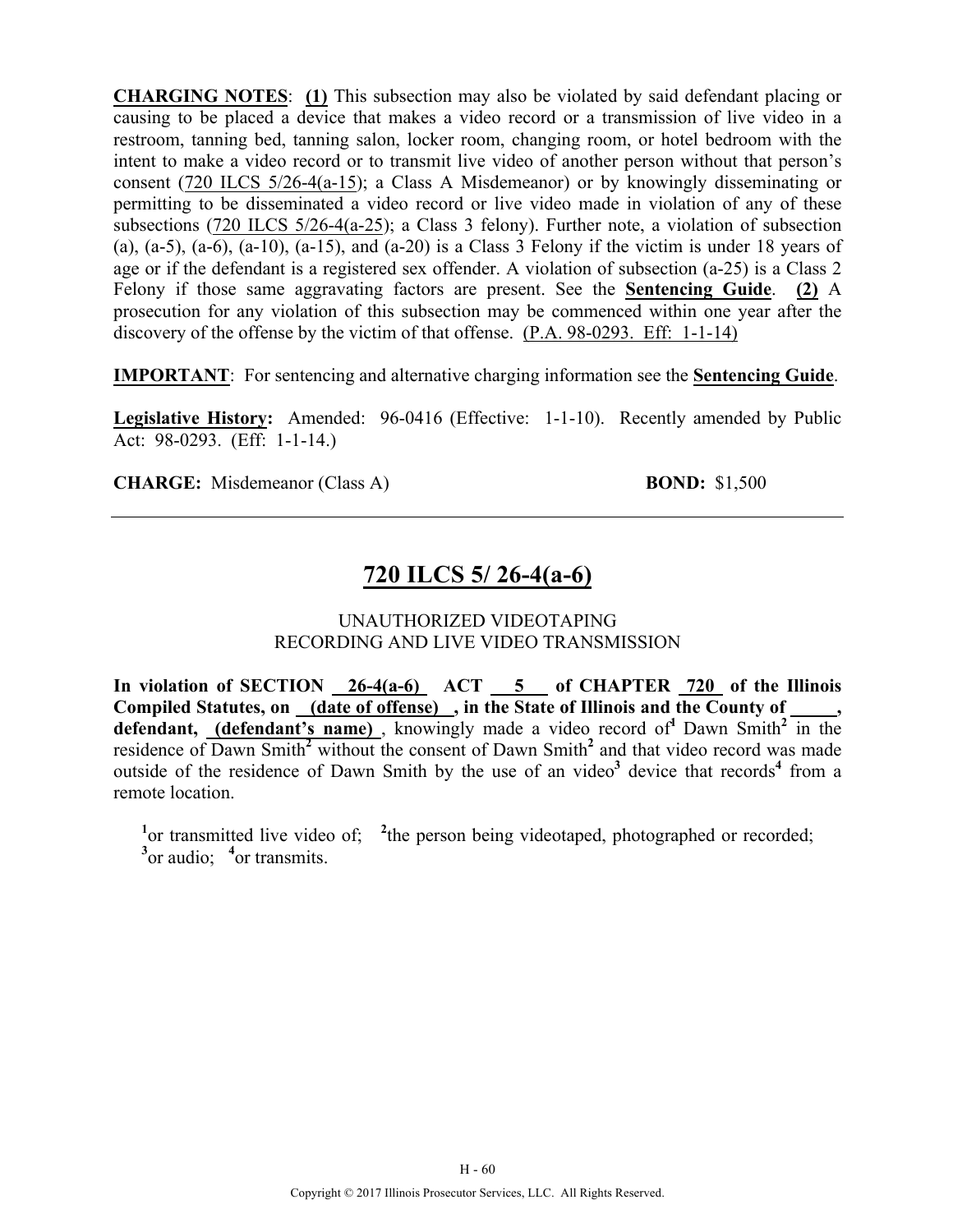**CHARGING NOTES**: **(1)** This subsection may also be violated by said defendant placing or causing to be placed a device that makes a video record or a transmission of live video in a restroom, tanning bed, tanning salon, locker room, changing room, or hotel bedroom with the intent to make a video record or to transmit live video of another person without that person's consent (720 ILCS 5/26-4(a-15); a Class A Misdemeanor) or by knowingly disseminating or permitting to be disseminated a video record or live video made in violation of any of these subsections (720 ILCS 5/26-4(a-25); a Class 3 felony). Further note, a violation of subsection (a), (a-5), (a-6), (a-10), (a-15), and (a-20) is a Class 3 Felony if the victim is under 18 years of age or if the defendant is a registered sex offender. A violation of subsection (a-25) is a Class 2 Felony if those same aggravating factors are present. See the **Sentencing Guide**. **(2)** A prosecution for any violation of this subsection may be commenced within one year after the discovery of the offense by the victim of that offense. (P.A. 98-0293. Eff: 1-1-14)

**IMPORTANT**: For sentencing and alternative charging information see the **Sentencing Guide**.

**Legislative History:** Amended: 96-0416 (Effective: 1-1-10). Recently amended by Public Act: 98-0293. (Eff: 1-1-14.)

**CHARGE:** Misdemeanor (Class A) **BOND:** $1,500

---

## 720 ILCS 5/ 26-4(a-6)

UNAUTHORIZED VIDEOTAPING
RECORDING AND LIVE VIDEO TRANSMISSION

**In violation of SECTION 26-4(a-6) ACT 5 of CHAPTER 720 of the Illinois Compiled Statutes, on (date of offense) , in the State of Illinois and the County of \_\_\_\_\_, defendant, (defendant's name)** , knowingly made a video record of[1] Dawn Smith[2] in the residence of Dawn Smith[2] without the consent of Dawn Smith[2] and that video record was made outside of the residence of Dawn Smith by the use of an video[3] device that records[4] from a remote location.

[1]or transmitted live video of; [2]the person being videotaped, photographed or recorded; [3]or audio; [4]or transmits.

Copyright © 2017 Illinois Prosecutor Services, LLC. All Rights Reserved.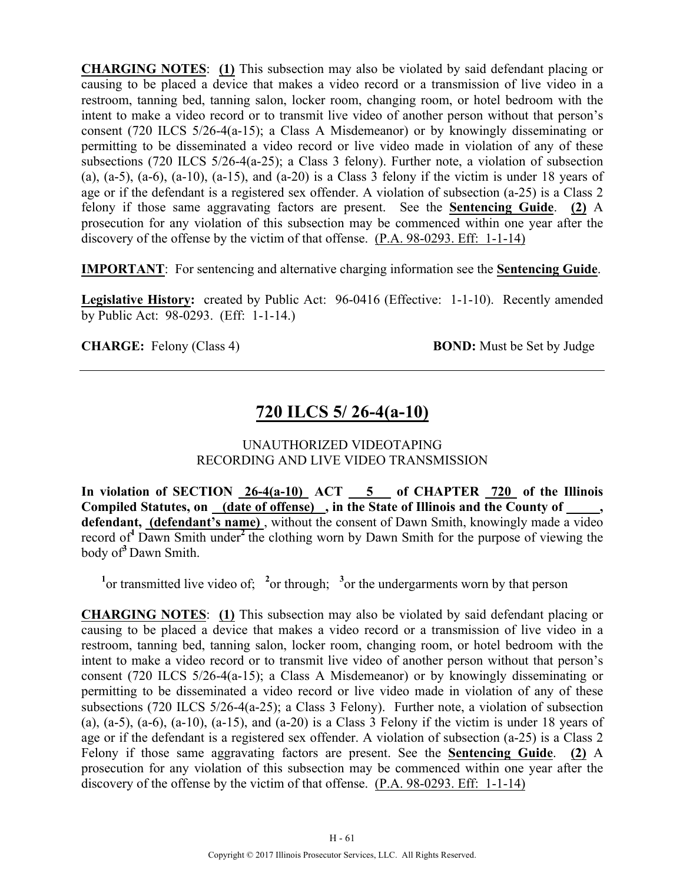**CHARGING NOTES**: **(1)** This subsection may also be violated by said defendant placing or causing to be placed a device that makes a video record or a transmission of live video in a restroom, tanning bed, tanning salon, locker room, changing room, or hotel bedroom with the intent to make a video record or to transmit live video of another person without that person's consent (720 ILCS 5/26-4(a-15); a Class A Misdemeanor) or by knowingly disseminating or permitting to be disseminated a video record or live video made in violation of any of these subsections (720 ILCS 5/26-4(a-25); a Class 3 felony). Further note, a violation of subsection (a), (a-5), (a-6), (a-10), (a-15), and (a-20) is a Class 3 felony if the victim is under 18 years of age or if the defendant is a registered sex offender. A violation of subsection (a-25) is a Class 2 felony if those same aggravating factors are present. See the **Sentencing Guide**. **(2)** A prosecution for any violation of this subsection may be commenced within one year after the discovery of the offense by the victim of that offense. (P.A. 98-0293. Eff: 1-1-14)

**IMPORTANT**: For sentencing and alternative charging information see the **Sentencing Guide**.

**Legislative History:** created by Public Act: 96-0416 (Effective: 1-1-10). Recently amended by Public Act: 98-0293. (Eff: 1-1-14.)

**CHARGE:** Felony (Class 4) **BOND:** Must be Set by Judge

---

## 720 ILCS 5/ 26-4(a-10)

UNAUTHORIZED VIDEOTAPING
RECORDING AND LIVE VIDEO TRANSMISSION

**In violation of SECTION 26-4(a-10) ACT 5 of CHAPTER 720 of the Illinois Compiled Statutes, on (date of offense) , in the State of Illinois and the County of \_\_\_\_\_, defendant, (defendant's name)** , without the consent of Dawn Smith, knowingly made a video record of[1] Dawn Smith under[2] the clothing worn by Dawn Smith for the purpose of viewing the body of[3] Dawn Smith.

[1]or transmitted live video of; [2]or through; [3]or the undergarments worn by that person

**CHARGING NOTES**: **(1)** This subsection may also be violated by said defendant placing or causing to be placed a device that makes a video record or a transmission of live video in a restroom, tanning bed, tanning salon, locker room, changing room, or hotel bedroom with the intent to make a video record or to transmit live video of another person without that person's consent (720 ILCS 5/26-4(a-15); a Class A Misdemeanor) or by knowingly disseminating or permitting to be disseminated a video record or live video made in violation of any of these subsections (720 ILCS 5/26-4(a-25); a Class 3 Felony). Further note, a violation of subsection (a), (a-5), (a-6), (a-10), (a-15), and (a-20) is a Class 3 Felony if the victim is under 18 years of age or if the defendant is a registered sex offender. A violation of subsection (a-25) is a Class 2 Felony if those same aggravating factors are present. See the **Sentencing Guide**. **(2)** A prosecution for any violation of this subsection may be commenced within one year after the discovery of the offense by the victim of that offense. (P.A. 98-0293. Eff: 1-1-14)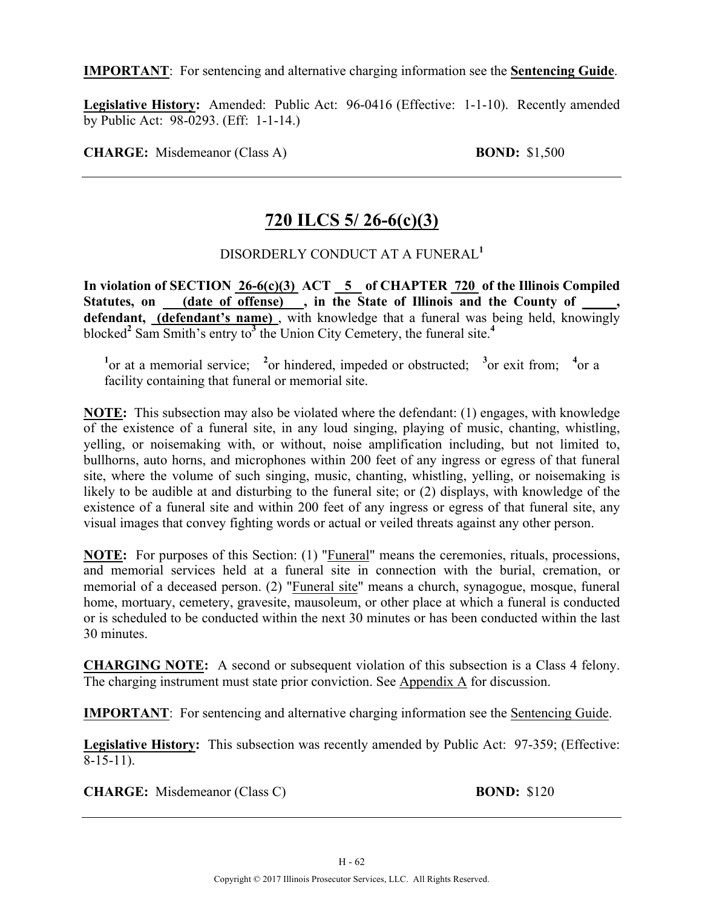**IMPORTANT**: For sentencing and alternative charging information see the **Sentencing Guide**.

**Legislative History:** Amended: Public Act: 96-0416 (Effective: 1-1-10). Recently amended by Public Act: 98-0293. (Eff: 1-1-14.)

**CHARGE:** Misdemeanor (Class A) **BOND:** $1,500

---

## 720 ILCS 5/ 26-6(c)(3)

DISORDERLY CONDUCT AT A FUNERAL[1]

**In violation of SECTION 26-6(c)(3) ACT 5 of CHAPTER 720 of the Illinois Compiled Statutes, on (date of offense) , in the State of Illinois and the County of \_\_\_\_\_, defendant, (defendant's name)** , with knowledge that a funeral was being held, knowingly blocked[2] Sam Smith's entry to[3] the Union City Cemetery, the funeral site.[4]

[1]or at a memorial service; [2]or hindered, impeded or obstructed; [3]or exit from; [4]or a facility containing that funeral or memorial site.

**NOTE:** This subsection may also be violated where the defendant: (1) engages, with knowledge of the existence of a funeral site, in any loud singing, playing of music, chanting, whistling, yelling, or noisemaking with, or without, noise amplification including, but not limited to, bullhorns, auto horns, and microphones within 200 feet of any ingress or egress of that funeral site, where the volume of such singing, music, chanting, whistling, yelling, or noisemaking is likely to be audible at and disturbing to the funeral site; or (2) displays, with knowledge of the existence of a funeral site and within 200 feet of any ingress or egress of that funeral site, any visual images that convey fighting words or actual or veiled threats against any other person.

**NOTE:** For purposes of this Section: (1) "Funeral" means the ceremonies, rituals, processions, and memorial services held at a funeral site in connection with the burial, cremation, or memorial of a deceased person. (2) "Funeral site" means a church, synagogue, mosque, funeral home, mortuary, cemetery, gravesite, mausoleum, or other place at which a funeral is conducted or is scheduled to be conducted within the next 30 minutes or has been conducted within the last 30 minutes.

**CHARGING NOTE:** A second or subsequent violation of this subsection is a Class 4 felony. The charging instrument must state prior conviction. See Appendix A for discussion.

**IMPORTANT**: For sentencing and alternative charging information see the Sentencing Guide.

**Legislative History:** This subsection was recently amended by Public Act: 97-359; (Effective: 8-15-11).

**CHARGE:** Misdemeanor (Class C) **BOND:** $120

---

Copyright © 2017 Illinois Prosecutor Services, LLC. All Rights Reserved.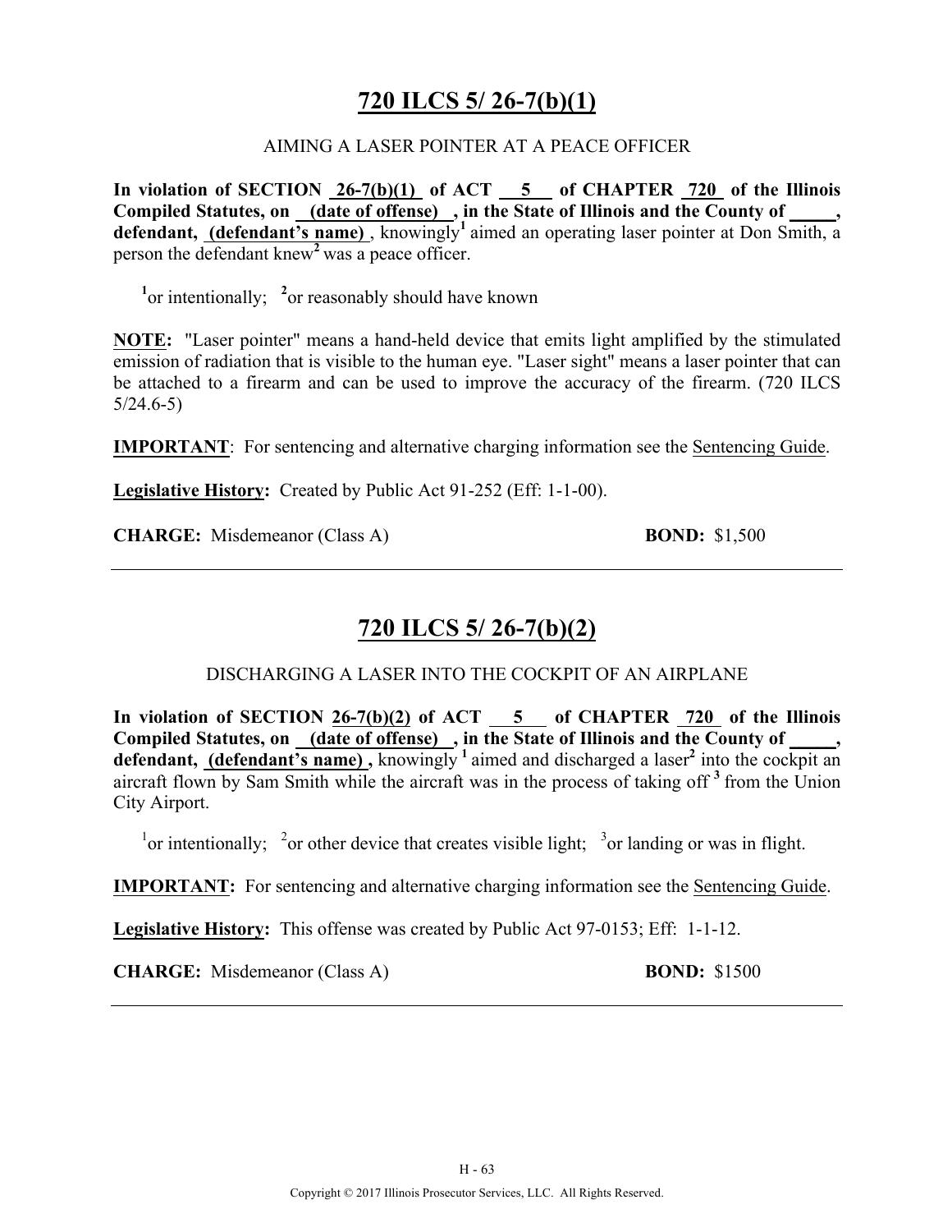# 720 ILCS 5/ 26-7(b)(1)

AIMING A LASER POINTER AT A PEACE OFFICER

**In violation of SECTION 26-7(b)(1) of ACT 5 of CHAPTER 720 of the Illinois Compiled Statutes, on (date of offense), in the State of Illinois and the County of _____, defendant, (defendant's name)**, knowingly[1] aimed an operating laser pointer at Don Smith, a person the defendant knew[2] was a peace officer.

[1]or intentionally; [2]or reasonably should have known

**NOTE:** "Laser pointer" means a hand-held device that emits light amplified by the stimulated emission of radiation that is visible to the human eye. "Laser sight" means a laser pointer that can be attached to a firearm and can be used to improve the accuracy of the firearm. (720 ILCS 5/24.6-5)

**IMPORTANT**: For sentencing and alternative charging information see the Sentencing Guide.

**Legislative History:** Created by Public Act 91-252 (Eff: 1-1-00).

**CHARGE:** Misdemeanor (Class A) **BOND:** $1,500

---

# 720 ILCS 5/ 26-7(b)(2)

DISCHARGING A LASER INTO THE COCKPIT OF AN AIRPLANE

**In violation of SECTION 26-7(b)(2) of ACT 5 of CHAPTER 720 of the Illinois Compiled Statutes, on (date of offense), in the State of Illinois and the County of _____, defendant, (defendant's name),** knowingly[1] aimed and discharged a laser[2] into the cockpit an aircraft flown by Sam Smith while the aircraft was in the process of taking off[3] from the Union City Airport.

[1]or intentionally; [2]or other device that creates visible light; [3]or landing or was in flight.

**IMPORTANT:** For sentencing and alternative charging information see the Sentencing Guide.

**Legislative History:** This offense was created by Public Act 97-0153; Eff: 1-1-12.

**CHARGE:** Misdemeanor (Class A) **BOND:** $1500

---

Copyright © 2017 Illinois Prosecutor Services, LLC. All Rights Reserved.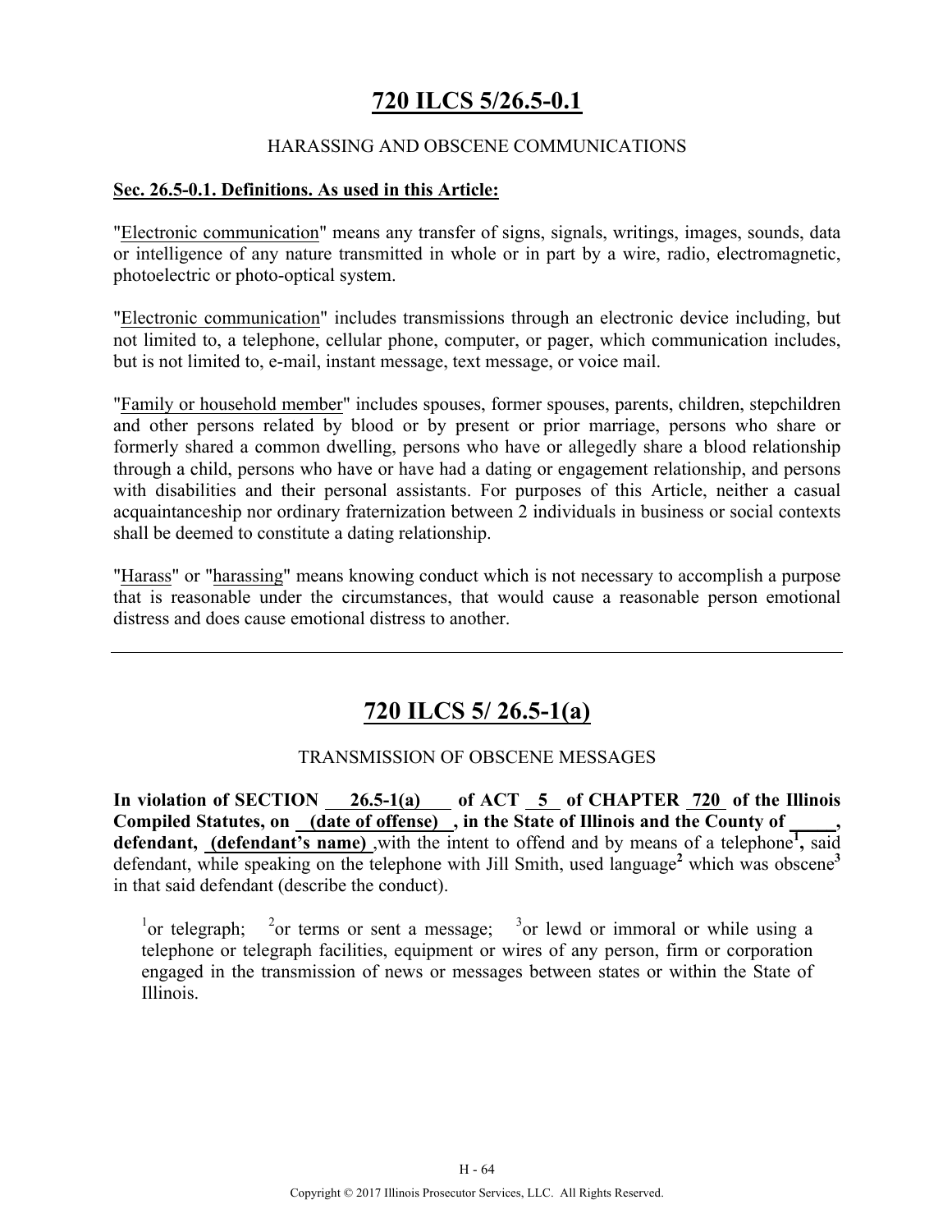# 720 ILCS 5/26.5-0.1

HARASSING AND OBSCENE COMMUNICATIONS

**Sec. 26.5-0.1. Definitions. As used in this Article:**

"Electronic communication" means any transfer of signs, signals, writings, images, sounds, data or intelligence of any nature transmitted in whole or in part by a wire, radio, electromagnetic, photoelectric or photo-optical system.

"Electronic communication" includes transmissions through an electronic device including, but not limited to, a telephone, cellular phone, computer, or pager, which communication includes, but is not limited to, e-mail, instant message, text message, or voice mail.

"Family or household member" includes spouses, former spouses, parents, children, stepchildren and other persons related by blood or by present or prior marriage, persons who share or formerly shared a common dwelling, persons who have or allegedly share a blood relationship through a child, persons who have or have had a dating or engagement relationship, and persons with disabilities and their personal assistants. For purposes of this Article, neither a casual acquaintanceship nor ordinary fraternization between 2 individuals in business or social contexts shall be deemed to constitute a dating relationship.

"Harass" or "harassing" means knowing conduct which is not necessary to accomplish a purpose that is reasonable under the circumstances, that would cause a reasonable person emotional distress and does cause emotional distress to another.

---

# 720 ILCS 5/ 26.5-1(a)

TRANSMISSION OF OBSCENE MESSAGES

**In violation of SECTION 26.5-1(a) of ACT 5 of CHAPTER 720 of the Illinois Compiled Statutes, on (date of offense) , in the State of Illinois and the County of \_\_\_\_\_, defendant, (defendant's name)** ,with the intent to offend and by means of a telephone[1], said defendant, while speaking on the telephone with Jill Smith, used language[2] which was obscene[3] in that said defendant (describe the conduct).

[1]or telegraph; [2]or terms or sent a message; [3]or lewd or immoral or while using a telephone or telegraph facilities, equipment or wires of any person, firm or corporation engaged in the transmission of news or messages between states or within the State of Illinois.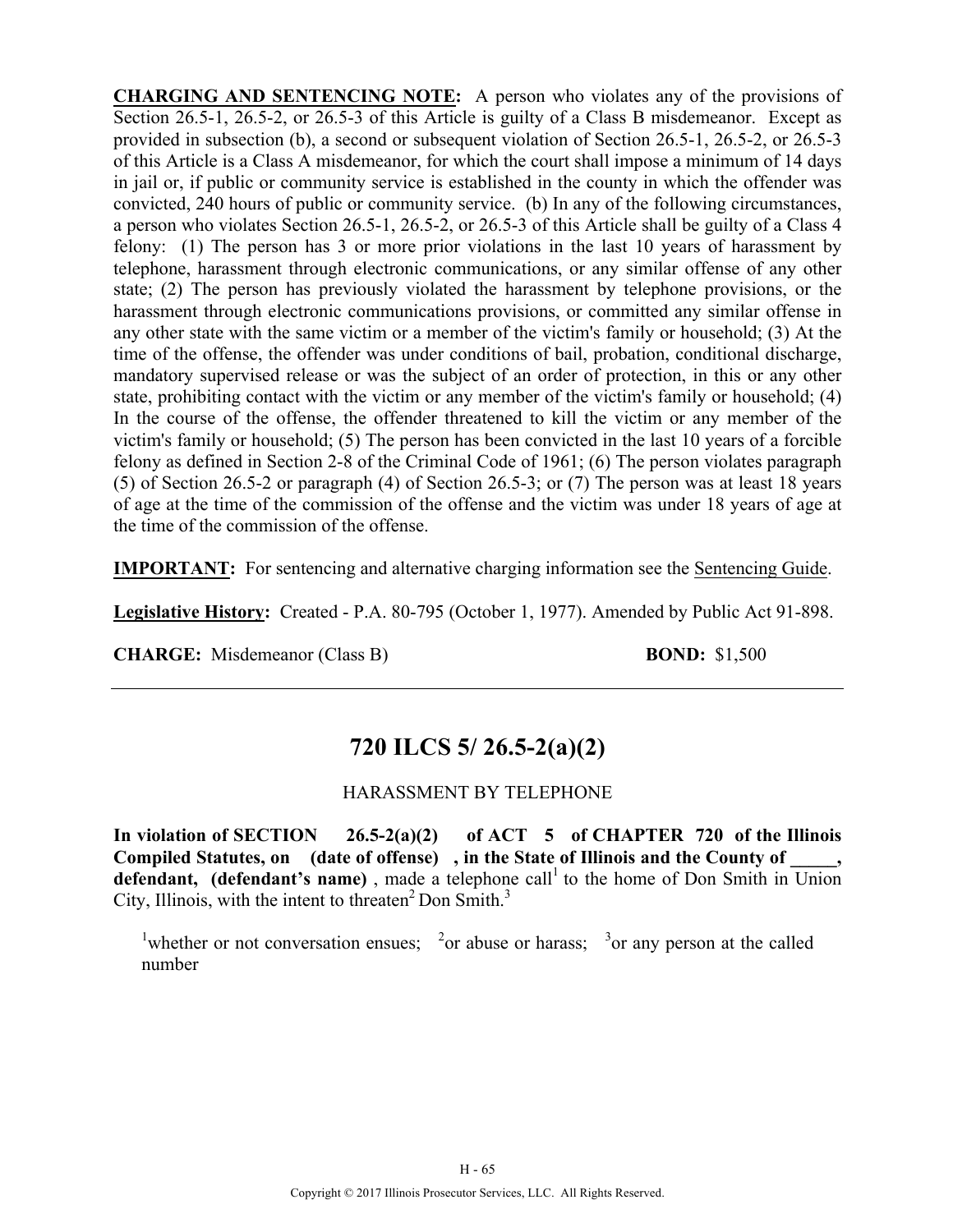**CHARGING AND SENTENCING NOTE:** A person who violates any of the provisions of Section 26.5-1, 26.5-2, or 26.5-3 of this Article is guilty of a Class B misdemeanor. Except as provided in subsection (b), a second or subsequent violation of Section 26.5-1, 26.5-2, or 26.5-3 of this Article is a Class A misdemeanor, for which the court shall impose a minimum of 14 days in jail or, if public or community service is established in the county in which the offender was convicted, 240 hours of public or community service. (b) In any of the following circumstances, a person who violates Section 26.5-1, 26.5-2, or 26.5-3 of this Article shall be guilty of a Class 4 felony: (1) The person has 3 or more prior violations in the last 10 years of harassment by telephone, harassment through electronic communications, or any similar offense of any other state; (2) The person has previously violated the harassment by telephone provisions, or the harassment through electronic communications provisions, or committed any similar offense in any other state with the same victim or a member of the victim's family or household; (3) At the time of the offense, the offender was under conditions of bail, probation, conditional discharge, mandatory supervised release or was the subject of an order of protection, in this or any other state, prohibiting contact with the victim or any member of the victim's family or household; (4) In the course of the offense, the offender threatened to kill the victim or any member of the victim's family or household; (5) The person has been convicted in the last 10 years of a forcible felony as defined in Section 2-8 of the Criminal Code of 1961; (6) The person violates paragraph (5) of Section 26.5-2 or paragraph (4) of Section 26.5-3; or (7) The person was at least 18 years of age at the time of the commission of the offense and the victim was under 18 years of age at the time of the commission of the offense.

**IMPORTANT:** For sentencing and alternative charging information see the Sentencing Guide.

**Legislative History:** Created - P.A. 80-795 (October 1, 1977). Amended by Public Act 91-898.

**CHARGE:** Misdemeanor (Class B) **BOND:** $1,500

---

## 720 ILCS 5/ 26.5-2(a)(2)

HARASSMENT BY TELEPHONE

**In violation of SECTION 26.5-2(a)(2) of ACT 5 of CHAPTER 720 of the Illinois Compiled Statutes, on (date of offense) , in the State of Illinois and the County of \_\_\_\_\_, defendant, (defendant's name)** , made a telephone call[1] to the home of Don Smith in Union City, Illinois, with the intent to threaten[2] Don Smith.[3]

[1]whether or not conversation ensues; [2]or abuse or harass; [3]or any person at the called number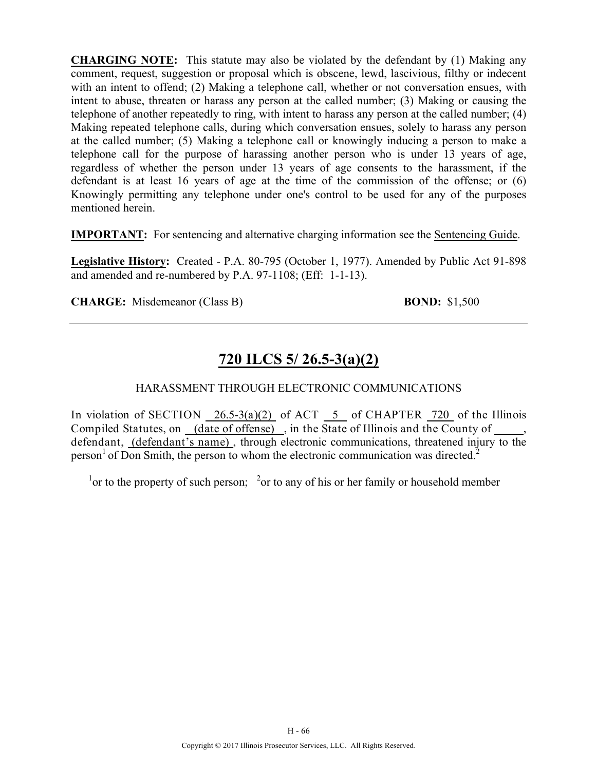**CHARGING NOTE:** This statute may also be violated by the defendant by (1) Making any comment, request, suggestion or proposal which is obscene, lewd, lascivious, filthy or indecent with an intent to offend; (2) Making a telephone call, whether or not conversation ensues, with intent to abuse, threaten or harass any person at the called number; (3) Making or causing the telephone of another repeatedly to ring, with intent to harass any person at the called number; (4) Making repeated telephone calls, during which conversation ensues, solely to harass any person at the called number; (5) Making a telephone call or knowingly inducing a person to make a telephone call for the purpose of harassing another person who is under 13 years of age, regardless of whether the person under 13 years of age consents to the harassment, if the defendant is at least 16 years of age at the time of the commission of the offense; or (6) Knowingly permitting any telephone under one's control to be used for any of the purposes mentioned herein.

**IMPORTANT:** For sentencing and alternative charging information see the Sentencing Guide.

**Legislative History:** Created - P.A. 80-795 (October 1, 1977). Amended by Public Act 91-898 and amended and re-numbered by P.A. 97-1108; (Eff: 1-1-13).

**CHARGE:** Misdemeanor (Class B) **BOND:** $1,500

---

## 720 ILCS 5/ 26.5-3(a)(2)

HARASSMENT THROUGH ELECTRONIC COMMUNICATIONS

In violation of SECTION 26.5-3(a)(2) of ACT 5 of CHAPTER 720 of the Illinois Compiled Statutes, on (date of offense), in the State of Illinois and the County of _____, defendant, (defendant's name), through electronic communications, threatened injury to the person[1] of Don Smith, the person to whom the electronic communication was directed.[2]

[1]or to the property of such person; [2]or to any of his or her family or household member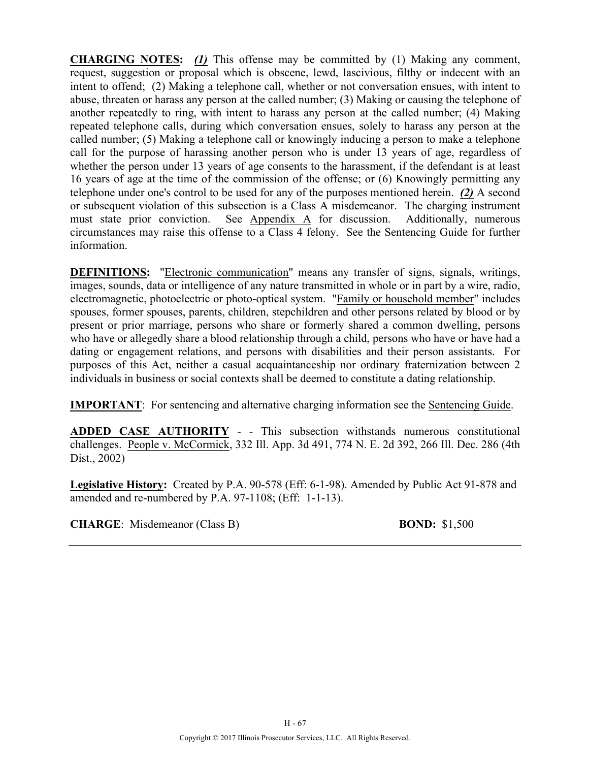**CHARGING NOTES:** ***(1)*** This offense may be committed by (1) Making any comment, request, suggestion or proposal which is obscene, lewd, lascivious, filthy or indecent with an intent to offend; (2) Making a telephone call, whether or not conversation ensues, with intent to abuse, threaten or harass any person at the called number; (3) Making or causing the telephone of another repeatedly to ring, with intent to harass any person at the called number; (4) Making repeated telephone calls, during which conversation ensues, solely to harass any person at the called number; (5) Making a telephone call or knowingly inducing a person to make a telephone call for the purpose of harassing another person who is under 13 years of age, regardless of whether the person under 13 years of age consents to the harassment, if the defendant is at least 16 years of age at the time of the commission of the offense; or (6) Knowingly permitting any telephone under one's control to be used for any of the purposes mentioned herein. ***(2)*** A second or subsequent violation of this subsection is a Class A misdemeanor. The charging instrument must state prior conviction. See Appendix A for discussion. Additionally, numerous circumstances may raise this offense to a Class 4 felony. See the Sentencing Guide for further information.

**DEFINITIONS:** "Electronic communication" means any transfer of signs, signals, writings, images, sounds, data or intelligence of any nature transmitted in whole or in part by a wire, radio, electromagnetic, photoelectric or photo-optical system. "Family or household member" includes spouses, former spouses, parents, children, stepchildren and other persons related by blood or by present or prior marriage, persons who share or formerly shared a common dwelling, persons who have or allegedly share a blood relationship through a child, persons who have or have had a dating or engagement relations, and persons with disabilities and their person assistants. For purposes of this Act, neither a casual acquaintanceship nor ordinary fraternization between 2 individuals in business or social contexts shall be deemed to constitute a dating relationship.

**IMPORTANT**: For sentencing and alternative charging information see the Sentencing Guide.

**ADDED CASE AUTHORITY** - - This subsection withstands numerous constitutional challenges. People v. McCormick, 332 Ill. App. 3d 491, 774 N. E. 2d 392, 266 Ill. Dec. 286 (4th Dist., 2002)

**Legislative History:** Created by P.A. 90-578 (Eff: 6-1-98). Amended by Public Act 91-878 and amended and re-numbered by P.A. 97-1108; (Eff: 1-1-13).

**CHARGE**: Misdemeanor (Class B) **BOND:** $1,500